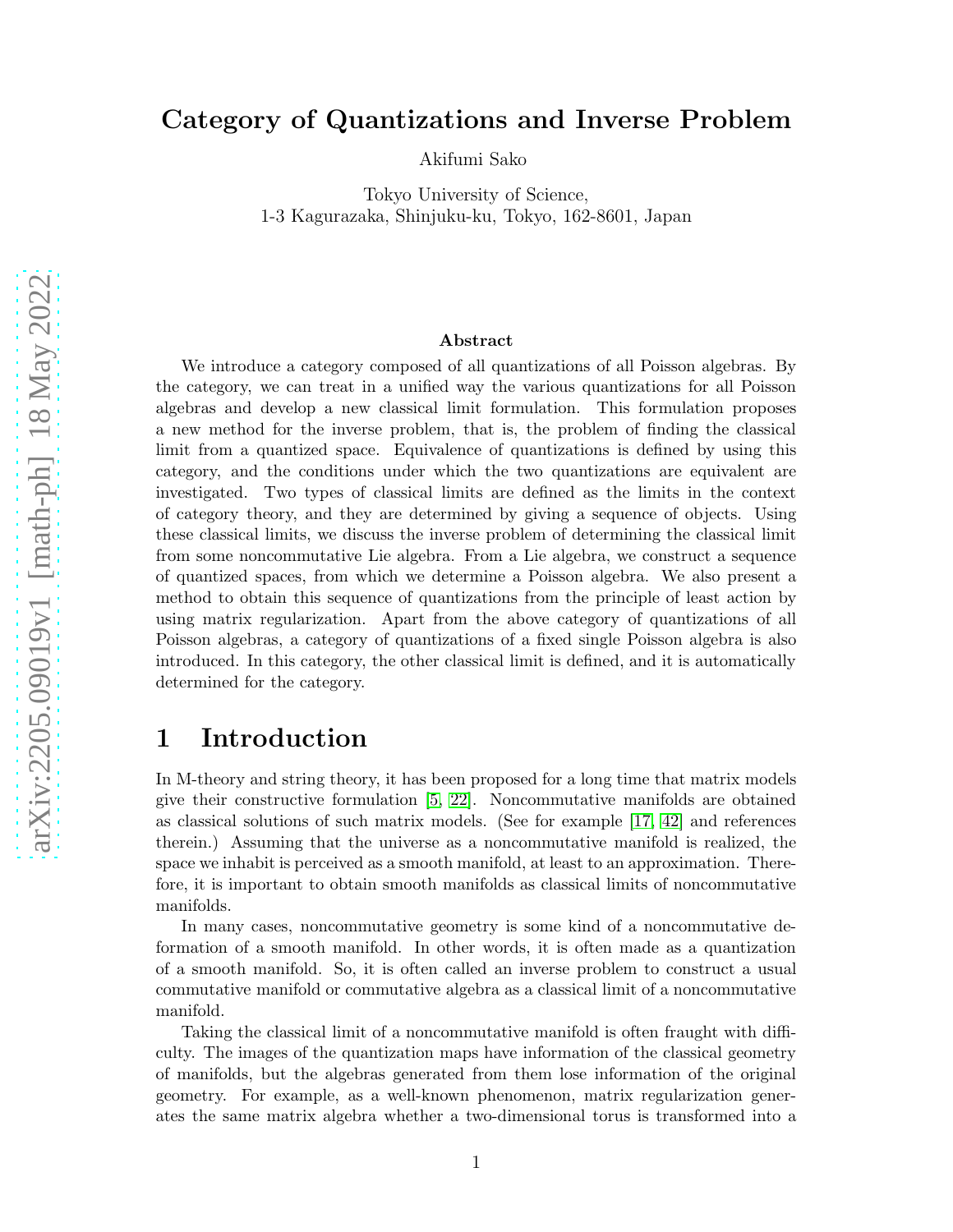// Category of Quantizations and Inverse Problem

Akifumi Sako

Tokyo University of Science,
1-3 Kagurazaka, Shinjuku-ku, Tokyo, 162-8601, Japan

**Abstract**

We introduce a category composed of all quantizations of all Poisson algebras. By the category, we can treat in a unified way the various quantizations for all Poisson algebras and develop a new classical limit formulation. This formulation proposes a new method for the inverse problem, that is, the problem of finding the classical limit from a quantized space. Equivalence of quantizations is defined by using this category, and the conditions under which the two quantizations are equivalent are investigated. Two types of classical limits are defined as the limits in the context of category theory, and they are determined by giving a sequence of objects. Using these classical limits, we discuss the inverse problem of determining the classical limit from some noncommutative Lie algebra. From a Lie algebra, we construct a sequence of quantized spaces, from which we determine a Poisson algebra. We also present a method to obtain this sequence of quantizations from the principle of least action by using matrix regularization. Apart from the above category of quantizations of all Poisson algebras, a category of quantizations of a fixed single Poisson algebra is also introduced. In this category, the other classical limit is defined, and it is automatically determined for the category.

## 1 Introduction

In M-theory and string theory, it has been proposed for a long time that matrix models give their constructive formulation [5, 22]. Noncommutative manifolds are obtained as classical solutions of such matrix models. (See for example [17, 42] and references therein.) Assuming that the universe as a noncommutative manifold is realized, the space we inhabit is perceived as a smooth manifold, at least to an approximation. Therefore, it is important to obtain smooth manifolds as classical limits of noncommutative manifolds.

In many cases, noncommutative geometry is some kind of a noncommutative deformation of a smooth manifold. In other words, it is often made as a quantization of a smooth manifold. So, it is often called an inverse problem to construct a usual commutative manifold or commutative algebra as a classical limit of a noncommutative manifold.

Taking the classical limit of a noncommutative manifold is often fraught with difficulty. The images of the quantization maps have information of the classical geometry of manifolds, but the algebras generated from them lose information of the original geometry. For example, as a well-known phenomenon, matrix regularization generates the same matrix algebra whether a two-dimensional torus is transformed into a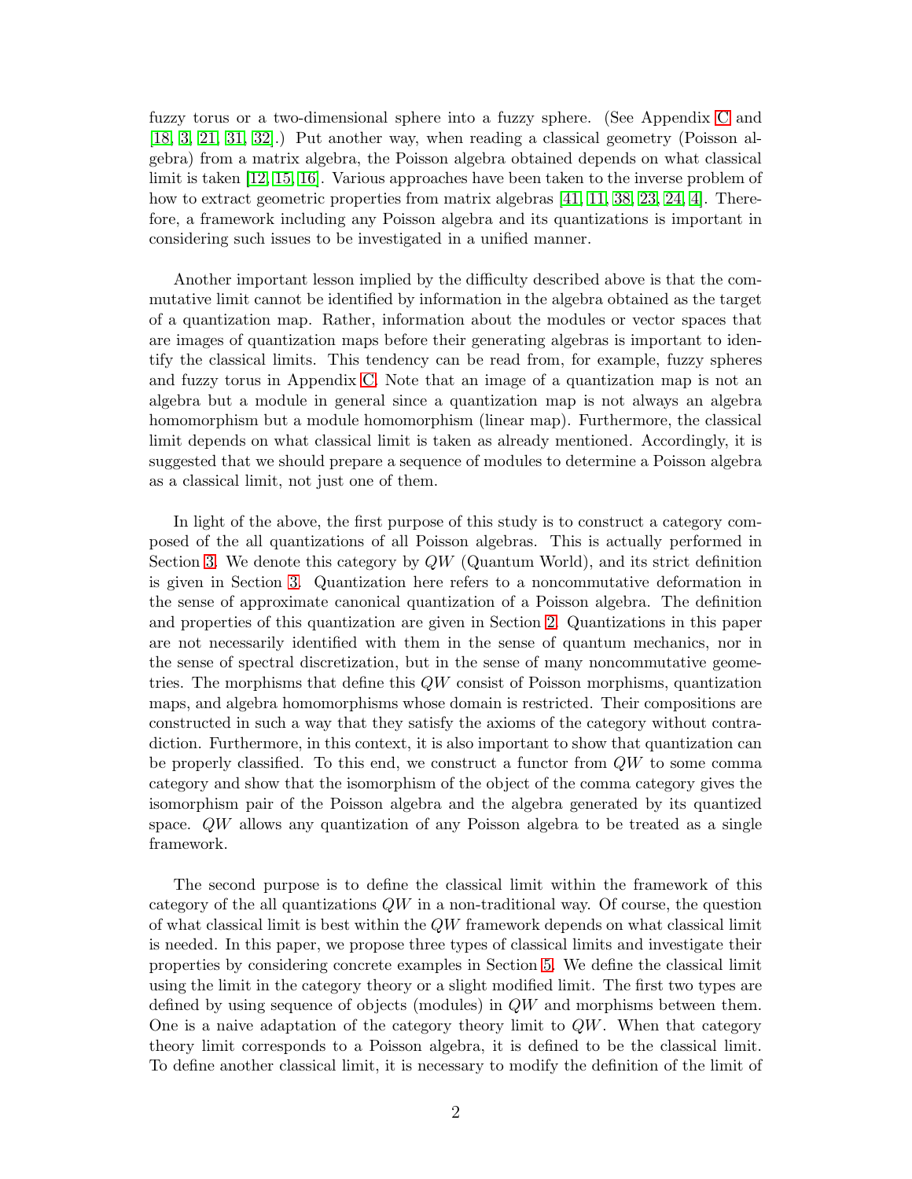fuzzy torus or a two-dimensional sphere into a fuzzy sphere. (See Appendix C and [18, 3, 21, 31, 32].) Put another way, when reading a classical geometry (Poisson algebra) from a matrix algebra, the Poisson algebra obtained depends on what classical limit is taken [12, 15, 16]. Various approaches have been taken to the inverse problem of how to extract geometric properties from matrix algebras [41, 11, 38, 23, 24, 4]. Therefore, a framework including any Poisson algebra and its quantizations is important in considering such issues to be investigated in a unified manner.

Another important lesson implied by the difficulty described above is that the commutative limit cannot be identified by information in the algebra obtained as the target of a quantization map. Rather, information about the modules or vector spaces that are images of quantization maps before their generating algebras is important to identify the classical limits. This tendency can be read from, for example, fuzzy spheres and fuzzy torus in Appendix C. Note that an image of a quantization map is not an algebra but a module in general since a quantization map is not always an algebra homomorphism but a module homomorphism (linear map). Furthermore, the classical limit depends on what classical limit is taken as already mentioned. Accordingly, it is suggested that we should prepare a sequence of modules to determine a Poisson algebra as a classical limit, not just one of them.

In light of the above, the first purpose of this study is to construct a category composed of the all quantizations of all Poisson algebras. This is actually performed in Section 3. We denote this category by $QW$ (Quantum World), and its strict definition is given in Section 3. Quantization here refers to a noncommutative deformation in the sense of approximate canonical quantization of a Poisson algebra. The definition and properties of this quantization are given in Section 2. Quantizations in this paper are not necessarily identified with them in the sense of quantum mechanics, nor in the sense of spectral discretization, but in the sense of many noncommutative geometries. The morphisms that define this $QW$ consist of Poisson morphisms, quantization maps, and algebra homomorphisms whose domain is restricted. Their compositions are constructed in such a way that they satisfy the axioms of the category without contradiction. Furthermore, in this context, it is also important to show that quantization can be properly classified. To this end, we construct a functor from $QW$ to some comma category and show that the isomorphism of the object of the comma category gives the isomorphism pair of the Poisson algebra and the algebra generated by its quantized space. $QW$ allows any quantization of any Poisson algebra to be treated as a single framework.

The second purpose is to define the classical limit within the framework of this category of the all quantizations $QW$ in a non-traditional way. Of course, the question of what classical limit is best within the $QW$ framework depends on what classical limit is needed. In this paper, we propose three types of classical limits and investigate their properties by considering concrete examples in Section 5. We define the classical limit using the limit in the category theory or a slight modified limit. The first two types are defined by using sequence of objects (modules) in $QW$ and morphisms between them. One is a naive adaptation of the category theory limit to $QW$. When that category theory limit corresponds to a Poisson algebra, it is defined to be the classical limit. To define another classical limit, it is necessary to modify the definition of the limit of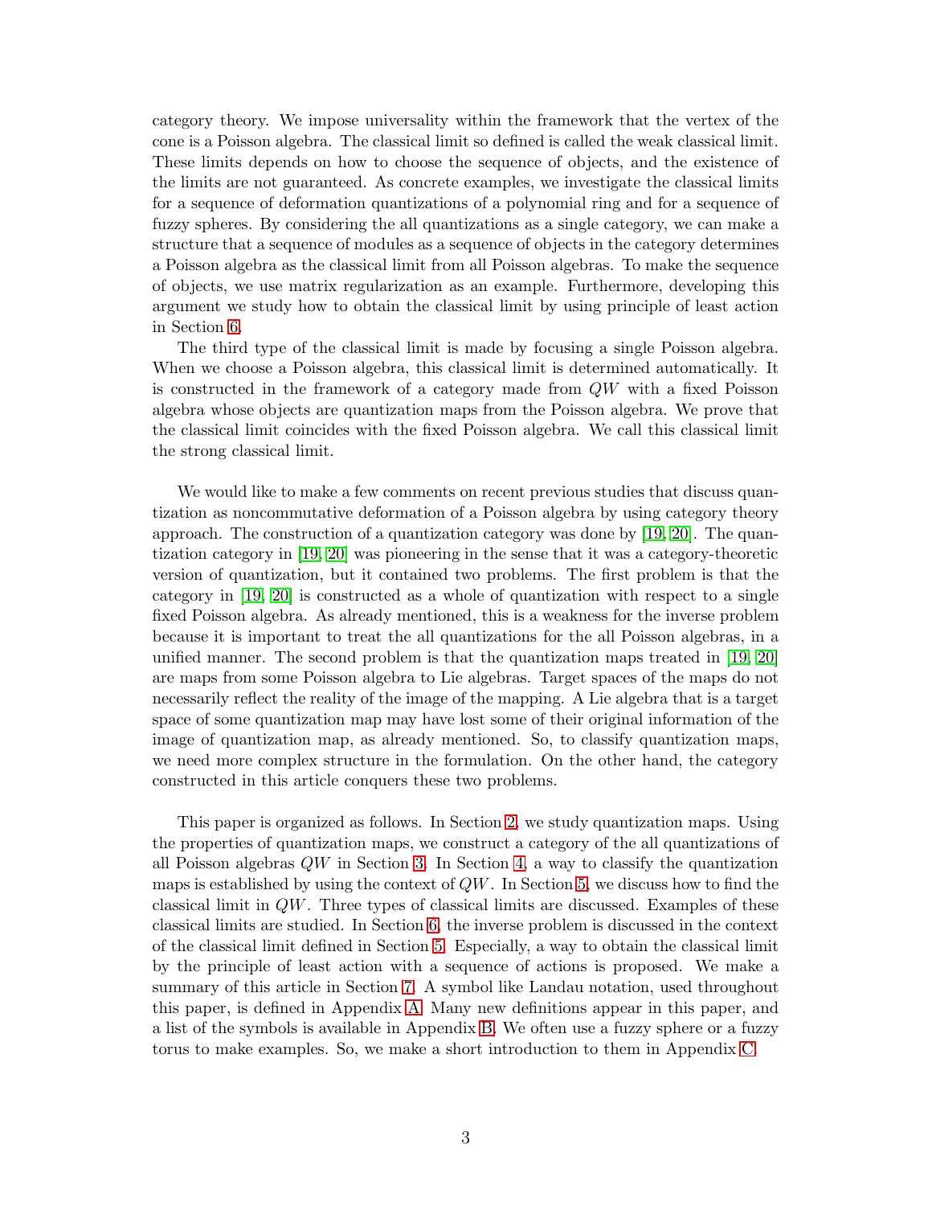category theory. We impose universality within the framework that the vertex of the cone is a Poisson algebra. The classical limit so defined is called the weak classical limit. These limits depends on how to choose the sequence of objects, and the existence of the limits are not guaranteed. As concrete examples, we investigate the classical limits for a sequence of deformation quantizations of a polynomial ring and for a sequence of fuzzy spheres. By considering the all quantizations as a single category, we can make a structure that a sequence of modules as a sequence of objects in the category determines a Poisson algebra as the classical limit from all Poisson algebras. To make the sequence of objects, we use matrix regularization as an example. Furthermore, developing this argument we study how to obtain the classical limit by using principle of least action in Section 6.

The third type of the classical limit is made by focusing a single Poisson algebra. When we choose a Poisson algebra, this classical limit is determined automatically. It is constructed in the framework of a category made from $QW$ with a fixed Poisson algebra whose objects are quantization maps from the Poisson algebra. We prove that the classical limit coincides with the fixed Poisson algebra. We call this classical limit the strong classical limit.

We would like to make a few comments on recent previous studies that discuss quantization as noncommutative deformation of a Poisson algebra by using category theory approach. The construction of a quantization category was done by [19, 20]. The quantization category in [19, 20] was pioneering in the sense that it was a category-theoretic version of quantization, but it contained two problems. The first problem is that the category in [19, 20] is constructed as a whole of quantization with respect to a single fixed Poisson algebra. As already mentioned, this is a weakness for the inverse problem because it is important to treat the all quantizations for the all Poisson algebras, in a unified manner. The second problem is that the quantization maps treated in [19, 20] are maps from some Poisson algebra to Lie algebras. Target spaces of the maps do not necessarily reflect the reality of the image of the mapping. A Lie algebra that is a target space of some quantization map may have lost some of their original information of the image of quantization map, as already mentioned. So, to classify quantization maps, we need more complex structure in the formulation. On the other hand, the category constructed in this article conquers these two problems.

This paper is organized as follows. In Section 2, we study quantization maps. Using the properties of quantization maps, we construct a category of the all quantizations of all Poisson algebras $QW$ in Section 3. In Section 4, a way to classify the quantization maps is established by using the context of $QW$. In Section 5, we discuss how to find the classical limit in $QW$. Three types of classical limits are discussed. Examples of these classical limits are studied. In Section 6, the inverse problem is discussed in the context of the classical limit defined in Section 5. Especially, a way to obtain the classical limit by the principle of least action with a sequence of actions is proposed. We make a summary of this article in Section 7. A symbol like Landau notation, used throughout this paper, is defined in Appendix A. Many new definitions appear in this paper, and a list of the symbols is available in Appendix B. We often use a fuzzy sphere or a fuzzy torus to make examples. So, we make a short introduction to them in Appendix C.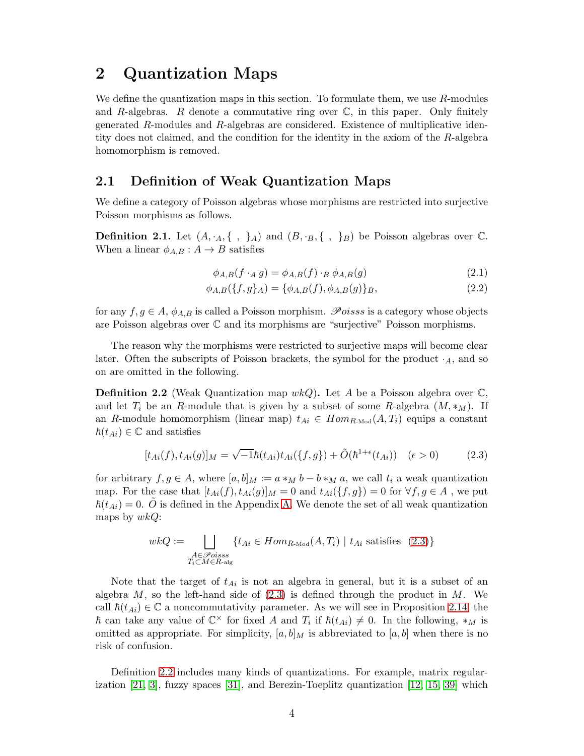## 2 Quantization Maps

We define the quantization maps in this section. To formulate them, we use $R$-modules and $R$-algebras. $R$ denote a commutative ring over $\mathbb{C}$, in this paper. Only finitely generated $R$-modules and $R$-algebras are considered. Existence of multiplicative identity does not claimed, and the condition for the identity in the axiom of the $R$-algebra homomorphism is removed.

### 2.1 Definition of Weak Quantization Maps

We define a category of Poisson algebras whose morphisms are restricted into surjective Poisson morphisms as follows.

**Definition 2.1.** Let $(A, \cdot_A, \{\ ,\ \}_A)$ and $(B, \cdot_B, \{\ ,\ \}_B)$ be Poisson algebras over $\mathbb{C}$. When a linear $\phi_{A,B} : A \to B$ satisfies

$$\phi_{A,B}(f \cdot_A g) = \phi_{A,B}(f) \cdot_B \phi_{A,B}(g) \tag{2.1}$$

$$\phi_{A,B}(\{f, g\}_A) = \{\phi_{A,B}(f), \phi_{A,B}(g)\}_B, \tag{2.2}$$

for any $f, g \in A$, $\phi_{A,B}$ is called a Poisson morphism. $\mathscr{P}oisss$ is a category whose objects are Poisson algebras over $\mathbb{C}$ and its morphisms are "surjective" Poisson morphisms.

The reason why the morphisms were restricted to surjective maps will become clear later. Often the subscripts of Poisson brackets, the symbol for the product $\cdot_A$, and so on are omitted in the following.

**Definition 2.2** (Weak Quantization map $wkQ$)**.** Let $A$ be a Poisson algebra over $\mathbb{C}$, and let $T_i$ be an $R$-module that is given by a subset of some $R$-algebra $(M, *_M)$. If an $R$-module homomorphism (linear map) $t_{Ai} \in Hom_{R\text{-Mod}}(A, T_i)$ equips a constant $\hbar(t_{Ai}) \in \mathbb{C}$ and satisfies

$$[t_{Ai}(f), t_{Ai}(g)]_M = \sqrt{-1}\hbar(t_{Ai})t_{Ai}(\{f, g\}) + \tilde{O}(\hbar^{1+\epsilon}(t_{Ai})) \quad (\epsilon > 0) \tag{2.3}$$

for arbitrary $f, g \in A$, where $[a, b]_M := a *_M b - b *_M a$, we call $t_i$ a weak quantization map. For the case that $[t_{Ai}(f), t_{Ai}(g)]_M = 0$ and $t_{Ai}(\{f, g\}) = 0$ for $\forall f, g \in A$ , we put $\hbar(t_{Ai}) = 0$. $\tilde{O}$ is defined in the Appendix A. We denote the set of all weak quantization maps by $wkQ$:

$$wkQ := \bigsqcup_{\substack{A \in \mathscr{P}oisss \\ T_i \subset M \in R\text{-alg}}} \{t_{Ai} \in Hom_{R\text{-Mod}}(A, T_i) \mid t_{Ai} \text{ satisfies (2.3)}\}$$

Note that the target of $t_{Ai}$ is not an algebra in general, but it is a subset of an algebra $M$, so the left-hand side of (2.3) is defined through the product in $M$. We call $\hbar(t_{Ai}) \in \mathbb{C}$ a noncommutativity parameter. As we will see in Proposition 2.14, the $\hbar$ can take any value of $\mathbb{C}^\times$ for fixed $A$ and $T_i$ if $\hbar(t_{Ai}) \neq 0$. In the following, $*_M$ is omitted as appropriate. For simplicity, $[a, b]_M$ is abbreviated to $[a, b]$ when there is no risk of confusion.

Definition 2.2 includes many kinds of quantizations. For example, matrix regularization [21, 3], fuzzy spaces [31], and Berezin-Toeplitz quantization [12, 15, 39] which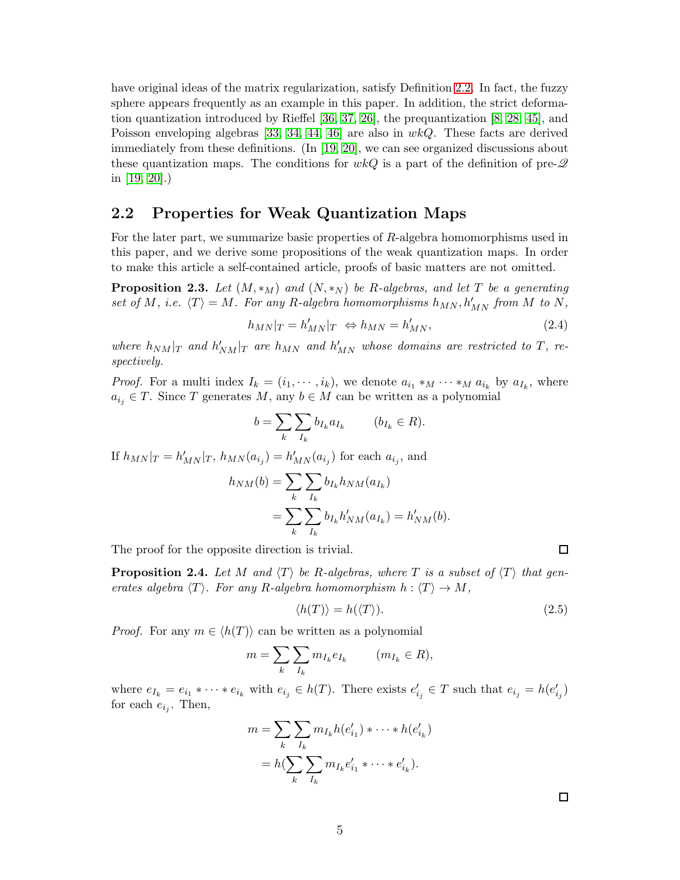have original ideas of the matrix regularization, satisfy Definition 2.2. In fact, the fuzzy sphere appears frequently as an example in this paper. In addition, the strict deformation quantization introduced by Rieffel [36, 37, 26], the prequantization [8, 28, 45], and Poisson enveloping algebras [33, 34, 44, 46] are also in $wkQ$. These facts are derived immediately from these definitions. (In [19, 20], we can see organized discussions about these quantization maps. The conditions for $wkQ$ is a part of the definition of pre-$\mathscr{Q}$ in [19, 20].)

## 2.2 Properties for Weak Quantization Maps

For the later part, we summarize basic properties of $R$-algebra homomorphisms used in this paper, and we derive some propositions of the weak quantization maps. In order to make this article a self-contained article, proofs of basic matters are not omitted.

**Proposition 2.3.** *Let $(M, *_M)$ and $(N, *_N)$ be $R$-algebras, and let $T$ be a generating set of $M$, i.e. $\langle T\rangle = M$. For any $R$-algebra homomorphisms $h_{MN}, h'_{MN}$ from $M$ to $N$,*

$$h_{MN}|_T = h'_{MN}|_T \ \Leftrightarrow h_{MN} = h'_{MN}, \tag{2.4}$$

*where $h_{NM}|_T$ and $h'_{NM}|_T$ are $h_{MN}$ and $h'_{MN}$ whose domains are restricted to $T$, respectively.*

*Proof.* For a multi index $I_k = (i_1, \cdots, i_k)$, we denote $a_{i_1} *_M \cdots *_M a_{i_k}$ by $a_{I_k}$, where $a_{i_j} \in T$. Since $T$ generates $M$, any $b \in M$ can be written as a polynomial

$$b = \sum_k \sum_{I_k} b_{I_k} a_{I_k} \qquad (b_{I_k} \in R).$$

If $h_{MN}|_T = h'_{MN}|_T$, $h_{MN}(a_{i_j}) = h'_{MN}(a_{i_j})$ for each $a_{i_j}$, and

$$\begin{aligned} h_{NM}(b) &= \sum_k \sum_{I_k} b_{I_k} h_{NM}(a_{I_k}) \\ &= \sum_k \sum_{I_k} b_{I_k} h'_{NM}(a_{I_k}) = h'_{NM}(b). \end{aligned}$$

The proof for the opposite direction is trivial. $\square$

**Proposition 2.4.** *Let $M$ and $\langle T\rangle$ be $R$-algebras, where $T$ is a subset of $\langle T\rangle$ that generates algebra $\langle T\rangle$. For any $R$-algebra homomorphism $h : \langle T\rangle \to M$,*

$$\langle h(T)\rangle = h(\langle T\rangle). \tag{2.5}$$

*Proof.* For any $m \in \langle h(T)\rangle$ can be written as a polynomial

$$m = \sum_k \sum_{I_k} m_{I_k} e_{I_k} \qquad (m_{I_k} \in R),$$

where $e_{I_k} = e_{i_1} * \cdots * e_{i_k}$ with $e_{i_j} \in h(T)$. There exists $e'_{i_j} \in T$ such that $e_{i_j} = h(e'_{i_j})$ for each $e_{i_j}$. Then,

$$\begin{aligned} m &= \sum_k \sum_{I_k} m_{I_k} h(e'_{i_1}) * \cdots * h(e'_{i_k}) \\ &= h(\sum_k \sum_{I_k} m_{I_k} e'_{i_1} * \cdots * e'_{i_k}). \end{aligned}$$

$\square$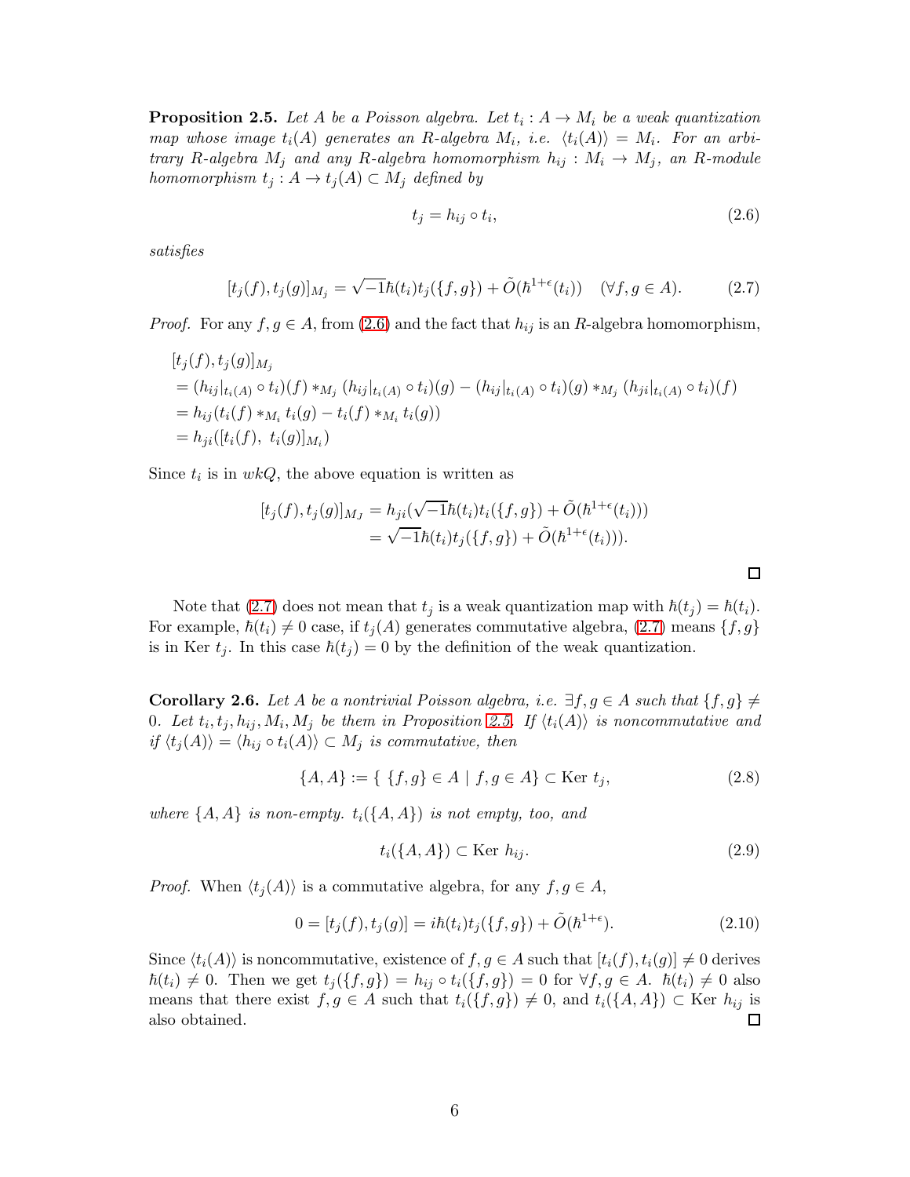**Proposition 2.5.** *Let $A$ be a Poisson algebra. Let $t_i : A \to M_i$ be a weak quantization map whose image $t_i(A)$ generates an $R$-algebra $M_i$, i.e. $\langle t_i(A)\rangle = M_i$. For an arbitrary $R$-algebra $M_j$ and any $R$-algebra homomorphism $h_{ij} : M_i \to M_j$, an $R$-module homomorphism $t_j : A \to t_j(A) \subset M_j$ defined by*

$$t_j = h_{ij} \circ t_i, \tag{2.6}$$

*satisfies*

$$[t_j(f), t_j(g)]_{M_j} = \sqrt{-1}\hbar(t_i)t_j(\{f,g\}) + \tilde{O}(\hbar^{1+\epsilon}(t_i)) \quad (\forall f, g \in A). \tag{2.7}$$

*Proof.* For any $f, g \in A$, from (2.6) and the fact that $h_{ij}$ is an $R$-algebra homomorphism,

$$\begin{aligned}
&[t_j(f), t_j(g)]_{M_j} \\
&= (h_{ij}|_{t_i(A)} \circ t_i)(f) *_{M_j} (h_{ij}|_{t_i(A)} \circ t_i)(g) - (h_{ij}|_{t_i(A)} \circ t_i)(g) *_{M_j} (h_{ji}|_{t_i(A)} \circ t_i)(f) \\
&= h_{ij}(t_i(f) *_{M_i} t_i(g) - t_i(f) *_{M_i} t_i(g)) \\
&= h_{ji}([t_i(f),\ t_i(g)]_{M_i})
\end{aligned}$$

Since $t_i$ is in $wkQ$, the above equation is written as

$$\begin{aligned}
[t_j(f), t_j(g)]_{M_J} &= h_{ji}(\sqrt{-1}\hbar(t_i)t_i(\{f,g\}) + \tilde{O}(\hbar^{1+\epsilon}(t_i))) \\
&= \sqrt{-1}\hbar(t_i)t_j(\{f,g\}) + \tilde{O}(\hbar^{1+\epsilon}(t_i))).
\end{aligned}$$

$\square$

Note that (2.7) does not mean that $t_j$ is a weak quantization map with $\hbar(t_j) = \hbar(t_i)$. For example, $\hbar(t_i) \neq 0$ case, if $t_j(A)$ generates commutative algebra, (2.7) means $\{f, g\}$ is in Ker $t_j$. In this case $\hbar(t_j) = 0$ by the definition of the weak quantization.

**Corollary 2.6.** *Let $A$ be a nontrivial Poisson algebra, i.e. $\exists f, g \in A$ such that $\{f, g\} \neq 0$. Let $t_i, t_j, h_{ij}, M_i, M_j$ be them in Proposition 2.5. If $\langle t_i(A)\rangle$ is noncommutative and if $\langle t_j(A)\rangle = \langle h_{ij} \circ t_i(A)\rangle \subset M_j$ is commutative, then*

$$\{A, A\} := \{\ \{f, g\} \in A \mid f, g \in A\} \subset \text{Ker } t_j, \tag{2.8}$$

*where $\{A, A\}$ is non-empty. $t_i(\{A, A\})$ is not empty, too, and*

$$t_i(\{A, A\}) \subset \text{Ker } h_{ij}. \tag{2.9}$$

*Proof.* When $\langle t_j(A)\rangle$ is a commutative algebra, for any $f, g \in A$,

$$0 = [t_j(f), t_j(g)] = i\hbar(t_i)t_j(\{f,g\}) + \tilde{O}(\hbar^{1+\epsilon}). \tag{2.10}$$

Since $\langle t_i(A)\rangle$ is noncommutative, existence of $f, g \in A$ such that $[t_i(f), t_i(g)] \neq 0$ derives $\hbar(t_i) \neq 0$. Then we get $t_j(\{f,g\}) = h_{ij} \circ t_i(\{f,g\}) = 0$ for $\forall f, g \in A$. $\hbar(t_i) \neq 0$ also means that there exist $f, g \in A$ such that $t_i(\{f,g\}) \neq 0$, and $t_i(\{A, A\}) \subset \text{Ker } h_{ij}$ is also obtained. $\square$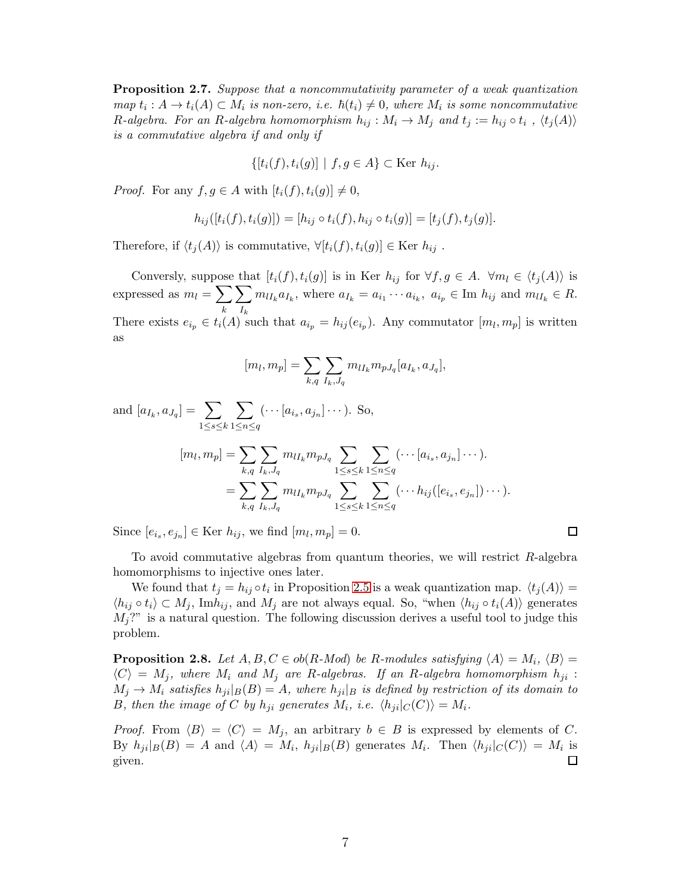**Proposition 2.7.** *Suppose that a noncommutativity parameter of a weak quantization map $t_i : A \to t_i(A) \subset M_i$ is non-zero, i.e. $\hbar(t_i) \neq 0$, where $M_i$ is some noncommutative $R$-algebra. For an $R$-algebra homomorphism $h_{ij} : M_i \to M_j$ and $t_j := h_{ij} \circ t_i$ , $\langle t_j(A) \rangle$ is a commutative algebra if and only if*

$$\{[t_i(f), t_i(g)] \mid f, g \in A\} \subset \mathrm{Ker}\ h_{ij}.$$

*Proof.* For any $f, g \in A$ with $[t_i(f), t_i(g)] \neq 0$,

$$h_{ij}([t_i(f), t_i(g)]) = [h_{ij} \circ t_i(f), h_{ij} \circ t_i(g)] = [t_j(f), t_j(g)].$$

Therefore, if $\langle t_j(A) \rangle$ is commutative, $\forall [t_i(f), t_i(g)] \in \mathrm{Ker}\ h_{ij}$ .

Conversely, suppose that $[t_i(f), t_i(g)]$ is in Ker $h_{ij}$ for $\forall f, g \in A$. $\forall m_l \in \langle t_j(A) \rangle$ is expressed as $m_l = \sum_k \sum_{I_k} m_{lI_k} a_{I_k}$, where $a_{I_k} = a_{i_1} \cdots a_{i_k},\ a_{i_p} \in \mathrm{Im}\ h_{ij}$ and $m_{lI_k} \in R$. There exists $e_{i_p} \in t_i(A)$ such that $a_{i_p} = h_{ij}(e_{i_p})$. Any commutator $[m_l, m_p]$ is written as

$$[m_l, m_p] = \sum_{k,q} \sum_{I_k, J_q} m_{lI_k} m_{pJ_q} [a_{I_k}, a_{J_q}],$$

and $[a_{I_k}, a_{J_q}] = \sum_{1 \leq s \leq k} \sum_{1 \leq n \leq q} (\cdots [a_{i_s}, a_{j_n}] \cdots)$. So,

$$\begin{aligned}
[m_l, m_p] &= \sum_{k,q} \sum_{I_k, J_q} m_{lI_k} m_{pJ_q} \sum_{1 \leq s \leq k} \sum_{1 \leq n \leq q} (\cdots [a_{i_s}, a_{j_n}] \cdots). \\
&= \sum_{k,q} \sum_{I_k, J_q} m_{lI_k} m_{pJ_q} \sum_{1 \leq s \leq k} \sum_{1 \leq n \leq q} (\cdots h_{ij}([e_{i_s}, e_{j_n}]) \cdots).
\end{aligned}$$

Since $[e_{i_s}, e_{j_n}] \in \mathrm{Ker}\ h_{ij}$, we find $[m_l, m_p] = 0$. $\square$

To avoid commutative algebras from quantum theories, we will restrict $R$-algebra homomorphisms to injective ones later.

We found that $t_j = h_{ij} \circ t_i$ in Proposition 2.5 is a weak quantization map. $\langle t_j(A) \rangle = \langle h_{ij} \circ t_i \rangle \subset M_j$, Im$h_{ij}$, and $M_j$ are not always equal. So, "when $\langle h_{ij} \circ t_i(A) \rangle$ generates $M_j$?" is a natural question. The following discussion derives a useful tool to judge this problem.

**Proposition 2.8.** *Let $A, B, C \in ob(R\text{-}Mod)$ be $R$-modules satisfying $\langle A \rangle = M_i$, $\langle B \rangle = \langle C \rangle = M_j$, where $M_i$ and $M_j$ are $R$-algebras. If an $R$-algebra homomorphism $h_{ji} : M_j \to M_i$ satisfies $h_{ji}|_B(B) = A$, where $h_{ji}|_B$ is defined by restriction of its domain to $B$, then the image of $C$ by $h_{ji}$ generates $M_i$, i.e. $\langle h_{ji}|_C(C) \rangle = M_i$.*

*Proof.* From $\langle B \rangle = \langle C \rangle = M_j$, an arbitrary $b \in B$ is expressed by elements of $C$. By $h_{ji}|_B(B) = A$ and $\langle A \rangle = M_i$, $h_{ji}|_B(B)$ generates $M_i$. Then $\langle h_{ji}|_C(C) \rangle = M_i$ is given. $\square$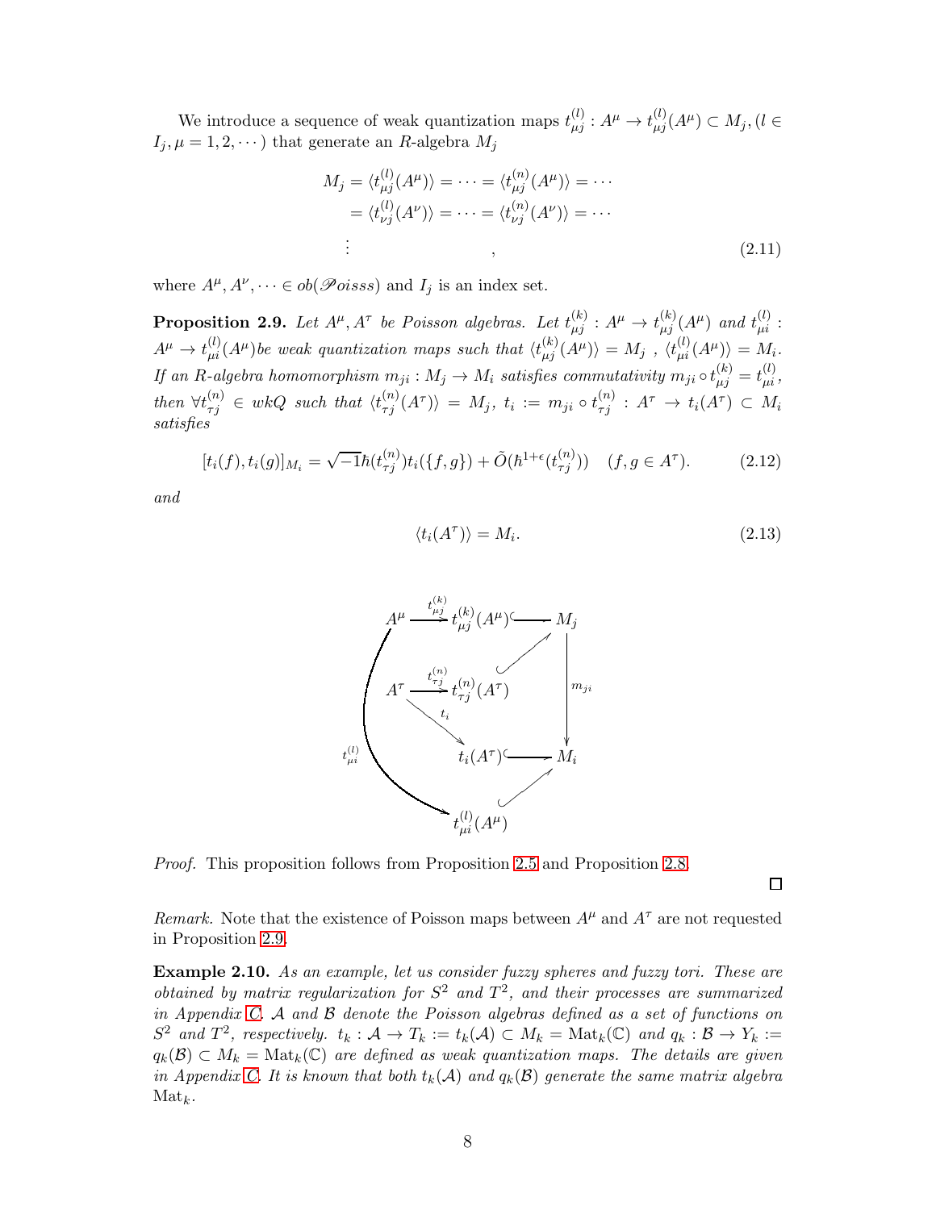We introduce a sequence of weak quantization maps $t^{(l)}_{\mu j} : A^\mu \to t^{(l)}_{\mu j}(A^\mu) \subset M_j, (l \in I_j, \mu = 1, 2, \cdots)$ that generate an $R$-algebra $M_j$

$$
\begin{aligned}
M_j &= \langle t^{(l)}_{\mu j}(A^\mu)\rangle = \cdots = \langle t^{(n)}_{\mu j}(A^\mu)\rangle = \cdots \\
&= \langle t^{(l)}_{\nu j}(A^\nu)\rangle = \cdots = \langle t^{(n)}_{\nu j}(A^\nu)\rangle = \cdots \\
&\vdots \qquad\qquad\qquad\qquad ,
\end{aligned}
\tag{2.11}
$$

where $A^\mu, A^\nu, \cdots \in ob(\mathscr{P}oisss)$ and $I_j$ is an index set.

**Proposition 2.9.** *Let $A^\mu, A^\tau$ be Poisson algebras. Let $t^{(k)}_{\mu j} : A^\mu \to t^{(k)}_{\mu j}(A^\mu)$ and $t^{(l)}_{\mu i} : A^\mu \to t^{(l)}_{\mu i}(A^\mu)$be weak quantization maps such that $\langle t^{(k)}_{\mu j}(A^\mu)\rangle = M_j$ , $\langle t^{(l)}_{\mu i}(A^\mu)\rangle = M_i$. If an $R$-algebra homomorphism $m_{ji} : M_j \to M_i$ satisfies commutativity $m_{ji} \circ t^{(k)}_{\mu j} = t^{(l)}_{\mu i}$, then $\forall t^{(n)}_{\tau j} \in wkQ$ such that $\langle t^{(n)}_{\tau j}(A^\tau)\rangle = M_j$, $t_i := m_{ji} \circ t^{(n)}_{\tau j} : A^\tau \to t_i(A^\tau) \subset M_i$ satisfies*

$$
[t_i(f), t_i(g)]_{M_i} = \sqrt{-1}\hbar(t^{(n)}_{\tau j})t_i(\{f, g\}) + \tilde{O}(\hbar^{1+\epsilon}(t^{(n)}_{\tau j})) \quad (f, g \in A^\tau).
\tag{2.12}
$$

*and*

$$
\langle t_i(A^\tau)\rangle = M_i.
\tag{2.13}
$$

$$
\begin{array}{ccccc}
A^\mu & \xrightarrow{t^{(k)}_{\mu j}} & t^{(k)}_{\mu j}(A^\mu) & \hookrightarrow & M_j \\
 & & & \nearrow & \downarrow m_{ji} \\
A^\tau & \xrightarrow{t^{(n)}_{\tau j}} & t^{(n)}_{\tau j}(A^\tau) & & \\
 & \searrow t_i & & & \\
 & & t_i(A^\tau) & \hookrightarrow & M_i \\
 & & & \nearrow & \\
 & & t^{(l)}_{\mu i}(A^\mu) & &
\end{array}
$$

(with the curved arrow $t^{(l)}_{\mu i} : A^\mu \to t^{(l)}_{\mu i}(A^\mu)$)

*Proof.* This proposition follows from Proposition 2.5 and Proposition 2.8. □

*Remark.* Note that the existence of Poisson maps between $A^\mu$ and $A^\tau$ are not requested in Proposition 2.9.

**Example 2.10.** *As an example, let us consider fuzzy spheres and fuzzy tori. These are obtained by matrix regularization for $S^2$ and $T^2$, and their processes are summarized in Appendix C. $\mathcal{A}$ and $\mathcal{B}$ denote the Poisson algebras defined as a set of functions on $S^2$ and $T^2$, respectively. $t_k : \mathcal{A} \to T_k := t_k(\mathcal{A}) \subset M_k = \mathrm{Mat}_k(\mathbb{C})$ and $q_k : \mathcal{B} \to Y_k := q_k(\mathcal{B}) \subset M_k = \mathrm{Mat}_k(\mathbb{C})$ are defined as weak quantization maps. The details are given in Appendix C. It is known that both $t_k(\mathcal{A})$ and $q_k(\mathcal{B})$ generate the same matrix algebra $\mathrm{Mat}_k$.*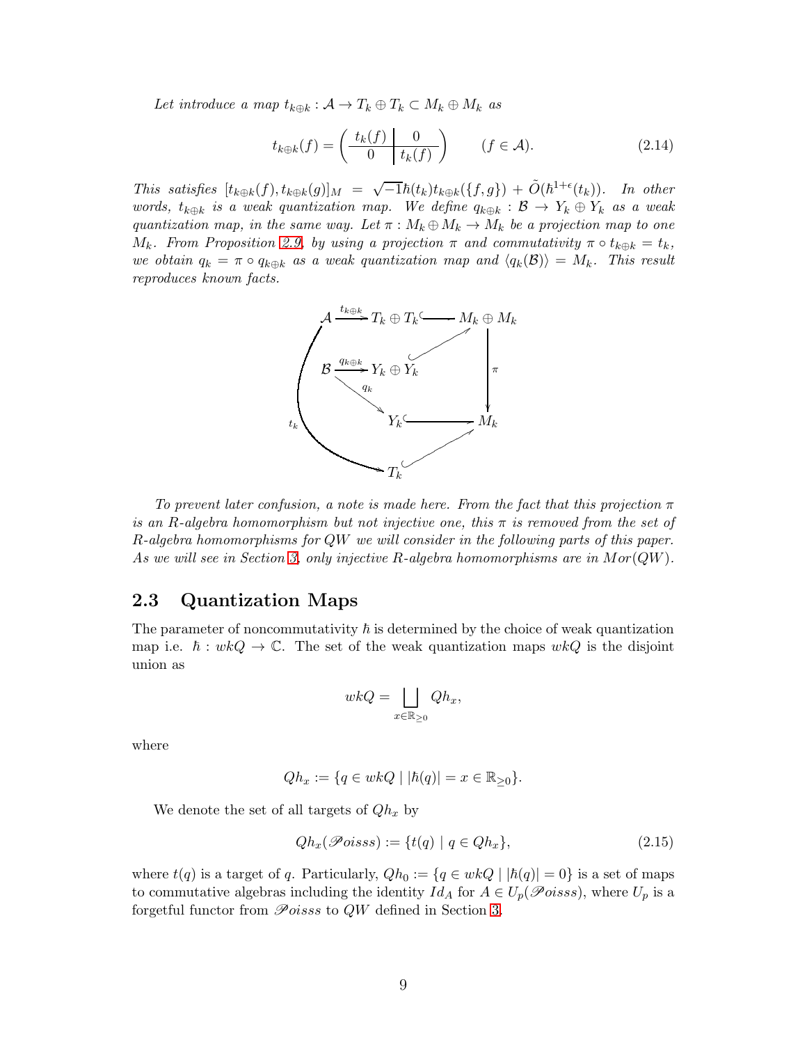*Let introduce a map $t_{k\oplus k} : \mathcal{A} \to T_k \oplus T_k \subset M_k \oplus M_k$ as*

$$t_{k\oplus k}(f) = \left( \begin{array}{c|c} t_k(f) & 0 \\ \hline 0 & t_k(f) \end{array} \right) \qquad (f \in \mathcal{A}). \tag{2.14}$$

*This satisfies $[t_{k\oplus k}(f), t_{k\oplus k}(g)]_M = \sqrt{-1}\hbar(t_k)t_{k\oplus k}(\{f,g\}) + \tilde{O}(\hbar^{1+\epsilon}(t_k))$. In other words, $t_{k\oplus k}$ is a weak quantization map. We define $q_{k\oplus k} : \mathcal{B} \to Y_k \oplus Y_k$ as a weak quantization map, in the same way. Let $\pi : M_k \oplus M_k \to M_k$ be a projection map to one $M_k$. From Proposition 2.9, by using a projection $\pi$ and commutativity $\pi \circ t_{k\oplus k} = t_k$, we obtain $q_k = \pi \circ q_{k\oplus k}$ as a weak quantization map and $\langle q_k(\mathcal{B})\rangle = M_k$. This result reproduces known facts.*

$$\begin{array}{ccccc}
\mathcal{A} & \xrightarrow{t_{k\oplus k}} & T_k \oplus T_k & \hookrightarrow & M_k \oplus M_k \\
 & & & & \downarrow \pi \\
\mathcal{B} & \xrightarrow{q_{k\oplus k}} & Y_k \oplus Y_k & \hookrightarrow & M_k \oplus M_k \\
 & \searrow^{q_k} & & & \\
 & & Y_k & \hookrightarrow & M_k \\
\mathcal{A} & \xrightarrow{t_k} & T_k & \hookrightarrow & M_k
\end{array}$$

*To prevent later confusion, a note is made here. From the fact that this projection $\pi$ is an $R$-algebra homomorphism but not injective one, this $\pi$ is removed from the set of $R$-algebra homomorphisms for $QW$ we will consider in the following parts of this paper. As we will see in Section 3, only injective $R$-algebra homomorphisms are in $Mor(QW)$.*

## 2.3 Quantization Maps

The parameter of noncommutativity $\hbar$ is determined by the choice of weak quantization map i.e. $\hbar : wkQ \to \mathbb{C}$. The set of the weak quantization maps $wkQ$ is the disjoint union as

$$wkQ = \bigsqcup_{x \in \mathbb{R}_{\geq 0}} Qh_x,$$

where

$$Qh_x := \{q \in wkQ \mid |\hbar(q)| = x \in \mathbb{R}_{\geq 0}\}.$$

We denote the set of all targets of $Qh_x$ by

$$Qh_x(\mathscr{P}oisss) := \{t(q) \mid q \in Qh_x\}, \tag{2.15}$$

where $t(q)$ is a target of $q$. Particularly, $Qh_0 := \{q \in wkQ \mid |\hbar(q)| = 0\}$ is a set of maps to commutative algebras including the identity $Id_A$ for $A \in U_p(\mathscr{P}oisss)$, where $U_p$ is a forgetful functor from $\mathscr{P}oisss$ to $QW$ defined in Section 3.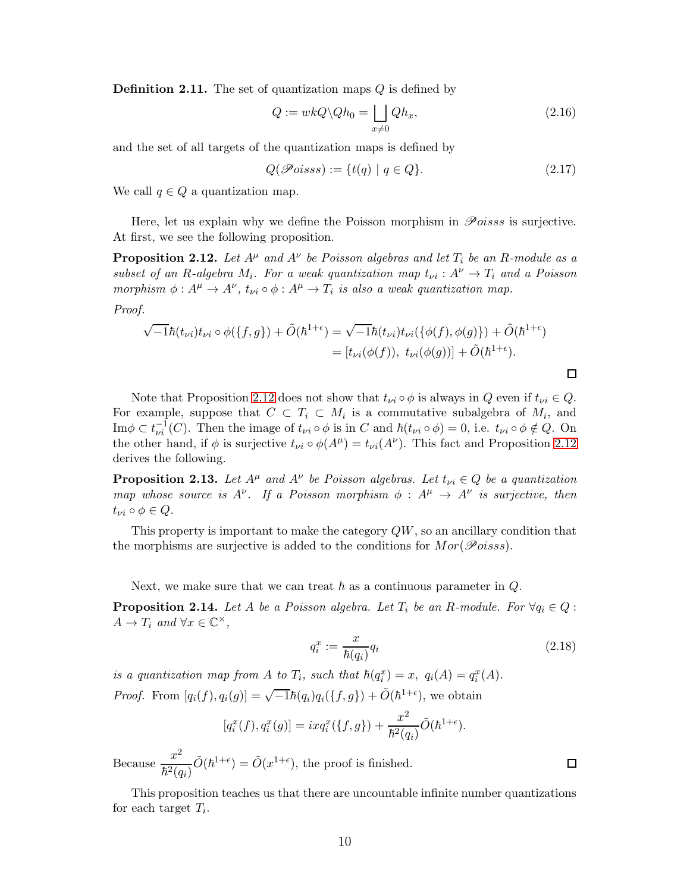**Definition 2.11.** The set of quantization maps $Q$ is defined by

$$Q := wkQ \backslash Qh_0 = \bigsqcup_{x \neq 0} Qh_x, \tag{2.16}$$

and the set of all targets of the quantization maps is defined by

$$Q(\mathscr{P}oisss) := \{t(q) \mid q \in Q\}. \tag{2.17}$$

We call $q \in Q$ a quantization map.

Here, let us explain why we define the Poisson morphism in $\mathscr{P}oisss$ is surjective. At first, we see the following proposition.

**Proposition 2.12.** *Let $A^\mu$ and $A^\nu$ be Poisson algebras and let $T_i$ be an $R$-module as a subset of an $R$-algebra $M_i$. For a weak quantization map $t_{\nu i} : A^\nu \to T_i$ and a Poisson morphism $\phi : A^\mu \to A^\nu$, $t_{\nu i} \circ \phi : A^\mu \to T_i$ is also a weak quantization map.*

*Proof.*

$$\begin{aligned}\sqrt{-1}\hbar(t_{\nu i})t_{\nu i} \circ \phi(\{f, g\}) + \tilde{O}(\hbar^{1+\epsilon}) &= \sqrt{-1}\hbar(t_{\nu i})t_{\nu i}(\{\phi(f), \phi(g)\}) + \tilde{O}(\hbar^{1+\epsilon}) \\ &= [t_{\nu i}(\phi(f)),\ t_{\nu i}(\phi(g))] + \tilde{O}(\hbar^{1+\epsilon}).\end{aligned}$$

□

Note that Proposition 2.12 does not show that $t_{\nu i} \circ \phi$ is always in $Q$ even if $t_{\nu i} \in Q$. For example, suppose that $C \subset T_i \subset M_i$ is a commutative subalgebra of $M_i$, and $\mathrm{Im}\phi \subset t_{\nu i}^{-1}(C)$. Then the image of $t_{\nu i} \circ \phi$ is in $C$ and $\hbar(t_{\nu i} \circ \phi) = 0$, i.e. $t_{\nu i} \circ \phi \notin Q$. On the other hand, if $\phi$ is surjective $t_{\nu i} \circ \phi(A^\mu) = t_{\nu i}(A^\nu)$. This fact and Proposition 2.12 derives the following.

**Proposition 2.13.** *Let $A^\mu$ and $A^\nu$ be Poisson algebras. Let $t_{\nu i} \in Q$ be a quantization map whose source is $A^\nu$. If a Poisson morphism $\phi : A^\mu \to A^\nu$ is surjective, then $t_{\nu i} \circ \phi \in Q$.*

This property is important to make the category $QW$, so an ancillary condition that the morphisms are surjective is added to the conditions for $Mor(\mathscr{P}oisss)$.

Next, we make sure that we can treat $\hbar$ as a continuous parameter in $Q$.

**Proposition 2.14.** *Let $A$ be a Poisson algebra. Let $T_i$ be an $R$-module. For $\forall q_i \in Q : A \to T_i$ and $\forall x \in \mathbb{C}^\times$,*

$$q_i^x := \frac{x}{\hbar(q_i)} q_i \tag{2.18}$$

*is a quantization map from $A$ to $T_i$, such that $\hbar(q_i^x) = x,\ q_i(A) = q_i^x(A)$.*

*Proof.* From $[q_i(f), q_i(g)] = \sqrt{-1}\hbar(q_i)q_i(\{f, g\}) + \tilde{O}(\hbar^{1+\epsilon})$, we obtain

$$[q_i^x(f), q_i^x(g)] = ixq_i^x(\{f, g\}) + \frac{x^2}{\hbar^2(q_i)}\tilde{O}(\hbar^{1+\epsilon}).$$

Because $\dfrac{x^2}{\hbar^2(q_i)}\tilde{O}(\hbar^{1+\epsilon}) = \tilde{O}(x^{1+\epsilon})$, the proof is finished. □

This proposition teaches us that there are uncountable infinite number quantizations for each target $T_i$.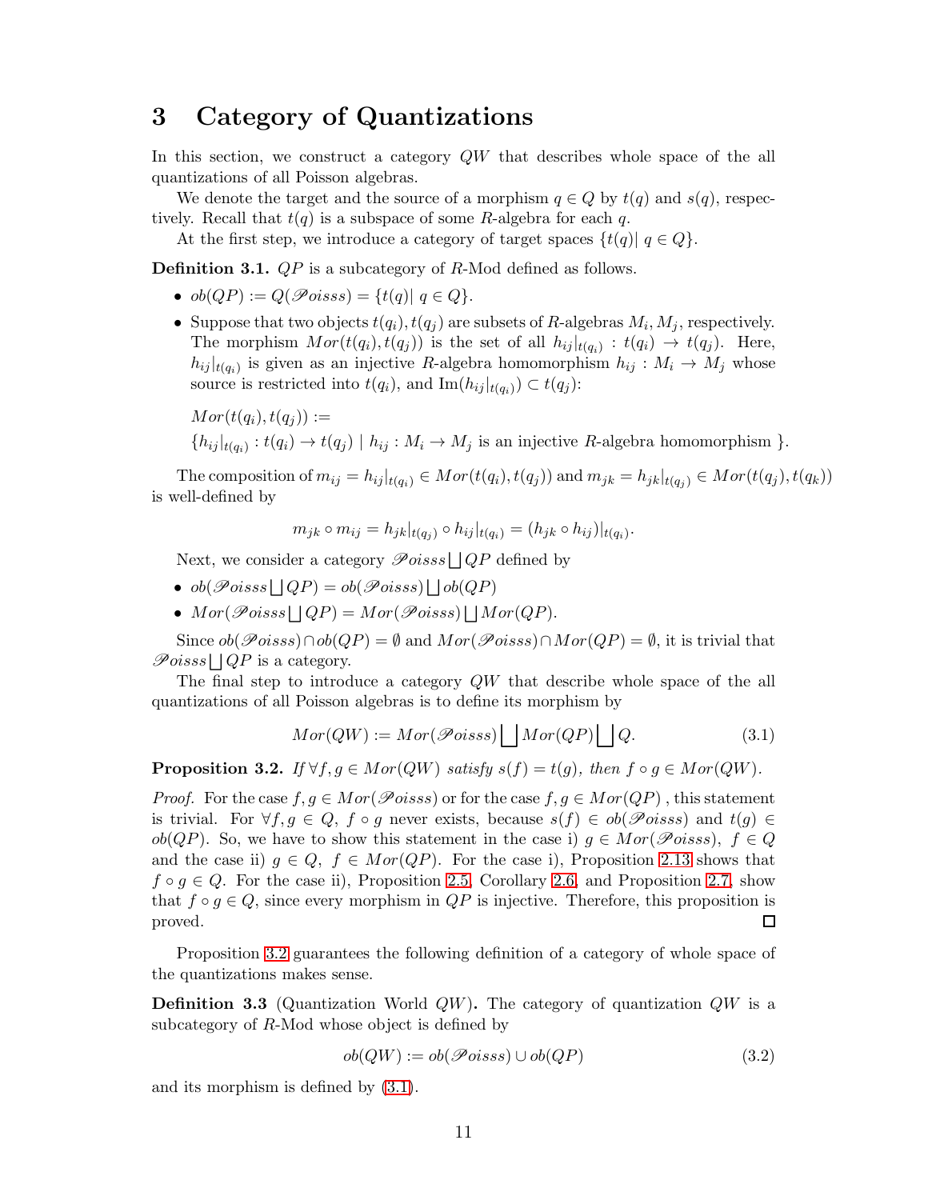# 3 Category of Quantizations

In this section, we construct a category $QW$ that describes whole space of the all quantizations of all Poisson algebras.

We denote the target and the source of a morphism $q \in Q$ by $t(q)$ and $s(q)$, respectively. Recall that $t(q)$ is a subspace of some $R$-algebra for each $q$.

At the first step, we introduce a category of target spaces $\{t(q) | \, q \in Q\}$.

**Definition 3.1.** *$QP$ is a subcategory of $R$-Mod defined as follows.*

- $ob(QP) := Q(\mathscr{P}oisss) = \{t(q) | \, q \in Q\}$.
- Suppose that two objects $t(q_i), t(q_j)$ are subsets of $R$-algebras $M_i, M_j$, respectively. The morphism $Mor(t(q_i), t(q_j))$ is the set of all $h_{ij}|_{t(q_i)} : t(q_i) \to t(q_j)$. Here, $h_{ij}|_{t(q_i)}$ is given as an injective $R$-algebra homomorphism $h_{ij} : M_i \to M_j$ whose source is restricted into $t(q_i)$, and $\mathrm{Im}(h_{ij}|_{t(q_i)}) \subset t(q_j)$:

  $Mor(t(q_i), t(q_j)) :=$

  $\{h_{ij}|_{t(q_i)} : t(q_i) \to t(q_j) \mid h_{ij} : M_i \to M_j$ is an injective $R$-algebra homomorphism $\}$.

The composition of $m_{ij} = h_{ij}|_{t(q_i)} \in Mor(t(q_i), t(q_j))$ and $m_{jk} = h_{jk}|_{t(q_j)} \in Mor(t(q_j), t(q_k))$ is well-defined by

$$m_{jk} \circ m_{ij} = h_{jk}|_{t(q_j)} \circ h_{ij}|_{t(q_i)} = (h_{jk} \circ h_{ij})|_{t(q_i)}.$$

Next, we consider a category $\mathscr{P}oisss \bigsqcup QP$ defined by

- $ob(\mathscr{P}oisss \bigsqcup QP) = ob(\mathscr{P}oisss) \bigsqcup ob(QP)$
- $Mor(\mathscr{P}oisss \bigsqcup QP) = Mor(\mathscr{P}oisss) \bigsqcup Mor(QP)$.

Since $ob(\mathscr{P}oisss) \cap ob(QP) = \emptyset$ and $Mor(\mathscr{P}oisss) \cap Mor(QP) = \emptyset$, it is trivial that $\mathscr{P}oisss \bigsqcup QP$ is a category.

The final step to introduce a category $QW$ that describe whole space of the all quantizations of all Poisson algebras is to define its morphism by

$$Mor(QW) := Mor(\mathscr{P}oisss) \bigsqcup Mor(QP) \bigsqcup Q. \tag{3.1}$$

**Proposition 3.2.** *If $\forall f, g \in Mor(QW)$ satisfy $s(f) = t(g)$, then $f \circ g \in Mor(QW)$.*

*Proof.* For the case $f, g \in Mor(\mathscr{P}oisss)$ or for the case $f, g \in Mor(QP)$ , this statement is trivial. For $\forall f, g \in Q$, $f \circ g$ never exists, because $s(f) \in ob(\mathscr{P}oisss)$ and $t(g) \in ob(QP)$. So, we have to show this statement in the case i) $g \in Mor(\mathscr{P}oisss)$, $f \in Q$ and the case ii) $g \in Q$, $f \in Mor(QP)$. For the case i), Proposition 2.13 shows that $f \circ g \in Q$. For the case ii), Proposition 2.5, Corollary 2.6, and Proposition 2.7, show that $f \circ g \in Q$, since every morphism in $QP$ is injective. Therefore, this proposition is proved. ∎

Proposition 3.2 guarantees the following definition of a category of whole space of the quantizations makes sense.

**Definition 3.3** (Quantization World $QW$)**.** The category of quantization $QW$ is a subcategory of $R$-Mod whose object is defined by

$$ob(QW) := ob(\mathscr{P}oisss) \cup ob(QP) \tag{3.2}$$

and its morphism is defined by (3.1).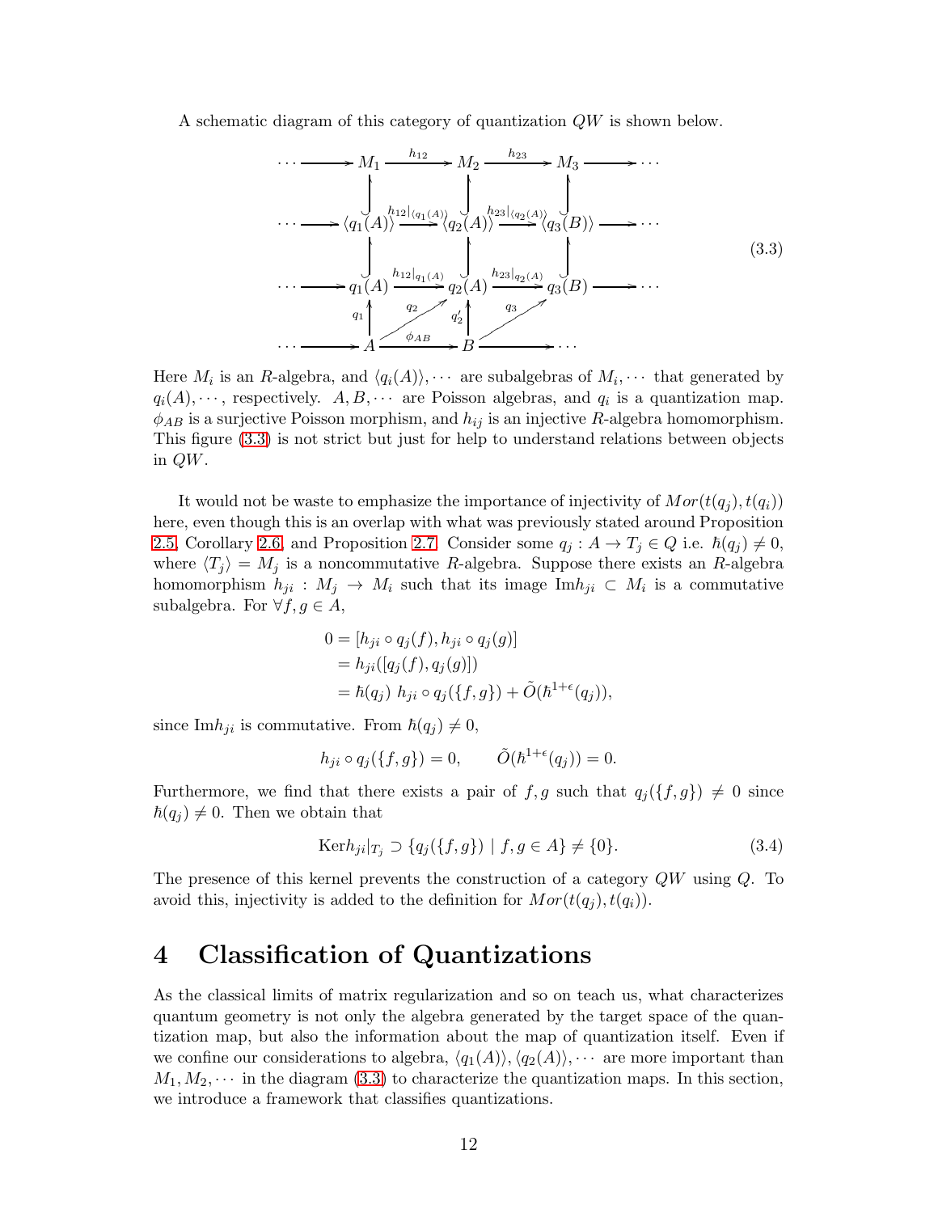A schematic diagram of this category of quantization $QW$ is shown below.

$$
\begin{array}{ccccccccc}
\cdots \longrightarrow & M_1 & \xrightarrow{h_{12}} & M_2 & \xrightarrow{h_{23}} & M_3 & \longrightarrow \cdots \\
& \uparrow & & \uparrow & & \uparrow & \\
\cdots \longrightarrow & \langle q_1(A)\rangle & \xrightarrow{h_{12}|_{\langle q_1(A)\rangle}} & \langle q_2(A)\rangle & \xrightarrow{h_{23}|_{\langle q_2(A)\rangle}} & \langle q_3(B)\rangle & \longrightarrow \cdots \\
& \uparrow & & \uparrow & & \uparrow & \\
\cdots \longrightarrow & q_1(A) & \xrightarrow{h_{12}|_{q_1(A)}} & q_2(A) & \xrightarrow{h_{23}|_{q_2(A)}} & q_3(B) & \longrightarrow \cdots \\
& {\scriptstyle q_1}\uparrow & \nearrow{\scriptstyle q_2} & {\scriptstyle q_2'}\uparrow & \nearrow{\scriptstyle q_3} & & \\
\cdots \longrightarrow & A & \xrightarrow{\phi_{AB}} & B & \longrightarrow \cdots & &
\end{array}
\tag{3.3}
$$

Here $M_i$ is an $R$-algebra, and $\langle q_i(A)\rangle, \cdots$ are subalgebras of $M_i, \cdots$ that generated by $q_i(A), \cdots$, respectively. $A, B, \cdots$ are Poisson algebras, and $q_i$ is a quantization map. $\phi_{AB}$ is a surjective Poisson morphism, and $h_{ij}$ is an injective $R$-algebra homomorphism. This figure (3.3) is not strict but just for help to understand relations between objects in $QW$.

It would not be waste to emphasize the importance of injectivity of $Mor(t(q_j), t(q_i))$ here, even though this is an overlap with what was previously stated around Proposition 2.5, Corollary 2.6, and Proposition 2.7. Consider some $q_j : A \to T_j \in Q$ i.e. $\hbar(q_j) \neq 0$, where $\langle T_j \rangle = M_j$ is a noncommutative $R$-algebra. Suppose there exists an $R$-algebra homomorphism $h_{ji} : M_j \to M_i$ such that its image $\mathrm{Im}h_{ji} \subset M_i$ is a commutative subalgebra. For $\forall f, g \in A$,

$$
\begin{aligned}
0 &= [h_{ji} \circ q_j(f), h_{ji} \circ q_j(g)] \\
&= h_{ji}([q_j(f), q_j(g)]) \\
&= \hbar(q_j)\ h_{ji} \circ q_j(\{f, g\}) + \tilde{O}(\hbar^{1+\epsilon}(q_j)),
\end{aligned}
$$

since $\mathrm{Im}h_{ji}$ is commutative. From $\hbar(q_j) \neq 0$,

$$
h_{ji} \circ q_j(\{f, g\}) = 0, \qquad \tilde{O}(\hbar^{1+\epsilon}(q_j)) = 0.
$$

Furthermore, we find that there exists a pair of $f, g$ such that $q_j(\{f, g\}) \neq 0$ since $\hbar(q_j) \neq 0$. Then we obtain that

$$
\mathrm{Ker}h_{ji}|_{T_j} \supset \{q_j(\{f, g\}) \mid f, g \in A\} \neq \{0\}. \tag{3.4}
$$

The presence of this kernel prevents the construction of a category $QW$ using $Q$. To avoid this, injectivity is added to the definition for $Mor(t(q_j), t(q_i))$.

# 4 Classification of Quantizations

As the classical limits of matrix regularization and so on teach us, what characterizes quantum geometry is not only the algebra generated by the target space of the quantization map, but also the information about the map of quantization itself. Even if we confine our considerations to algebra, $\langle q_1(A)\rangle, \langle q_2(A)\rangle, \cdots$ are more important than $M_1, M_2, \cdots$ in the diagram (3.3) to characterize the quantization maps. In this section, we introduce a framework that classifies quantizations.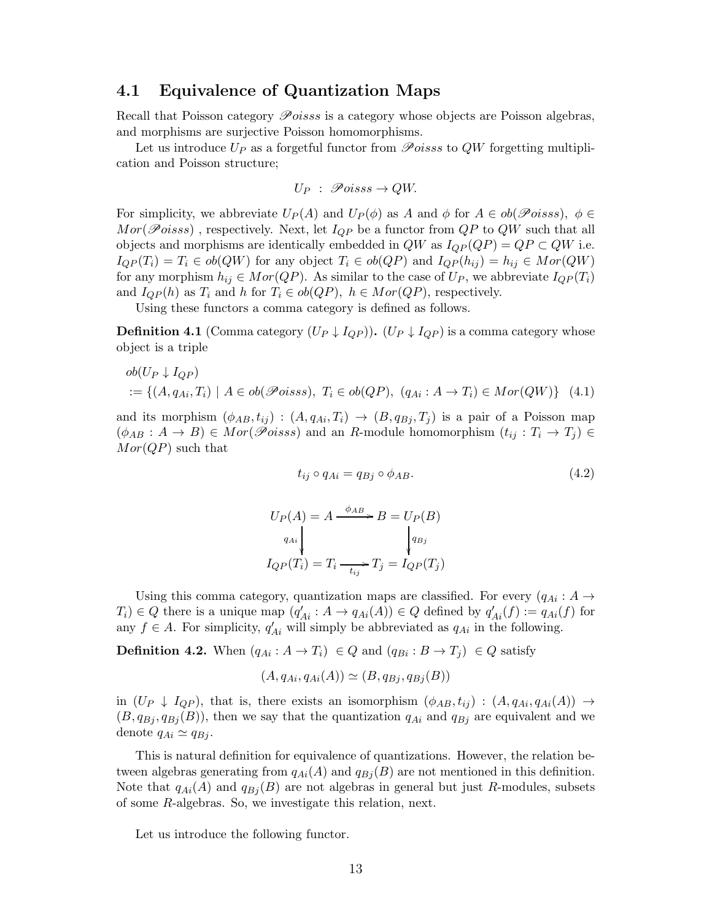## 4.1 Equivalence of Quantization Maps

Recall that Poisson category $\mathscr{P}oisss$ is a category whose objects are Poisson algebras, and morphisms are surjective Poisson homomorphisms.

Let us introduce $U_P$ as a forgetful functor from $\mathscr{P}oisss$ to $QW$ forgetting multiplication and Poisson structure;

$$U_P \ : \ \mathscr{P}oisss \to QW.$$

For simplicity, we abbreviate $U_P(A)$ and $U_P(\phi)$ as $A$ and $\phi$ for $A \in ob(\mathscr{P}oisss)$, $\phi \in Mor(\mathscr{P}oisss)$ , respectively. Next, let $I_{QP}$ be a functor from $QP$ to $QW$ such that all objects and morphisms are identically embedded in $QW$ as $I_{QP}(QP) = QP \subset QW$ i.e. $I_{QP}(T_i) = T_i \in ob(QW)$ for any object $T_i \in ob(QP)$ and $I_{QP}(h_{ij}) = h_{ij} \in Mor(QW)$ for any morphism $h_{ij} \in Mor(QP)$. As similar to the case of $U_P$, we abbreviate $I_{QP}(T_i)$ and $I_{QP}(h)$ as $T_i$ and $h$ for $T_i \in ob(QP)$, $h \in Mor(QP)$, respectively.

Using these functors a comma category is defined as follows.

**Definition 4.1** (Comma category $(U_P \downarrow I_{QP})$)**.** $(U_P \downarrow I_{QP})$ is a comma category whose object is a triple

$$\begin{aligned}&ob(U_P \downarrow I_{QP})\\ &:= \{(A, q_{Ai}, T_i) \mid A \in ob(\mathscr{P}oisss),\ T_i \in ob(QP),\ (q_{Ai} : A \to T_i) \in Mor(QW)\} \quad (4.1)\end{aligned}$$

and its morphism $(\phi_{AB}, t_{ij}) : (A, q_{Ai}, T_i) \to (B, q_{Bj}, T_j)$ is a pair of a Poisson map $(\phi_{AB} : A \to B) \in Mor(\mathscr{P}oisss)$ and an $R$-module homomorphism $(t_{ij} : T_i \to T_j) \in Mor(QP)$ such that

$$t_{ij} \circ q_{Ai} = q_{Bj} \circ \phi_{AB}. \tag{4.2}$$

$$\begin{array}{ccc} U_P(A) = A & \xrightarrow{\phi_{AB}} & B = U_P(B) \\ {\scriptstyle q_{Ai}}\downarrow & & \downarrow{\scriptstyle q_{Bj}} \\ I_{QP}(T_i) = T_i & \xrightarrow[t_{ij}]{} & T_j = I_{QP}(T_j) \end{array}$$

Using this comma category, quantization maps are classified. For every $(q_{Ai} : A \to T_i) \in Q$ there is a unique map $(q'_{Ai} : A \to q_{Ai}(A)) \in Q$ defined by $q'_{Ai}(f) := q_{Ai}(f)$ for any $f \in A$. For simplicity, $q'_{Ai}$ will simply be abbreviated as $q_{Ai}$ in the following.

**Definition 4.2.** When $(q_{Ai} : A \to T_i) \ \in Q$ and $(q_{Bi} : B \to T_j) \ \in Q$ satisfy

$$(A, q_{Ai}, q_{Ai}(A)) \simeq (B, q_{Bj}, q_{Bj}(B))$$

in $(U_P \downarrow I_{QP})$, that is, there exists an isomorphism $(\phi_{AB}, t_{ij}) : (A, q_{Ai}, q_{Ai}(A)) \to (B, q_{Bj}, q_{Bj}(B))$, then we say that the quantization $q_{Ai}$ and $q_{Bj}$ are equivalent and we denote $q_{Ai} \simeq q_{Bj}$.

This is natural definition for equivalence of quantizations. However, the relation between algebras generating from $q_{Ai}(A)$ and $q_{Bj}(B)$ are not mentioned in this definition. Note that $q_{Ai}(A)$ and $q_{Bj}(B)$ are not algebras in general but just $R$-modules, subsets of some $R$-algebras. So, we investigate this relation, next.

Let us introduce the following functor.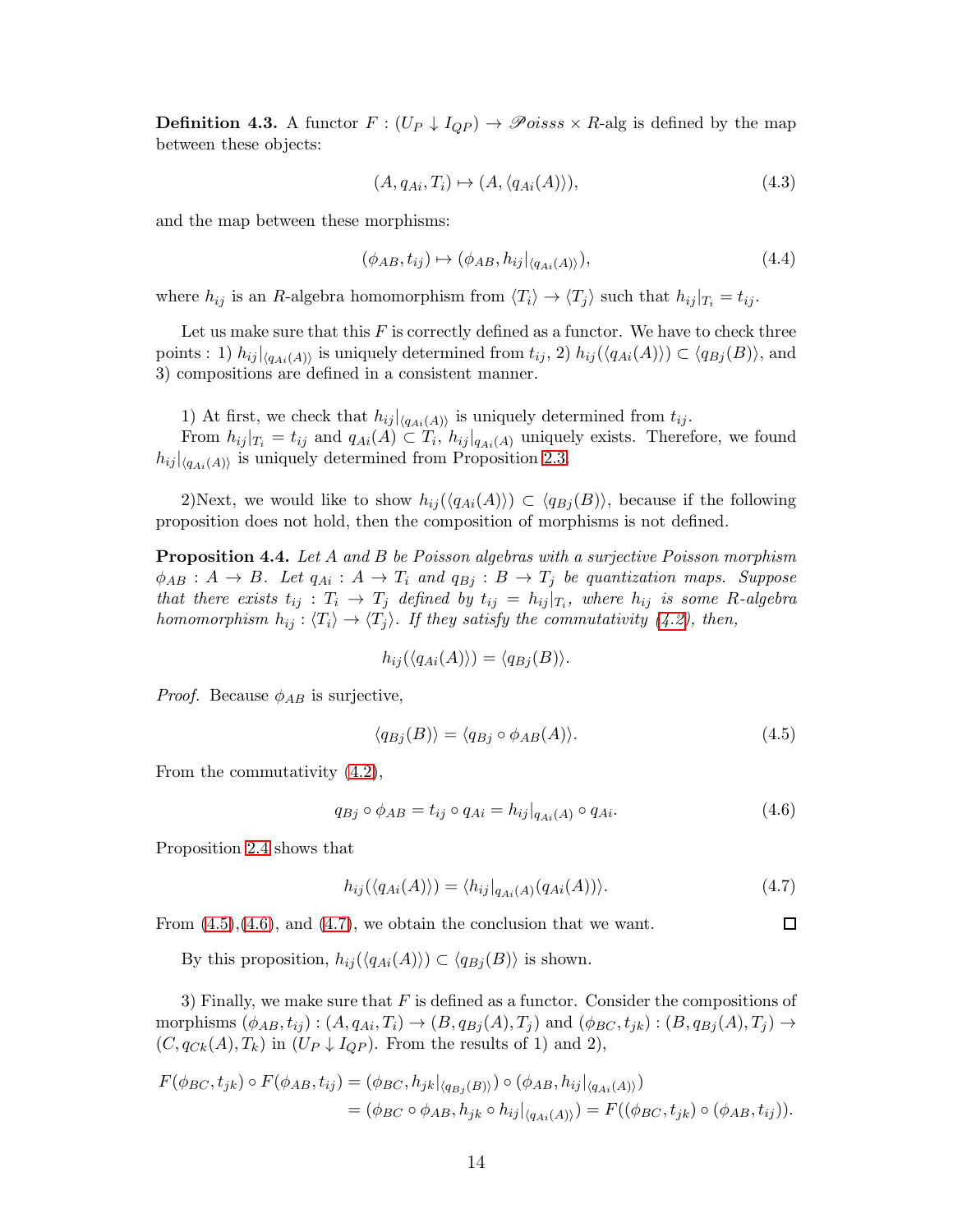**Definition 4.3.** A functor $F : (U_P \downarrow I_{QP}) \to \mathscr{P}oisss \times R$-alg is defined by the map between these objects:

$$(A, q_{Ai}, T_i) \mapsto (A, \langle q_{Ai}(A) \rangle), \tag{4.3}$$

and the map between these morphisms:

$$(\phi_{AB}, t_{ij}) \mapsto (\phi_{AB}, h_{ij}|_{\langle q_{Ai}(A) \rangle}), \tag{4.4}$$

where $h_{ij}$ is an $R$-algebra homomorphism from $\langle T_i \rangle \to \langle T_j \rangle$ such that $h_{ij}|_{T_i} = t_{ij}$.

Let us make sure that this $F$ is correctly defined as a functor. We have to check three points : 1) $h_{ij}|_{\langle q_{Ai}(A) \rangle}$ is uniquely determined from $t_{ij}$, 2) $h_{ij}(\langle q_{Ai}(A) \rangle) \subset \langle q_{Bj}(B) \rangle$, and 3) compositions are defined in a consistent manner.

1) At first, we check that $h_{ij}|_{\langle q_{Ai}(A) \rangle}$ is uniquely determined from $t_{ij}$.

From $h_{ij}|_{T_i} = t_{ij}$ and $q_{Ai}(A) \subset T_i$, $h_{ij}|_{q_{Ai}(A)}$ uniquely exists. Therefore, we found $h_{ij}|_{\langle q_{Ai}(A) \rangle}$ is uniquely determined from Proposition 2.3.

2)Next, we would like to show $h_{ij}(\langle q_{Ai}(A) \rangle) \subset \langle q_{Bj}(B) \rangle$, because if the following proposition does not hold, then the composition of morphisms is not defined.

**Proposition 4.4.** *Let $A$ and $B$ be Poisson algebras with a surjective Poisson morphism $\phi_{AB} : A \to B$. Let $q_{Ai} : A \to T_i$ and $q_{Bj} : B \to T_j$ be quantization maps. Suppose that there exists $t_{ij} : T_i \to T_j$ defined by $t_{ij} = h_{ij}|_{T_i}$, where $h_{ij}$ is some $R$-algebra homomorphism $h_{ij} : \langle T_i \rangle \to \langle T_j \rangle$. If they satisfy the commutativity (4.2), then,*

$$h_{ij}(\langle q_{Ai}(A) \rangle) = \langle q_{Bj}(B) \rangle.$$

*Proof.* Because $\phi_{AB}$ is surjective,

$$\langle q_{Bj}(B) \rangle = \langle q_{Bj} \circ \phi_{AB}(A) \rangle. \tag{4.5}$$

From the commutativity (4.2),

$$q_{Bj} \circ \phi_{AB} = t_{ij} \circ q_{Ai} = h_{ij}|_{q_{Ai}(A)} \circ q_{Ai}. \tag{4.6}$$

Proposition 2.4 shows that

$$h_{ij}(\langle q_{Ai}(A) \rangle) = \langle h_{ij}|_{q_{Ai}(A)}(q_{Ai}(A)) \rangle. \tag{4.7}$$

From (4.5),(4.6), and (4.7), we obtain the conclusion that we want. $\square$

By this proposition, $h_{ij}(\langle q_{Ai}(A) \rangle) \subset \langle q_{Bj}(B) \rangle$ is shown.

3) Finally, we make sure that $F$ is defined as a functor. Consider the compositions of morphisms $(\phi_{AB}, t_{ij}) : (A, q_{Ai}, T_i) \to (B, q_{Bj}(A), T_j)$ and $(\phi_{BC}, t_{jk}) : (B, q_{Bj}(A), T_j) \to (C, q_{Ck}(A), T_k)$ in $(U_P \downarrow I_{QP})$. From the results of 1) and 2),

$$\begin{aligned} F(\phi_{BC}, t_{jk}) \circ F(\phi_{AB}, t_{ij}) &= (\phi_{BC}, h_{jk}|_{\langle q_{Bj}(B) \rangle}) \circ (\phi_{AB}, h_{ij}|_{\langle q_{Ai}(A) \rangle}) \\ &= (\phi_{BC} \circ \phi_{AB}, h_{jk} \circ h_{ij}|_{\langle q_{Ai}(A) \rangle}) = F((\phi_{BC}, t_{jk}) \circ (\phi_{AB}, t_{ij})). \end{aligned}$$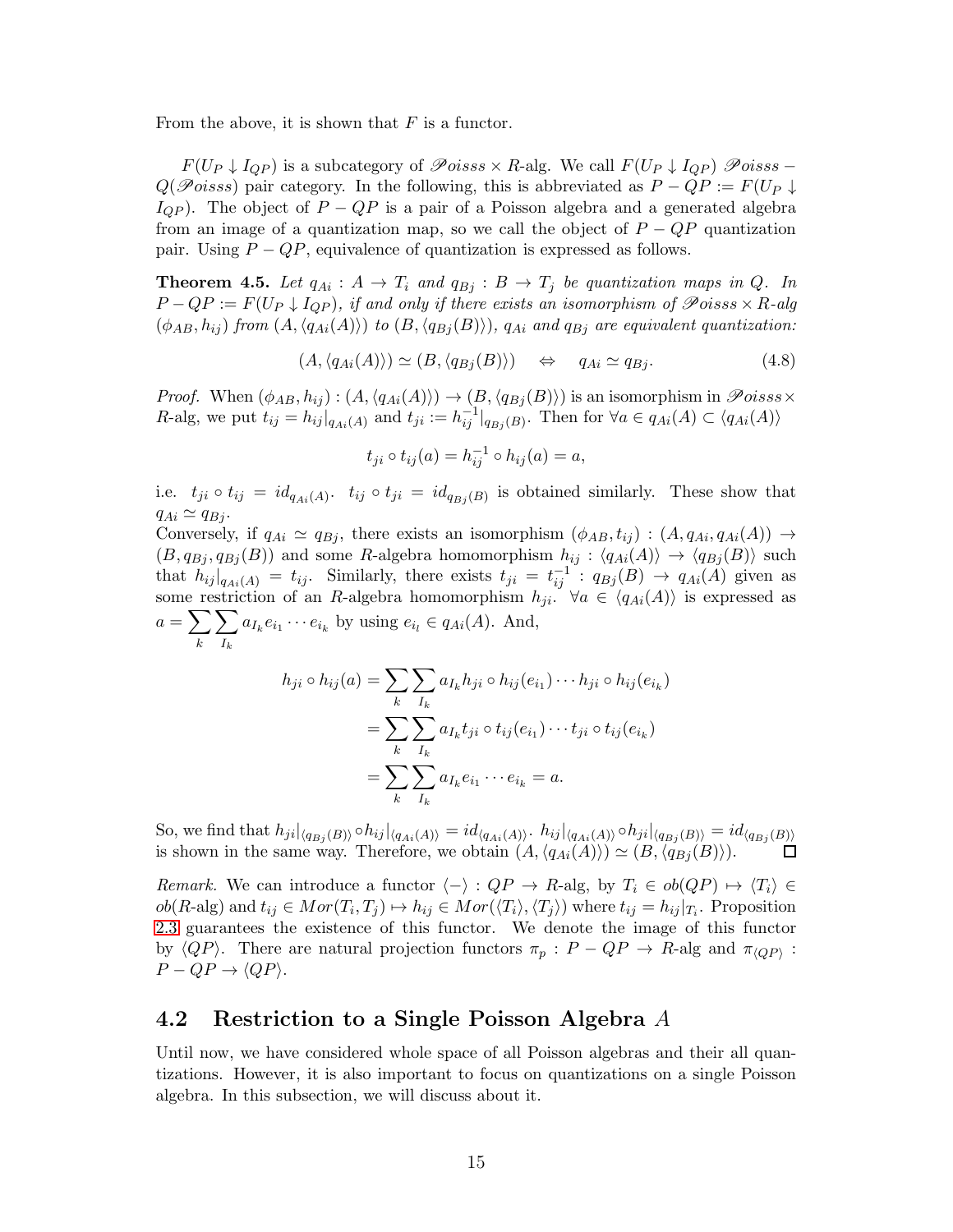From the above, it is shown that $F$ is a functor.

$F(U_P \downarrow I_{QP})$ is a subcategory of $\mathscr{P}oisss \times R$-alg. We call $F(U_P \downarrow I_{QP})$ $\mathscr{P}oisss - Q(\mathscr{P}oisss)$ pair category. In the following, this is abbreviated as $P - QP := F(U_P \downarrow I_{QP})$. The object of $P - QP$ is a pair of a Poisson algebra and a generated algebra from an image of a quantization map, so we call the object of $P - QP$ quantization pair. Using $P - QP$, equivalence of quantization is expressed as follows.

**Theorem 4.5.** *Let $q_{Ai} : A \to T_i$ and $q_{Bj} : B \to T_j$ be quantization maps in $Q$. In $P - QP := F(U_P \downarrow I_{QP})$, if and only if there exists an isomorphism of $\mathscr{P}oisss \times R$-alg $(\phi_{AB}, h_{ij})$ from $(A, \langle q_{Ai}(A) \rangle)$ to $(B, \langle q_{Bj}(B) \rangle)$, $q_{Ai}$ and $q_{Bj}$ are equivalent quantization:*

$$(A, \langle q_{Ai}(A) \rangle) \simeq (B, \langle q_{Bj}(B) \rangle) \quad \Leftrightarrow \quad q_{Ai} \simeq q_{Bj}. \tag{4.8}$$

*Proof.* When $(\phi_{AB}, h_{ij}) : (A, \langle q_{Ai}(A) \rangle) \to (B, \langle q_{Bj}(B) \rangle)$ is an isomorphism in $\mathscr{P}oisss \times R$-alg, we put $t_{ij} = h_{ij}|_{q_{Ai}(A)}$ and $t_{ji} := h_{ij}^{-1}|_{q_{Bj}(B)}$. Then for $\forall a \in q_{Ai}(A) \subset \langle q_{Ai}(A) \rangle$

$$t_{ji} \circ t_{ij}(a) = h_{ij}^{-1} \circ h_{ij}(a) = a,$$

i.e. $t_{ji} \circ t_{ij} = id_{q_{Ai}(A)}$. $t_{ij} \circ t_{ji} = id_{q_{Bj}(B)}$ is obtained similarly. These show that $q_{Ai} \simeq q_{Bj}$.
Conversely, if $q_{Ai} \simeq q_{Bj}$, there exists an isomorphism $(\phi_{AB}, t_{ij}) : (A, q_{Ai}, q_{Ai}(A)) \to (B, q_{Bj}, q_{Bj}(B))$ and some $R$-algebra homomorphism $h_{ij} : \langle q_{Ai}(A) \rangle \to \langle q_{Bj}(B) \rangle$ such that $h_{ij}|_{q_{Ai}(A)} = t_{ij}$. Similarly, there exists $t_{ji} = t_{ij}^{-1} : q_{Bj}(B) \to q_{Ai}(A)$ given as some restriction of an $R$-algebra homomorphism $h_{ji}$. $\forall a \in \langle q_{Ai}(A) \rangle$ is expressed as $a = \displaystyle\sum_k \sum_{I_k} a_{I_k} e_{i_1} \cdots e_{i_k}$ by using $e_{i_l} \in q_{Ai}(A)$. And,

$$\begin{aligned}
h_{ji} \circ h_{ij}(a) &= \sum_k \sum_{I_k} a_{I_k} h_{ji} \circ h_{ij}(e_{i_1}) \cdots h_{ji} \circ h_{ij}(e_{i_k}) \\
&= \sum_k \sum_{I_k} a_{I_k} t_{ji} \circ t_{ij}(e_{i_1}) \cdots t_{ji} \circ t_{ij}(e_{i_k}) \\
&= \sum_k \sum_{I_k} a_{I_k} e_{i_1} \cdots e_{i_k} = a.
\end{aligned}$$

So, we find that $h_{ji}|_{\langle q_{Bj}(B) \rangle} \circ h_{ij}|_{\langle q_{Ai}(A) \rangle} = id_{\langle q_{Ai}(A) \rangle}$. $h_{ij}|_{\langle q_{Ai}(A) \rangle} \circ h_{ji}|_{\langle q_{Bj}(B) \rangle} = id_{\langle q_{Bj}(B) \rangle}$ is shown in the same way. Therefore, we obtain $(A, \langle q_{Ai}(A) \rangle) \simeq (B, \langle q_{Bj}(B) \rangle)$. $\square$

*Remark.* We can introduce a functor $\langle - \rangle : QP \to R$-alg, by $T_i \in ob(QP) \mapsto \langle T_i \rangle \in ob(R\text{-alg})$ and $t_{ij} \in Mor(T_i, T_j) \mapsto h_{ij} \in Mor(\langle T_i \rangle, \langle T_j \rangle)$ where $t_{ij} = h_{ij}|_{T_i}$. Proposition 2.3 guarantees the existence of this functor. We denote the image of this functor by $\langle QP \rangle$. There are natural projection functors $\pi_p : P - QP \to R$-alg and $\pi_{\langle QP \rangle} : P - QP \to \langle QP \rangle$.

## 4.2 Restriction to a Single Poisson Algebra $A$

Until now, we have considered whole space of all Poisson algebras and their all quantizations. However, it is also important to focus on quantizations on a single Poisson algebra. In this subsection, we will discuss about it.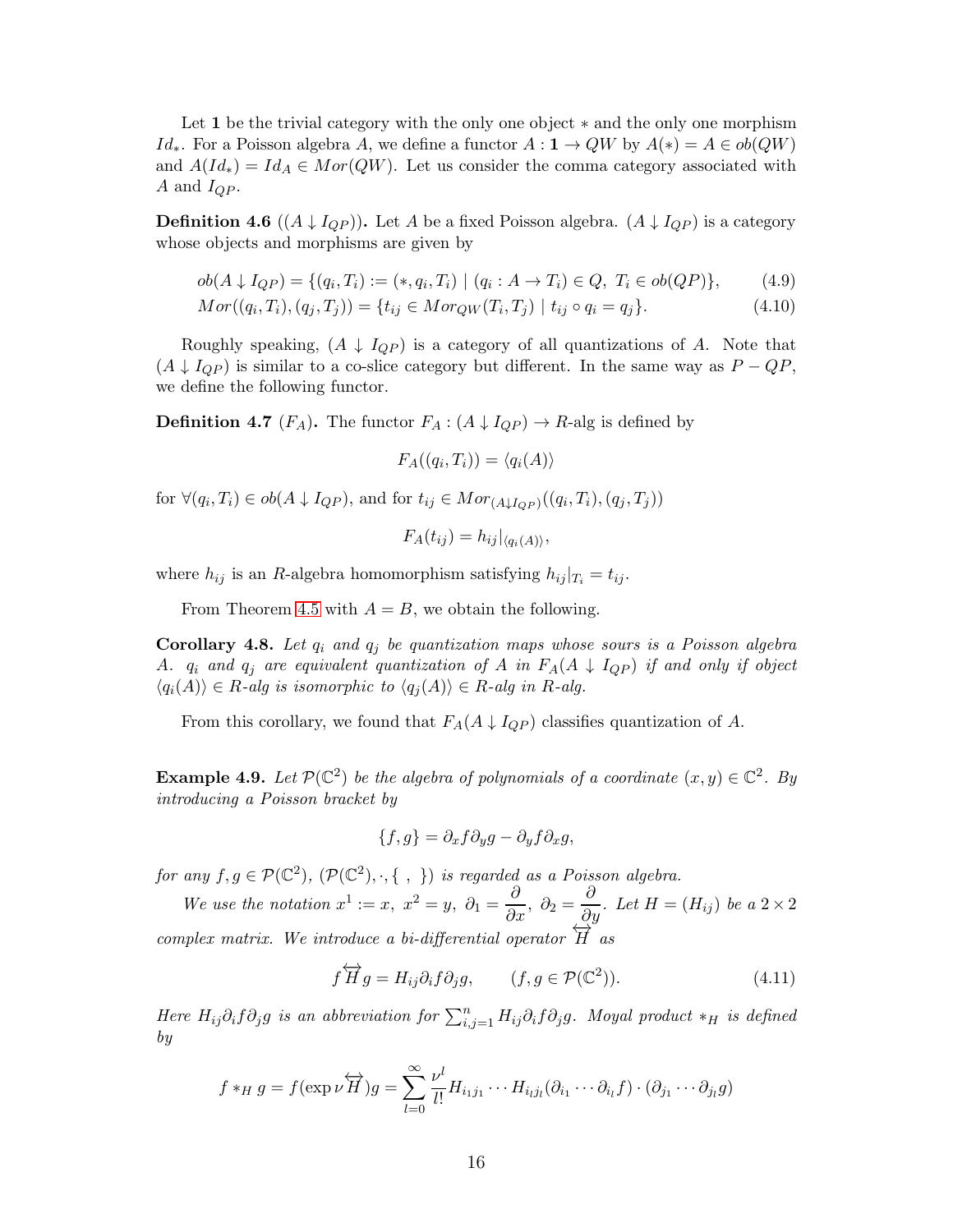Let $\mathbf{1}$ be the trivial category with the only one object $*$ and the only one morphism $Id_*$. For a Poisson algebra $A$, we define a functor $A : \mathbf{1} \to QW$ by $A(*) = A \in ob(QW)$ and $A(Id_*) = Id_A \in Mor(QW)$. Let us consider the comma category associated with $A$ and $I_{QP}$.

**Definition 4.6** (**$(A \downarrow I_{QP})$**)**.** Let $A$ be a fixed Poisson algebra. $(A \downarrow I_{QP})$ is a category whose objects and morphisms are given by

$$ob(A \downarrow I_{QP}) = \{(q_i, T_i) := (*, q_i, T_i) \mid (q_i : A \to T_i) \in Q,\ T_i \in ob(QP)\}, \tag{4.9}$$
$$Mor((q_i, T_i), (q_j, T_j)) = \{t_{ij} \in Mor_{QW}(T_i, T_j) \mid t_{ij} \circ q_i = q_j\}. \tag{4.10}$$

Roughly speaking, $(A \downarrow I_{QP})$ is a category of all quantizations of $A$. Note that $(A \downarrow I_{QP})$ is similar to a co-slice category but different. In the same way as $P - QP$, we define the following functor.

**Definition 4.7** (**$F_A$**)**.** The functor $F_A : (A \downarrow I_{QP}) \to R$-alg is defined by

$$F_A((q_i, T_i)) = \langle q_i(A) \rangle$$

for $\forall (q_i, T_i) \in ob(A \downarrow I_{QP})$, and for $t_{ij} \in Mor_{(A \downarrow I_{QP})}((q_i, T_i), (q_j, T_j))$

$$F_A(t_{ij}) = h_{ij}|_{\langle q_i(A) \rangle},$$

where $h_{ij}$ is an $R$-algebra homomorphism satisfying $h_{ij}|_{T_i} = t_{ij}$.

From Theorem 4.5 with $A = B$, we obtain the following.

**Corollary 4.8.** *Let $q_i$ and $q_j$ be quantization maps whose sours is a Poisson algebra $A$. $q_i$ and $q_j$ are equivalent quantization of $A$ in $F_A(A \downarrow I_{QP})$ if and only if object $\langle q_i(A) \rangle \in R$-alg is isomorphic to $\langle q_j(A) \rangle \in R$-alg in $R$-alg.*

From this corollary, we found that $F_A(A \downarrow I_{QP})$ classifies quantization of $A$.

**Example 4.9.** *Let $\mathcal{P}(\mathbb{C}^2)$ be the algebra of polynomials of a coordinate $(x, y) \in \mathbb{C}^2$. By introducing a Poisson bracket by*

$$\{f, g\} = \partial_x f \partial_y g - \partial_y f \partial_x g,$$

*for any $f, g \in \mathcal{P}(\mathbb{C}^2)$, $(\mathcal{P}(\mathbb{C}^2), \cdot, \{\ ,\ \})$ is regarded as a Poisson algebra.*

*We use the notation $x^1 := x,\ x^2 = y,\ \partial_1 = \dfrac{\partial}{\partial x},\ \partial_2 = \dfrac{\partial}{\partial y}$. Let $H = (H_{ij})$ be a $2 \times 2$ complex matrix. We introduce a bi-differential operator $\overleftrightarrow{H}$ as*

$$f \overleftrightarrow{H} g = H_{ij} \partial_i f \partial_j g, \qquad (f, g \in \mathcal{P}(\mathbb{C}^2)). \tag{4.11}$$

*Here $H_{ij} \partial_i f \partial_j g$ is an abbreviation for $\sum_{i,j=1}^{n} H_{ij} \partial_i f \partial_j g$. Moyal product $*_H$ is defined by*

$$f *_H g = f(\exp \nu \overleftrightarrow{H}) g = \sum_{l=0}^{\infty} \frac{\nu^l}{l!} H_{i_1 j_1} \cdots H_{i_l j_l} (\partial_{i_1} \cdots \partial_{i_l} f) \cdot (\partial_{j_1} \cdots \partial_{j_l} g)$$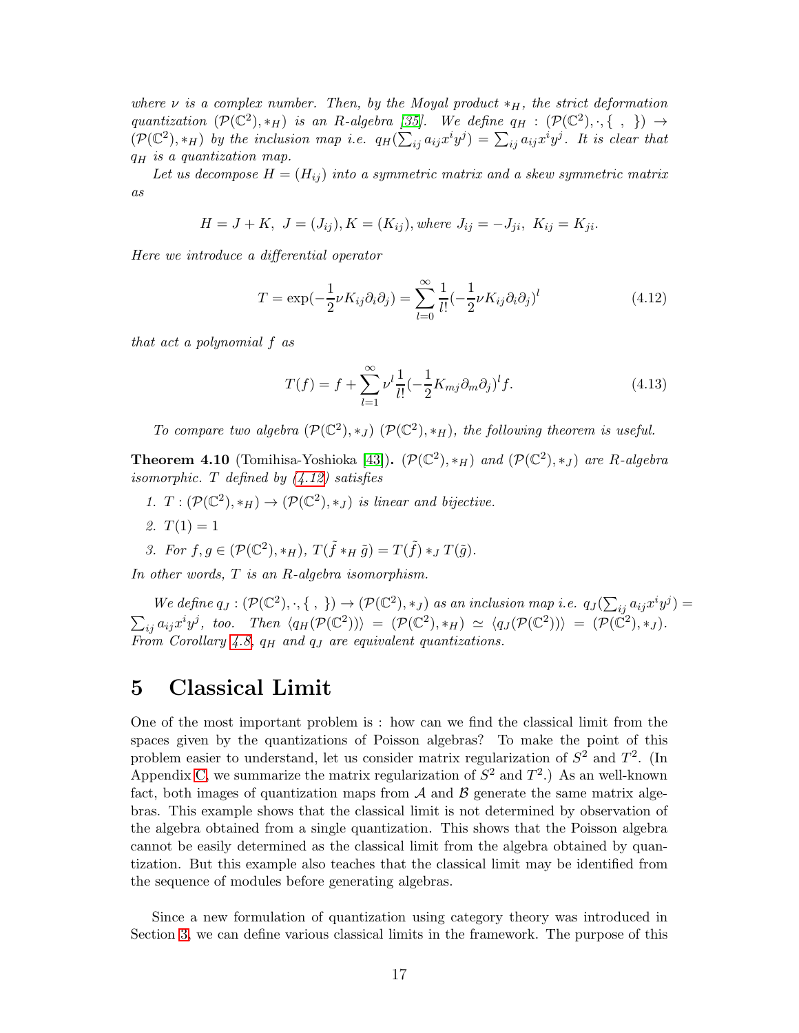*where $\nu$ is a complex number. Then, by the Moyal product $*_H$, the strict deformation quantization $(\mathcal{P}(\mathbb{C}^2), *_H)$ is an R-algebra [35]. We define $q_H : (\mathcal{P}(\mathbb{C}^2), \cdot, \{\ ,\ \}) \to (\mathcal{P}(\mathbb{C}^2), *_H)$ by the inclusion map i.e. $q_H(\sum_{ij} a_{ij} x^i y^j) = \sum_{ij} a_{ij} x^i y^j$. It is clear that $q_H$ is a quantization map.*

*Let us decompose $H = (H_{ij})$ into a symmetric matrix and a skew symmetric matrix as*

$$H = J + K,\ J = (J_{ij}), K = (K_{ij}), \text{where } J_{ij} = -J_{ji},\ K_{ij} = K_{ji}.$$

*Here we introduce a differential operator*

$$T = \exp(-\frac{1}{2}\nu K_{ij}\partial_i\partial_j) = \sum_{l=0}^{\infty} \frac{1}{l!}(-\frac{1}{2}\nu K_{ij}\partial_i\partial_j)^l \tag{4.12}$$

*that act a polynomial $f$ as*

$$T(f) = f + \sum_{l=1}^{\infty} \nu^l \frac{1}{l!}(-\frac{1}{2}K_{mj}\partial_m\partial_j)^l f. \tag{4.13}$$

*To compare two algebra $(\mathcal{P}(\mathbb{C}^2), *_J)$ $(\mathcal{P}(\mathbb{C}^2), *_H)$, the following theorem is useful.*

**Theorem 4.10** (Tomihisa-Yoshioka [43])**.** *$(\mathcal{P}(\mathbb{C}^2), *_H)$ and $(\mathcal{P}(\mathbb{C}^2), *_J)$ are R-algebra isomorphic. $T$ defined by (4.12) satisfies*

1. *$T : (\mathcal{P}(\mathbb{C}^2), *_H) \to (\mathcal{P}(\mathbb{C}^2), *_J)$ is linear and bijective.*
2. *$T(1) = 1$*
3. *For $f, g \in (\mathcal{P}(\mathbb{C}^2), *_H)$, $T(\tilde{f} *_H \tilde{g}) = T(\tilde{f}) *_J T(\tilde{g})$.*

*In other words, $T$ is an R-algebra isomorphism.*

*We define $q_J : (\mathcal{P}(\mathbb{C}^2), \cdot, \{\ ,\ \}) \to (\mathcal{P}(\mathbb{C}^2), *_J)$ as an inclusion map i.e. $q_J(\sum_{ij} a_{ij} x^i y^j) = \sum_{ij} a_{ij} x^i y^j$, too. Then $\langle q_H(\mathcal{P}(\mathbb{C}^2))\rangle = (\mathcal{P}(\mathbb{C}^2), *_H) \simeq \langle q_J(\mathcal{P}(\mathbb{C}^2))\rangle = (\mathcal{P}(\mathbb{C}^2), *_J)$. From Corollary 4.8, $q_H$ and $q_J$ are equivalent quantizations.*

# 5 Classical Limit

One of the most important problem is : how can we find the classical limit from the spaces given by the quantizations of Poisson algebras? To make the point of this problem easier to understand, let us consider matrix regularization of $S^2$ and $T^2$. (In Appendix C, we summarize the matrix regularization of $S^2$ and $T^2$.) As an well-known fact, both images of quantization maps from $\mathcal{A}$ and $\mathcal{B}$ generate the same matrix algebras. This example shows that the classical limit is not determined by observation of the algebra obtained from a single quantization. This shows that the Poisson algebra cannot be easily determined as the classical limit from the algebra obtained by quantization. But this example also teaches that the classical limit may be identified from the sequence of modules before generating algebras.

Since a new formulation of quantization using category theory was introduced in Section 3, we can define various classical limits in the framework. The purpose of this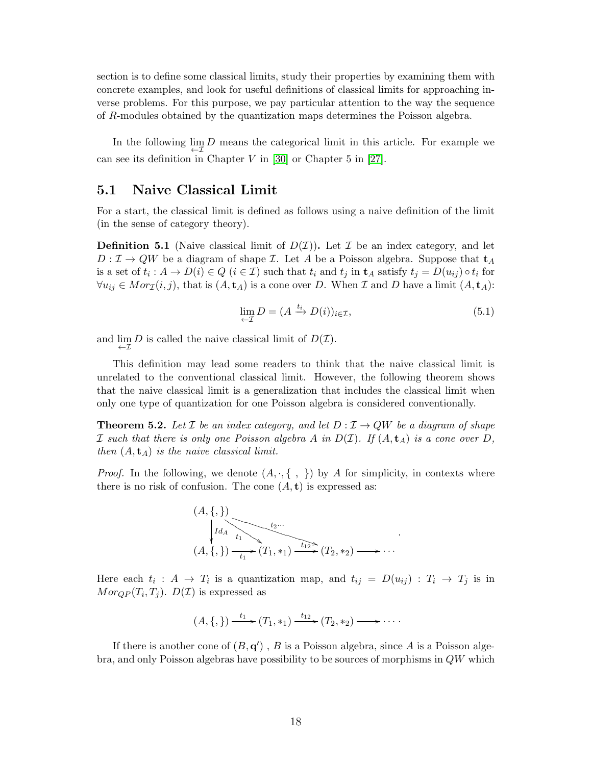section is to define some classical limits, study their properties by examining them with concrete examples, and look for useful definitions of classical limits for approaching inverse problems. For this purpose, we pay particular attention to the way the sequence of $R$-modules obtained by the quantization maps determines the Poisson algebra.

In the following $\varprojlim_{\mathcal{I}} D$ means the categorical limit in this article. For example we can see its definition in Chapter $V$ in [30] or Chapter 5 in [27].

## 5.1 Naive Classical Limit

For a start, the classical limit is defined as follows using a naive definition of the limit (in the sense of category theory).

**Definition 5.1** (Naive classical limit of $D(\mathcal{I})$)**.** Let $\mathcal{I}$ be an index category, and let $D : \mathcal{I} \to QW$ be a diagram of shape $\mathcal{I}$. Let $A$ be a Poisson algebra. Suppose that $\mathbf{t}_A$ is a set of $t_i : A \to D(i) \in Q$ $(i \in \mathcal{I})$ such that $t_i$ and $t_j$ in $\mathbf{t}_A$ satisfy $t_j = D(u_{ij}) \circ t_i$ for $\forall u_{ij} \in Mor_{\mathcal{I}}(i, j)$, that is $(A, \mathbf{t}_A)$ is a cone over $D$. When $\mathcal{I}$ and $D$ have a limit $(A, \mathbf{t}_A)$:

$$\varprojlim_{\mathcal{I}} D = (A \xrightarrow{t_i} D(i))_{i \in \mathcal{I}}, \tag{5.1}$$

and $\varprojlim_{\mathcal{I}} D$ is called the naive classical limit of $D(\mathcal{I})$.

This definition may lead some readers to think that the naive classical limit is unrelated to the conventional classical limit. However, the following theorem shows that the naive classical limit is a generalization that includes the classical limit when only one type of quantization for one Poisson algebra is considered conventionally.

**Theorem 5.2.** *Let $\mathcal{I}$ be an index category, and let $D : \mathcal{I} \to QW$ be a diagram of shape $\mathcal{I}$ such that there is only one Poisson algebra $A$ in $D(\mathcal{I})$. If $(A, \mathbf{t}_A)$ is a cone over $D$, then $(A, \mathbf{t}_A)$ is the naive classical limit.*

*Proof.* In the following, we denote $(A, \cdot, \{\ ,\ \})$ by $A$ for simplicity, in contexts where there is no risk of confusion. The cone $(A, \mathbf{t})$ is expressed as:

$$\begin{array}{ccccccc}
(A, \{,\}) & & & & & & \\
\big\downarrow{\scriptstyle Id_A} & \searrow^{t_1} & & \searrow^{t_2\cdots} & & & \\
(A, \{,\}) & \xrightarrow{t_1} & (T_1, *_1) & \xrightarrow{t_{12}} & (T_2, *_2) & \longrightarrow & \cdots
\end{array}.$$

Here each $t_i : A \to T_i$ is a quantization map, and $t_{ij} = D(u_{ij}) : T_i \to T_j$ is in $Mor_{QP}(T_i, T_j)$. $D(\mathcal{I})$ is expressed as

$$(A, \{,\}) \xrightarrow{t_1} (T_1, *_1) \xrightarrow{t_{12}} (T_2, *_2) \longrightarrow \cdots.$$

If there is another cone of $(B, \mathbf{q}')$ , $B$ is a Poisson algebra, since $A$ is a Poisson algebra, and only Poisson algebras have possibility to be sources of morphisms in $QW$ which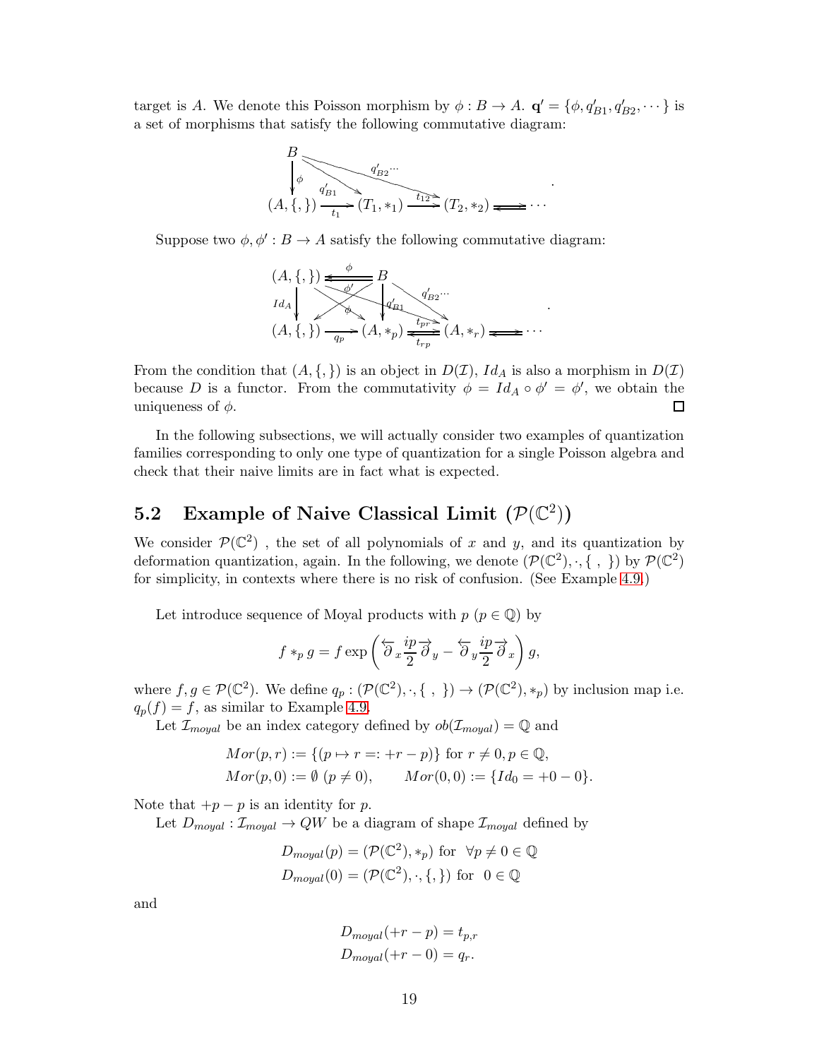target is $A$. We denote this Poisson morphism by $\phi : B \to A$. $\mathbf{q}' = \{\phi, q'_{B1}, q'_{B2}, \cdots\}$ is a set of morphisms that satisfy the following commutative diagram:

$$
\begin{array}{ccccccc}
B & & & & & & \\
\downarrow \phi & \searrow q'_{B1} & & \searrow q'_{B2} \cdots & & & \\
(A, \{,\}) & \xrightarrow{t_1} & (T_1, *_1) & \xrightarrow{t_{12}} & (T_2, *_2) & \rightleftarrows & \cdots
\end{array}
.
$$

Suppose two $\phi, \phi' : B \to A$ satisfy the following commutative diagram:

$$
\begin{array}{ccccccc}
(A, \{,\}) & \overset{\phi}{\underset{\phi'}{\leftleftarrows}} & B & & & & \\
\downarrow Id_A & \times \phi & \downarrow q'_{B1} & \searrow q'_{B2} \cdots & & & \\
(A, \{,\}) & \xrightarrow{q_p} & (A, *_p) & \overset{t_{pr}}{\underset{t_{rp}}{\rightleftarrows}} & (A, *_r) & \rightleftarrows & \cdots
\end{array}
.
$$

From the condition that $(A, \{,\})$ is an object in $D(\mathcal{I})$, $Id_A$ is also a morphism in $D(\mathcal{I})$ because $D$ is a functor. From the commutativity $\phi = Id_A \circ \phi' = \phi'$, we obtain the uniqueness of $\phi$. □

In the following subsections, we will actually consider two examples of quantization families corresponding to only one type of quantization for a single Poisson algebra and check that their naive limits are in fact what is expected.

## 5.2 Example of Naive Classical Limit ($\mathcal{P}(\mathbb{C}^2)$)

We consider $\mathcal{P}(\mathbb{C}^2)$ , the set of all polynomials of $x$ and $y$, and its quantization by deformation quantization, again. In the following, we denote $(\mathcal{P}(\mathbb{C}^2), \cdot, \{\ ,\ \})$ by $\mathcal{P}(\mathbb{C}^2)$ for simplicity, in contexts where there is no risk of confusion. (See Example 4.9.)

Let introduce sequence of Moyal products with $p$ ($p \in \mathbb{Q}$) by

$$
f *_p g = f \exp\left( \overleftarrow{\partial}_x \frac{ip}{2} \overrightarrow{\partial}_y - \overleftarrow{\partial}_y \frac{ip}{2} \overrightarrow{\partial}_x \right) g,
$$

where $f, g \in \mathcal{P}(\mathbb{C}^2)$. We define $q_p : (\mathcal{P}(\mathbb{C}^2), \cdot, \{\ ,\ \}) \to (\mathcal{P}(\mathbb{C}^2), *_p)$ by inclusion map i.e. $q_p(f) = f$, as similar to Example 4.9.

Let $\mathcal{I}_{moyal}$ be an index category defined by $ob(\mathcal{I}_{moyal}) = \mathbb{Q}$ and

$$
\begin{aligned}
&Mor(p, r) := \{(p \mapsto r =: +r - p)\} \text{ for } r \neq 0, p \in \mathbb{Q}, \\
&Mor(p, 0) := \emptyset \ (p \neq 0), \qquad Mor(0, 0) := \{Id_0 = +0 - 0\}.
\end{aligned}
$$

Note that $+p - p$ is an identity for $p$.

Let $D_{moyal} : \mathcal{I}_{moyal} \to QW$ be a diagram of shape $\mathcal{I}_{moyal}$ defined by

$$
\begin{aligned}
D_{moyal}(p) &= (\mathcal{P}(\mathbb{C}^2), *_p) \text{ for } \ \forall p \neq 0 \in \mathbb{Q} \\
D_{moyal}(0) &= (\mathcal{P}(\mathbb{C}^2), \cdot, \{,\}) \text{ for } \ 0 \in \mathbb{Q}
\end{aligned}
$$

and

$$
\begin{aligned}
D_{moyal}(+r - p) &= t_{p,r} \\
D_{moyal}(+r - 0) &= q_r.
\end{aligned}
$$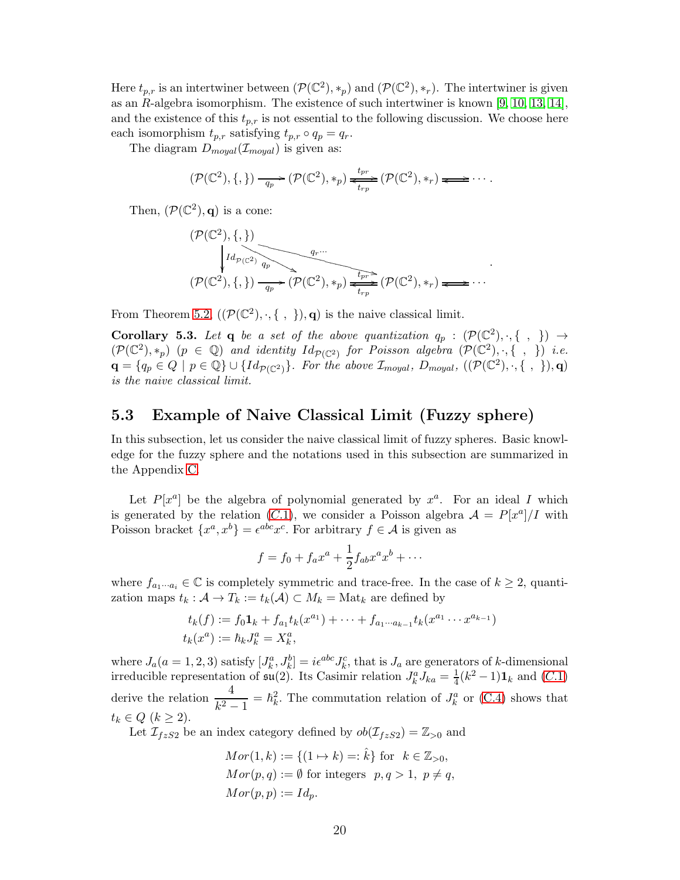Here $t_{p,r}$ is an intertwiner between $(\mathcal{P}(\mathbb{C}^2), *_p)$ and $(\mathcal{P}(\mathbb{C}^2), *_r)$. The intertwiner is given as an $R$-algebra isomorphism. The existence of such intertwiner is known [9, 10, 13, 14], and the existence of this $t_{p,r}$ is not essential to the following discussion. We choose here each isomorphism $t_{p,r}$ satisfying $t_{p,r} \circ q_p = q_r$.

The diagram $D_{moyal}(\mathcal{I}_{moyal})$ is given as:

$$(\mathcal{P}(\mathbb{C}^2), \{,\}) \xrightarrow{q_p} (\mathcal{P}(\mathbb{C}^2), *_p) \underset{t_{rp}}{\overset{t_{pr}}{\rightleftarrows}} (\mathcal{P}(\mathbb{C}^2), *_r) \rightleftarrows \cdots .$$

Then, $(\mathcal{P}(\mathbb{C}^2), \mathbf{q})$ is a cone:

$$\begin{array}{ccccc} (\mathcal{P}(\mathbb{C}^2), \{,\}) & & & & \\ \downarrow Id_{\mathcal{P}(\mathbb{C}^2)} & \searrow^{q_p} & & \searrow^{q_r \cdots} & \\ (\mathcal{P}(\mathbb{C}^2), \{,\}) & \xrightarrow{q_p} & (\mathcal{P}(\mathbb{C}^2), *_p) & \underset{t_{rp}}{\overset{t_{pr}}{\rightleftarrows}} & (\mathcal{P}(\mathbb{C}^2), *_r) \rightleftarrows \cdots \end{array} .$$

From Theorem 5.2, $((\mathcal{P}(\mathbb{C}^2), \cdot, \{\ ,\ \}), \mathbf{q})$ is the naive classical limit.

**Corollary 5.3.** *Let $\mathbf{q}$ be a set of the above quantization $q_p : (\mathcal{P}(\mathbb{C}^2), \cdot, \{\ ,\ \}) \to (\mathcal{P}(\mathbb{C}^2), *_p)$ $(p \in \mathbb{Q})$ and identity $Id_{\mathcal{P}(\mathbb{C}^2)}$ for Poisson algebra $(\mathcal{P}(\mathbb{C}^2), \cdot, \{\ ,\ \})$ i.e. $\mathbf{q} = \{q_p \in Q \mid p \in \mathbb{Q}\} \cup \{Id_{\mathcal{P}(\mathbb{C}^2)}\}$. For the above $\mathcal{I}_{moyal}$, $D_{moyal}$, $((\mathcal{P}(\mathbb{C}^2), \cdot, \{\ ,\ \}), \mathbf{q})$ is the naive classical limit.*

## 5.3 Example of Naive Classical Limit (Fuzzy sphere)

In this subsection, let us consider the naive classical limit of fuzzy spheres. Basic knowledge for the fuzzy sphere and the notations used in this subsection are summarized in the Appendix C.

Let $P[x^a]$ be the algebra of polynomial generated by $x^a$. For an ideal $I$ which is generated by the relation (C.1), we consider a Poisson algebra $\mathcal{A} = P[x^a]/I$ with Poisson bracket $\{x^a, x^b\} = \epsilon^{abc}x^c$. For arbitrary $f \in \mathcal{A}$ is given as

$$f = f_0 + f_a x^a + \frac{1}{2} f_{ab} x^a x^b + \cdots$$

where $f_{a_1 \cdots a_i} \in \mathbb{C}$ is completely symmetric and trace-free. In the case of $k \geq 2$, quantization maps $t_k : \mathcal{A} \to T_k := t_k(\mathcal{A}) \subset M_k = \mathrm{Mat}_k$ are defined by

$$\begin{aligned} t_k(f) &:= f_0 \mathbf{1}_k + f_{a_1} t_k(x^{a_1}) + \cdots + f_{a_1 \cdots a_{k-1}} t_k(x^{a_1} \cdots x^{a_{k-1}}) \\ t_k(x^a) &:= \hbar_k J^a_k = X^a_k, \end{aligned}$$

where $J_a (a = 1, 2, 3)$ satisfy $[J^a_k, J^b_k] = i\epsilon^{abc} J^c_k$, that is $J_a$ are generators of $k$-dimensional irreducible representation of $\mathfrak{su}(2)$. Its Casimir relation $J^a_k J_{ka} = \frac{1}{4}(k^2 - 1)\mathbf{1}_k$ and (C.1) derive the relation $\dfrac{4}{k^2 - 1} = \hbar_k^2$. The commutation relation of $J^a_k$ or (C.4) shows that $t_k \in Q$ $(k \geq 2)$.

Let $\mathcal{I}_{fzS2}$ be an index category defined by $ob(\mathcal{I}_{fzS2}) = \mathbb{Z}_{>0}$ and

$$\begin{aligned} Mor(1, k) &:= \{(1 \mapsto k) =: \hat{k}\} \text{ for } \ k \in \mathbb{Z}_{>0}, \\ Mor(p, q) &:= \emptyset \text{ for integers } \ p, q > 1, \ p \neq q, \\ Mor(p, p) &:= Id_p. \end{aligned}$$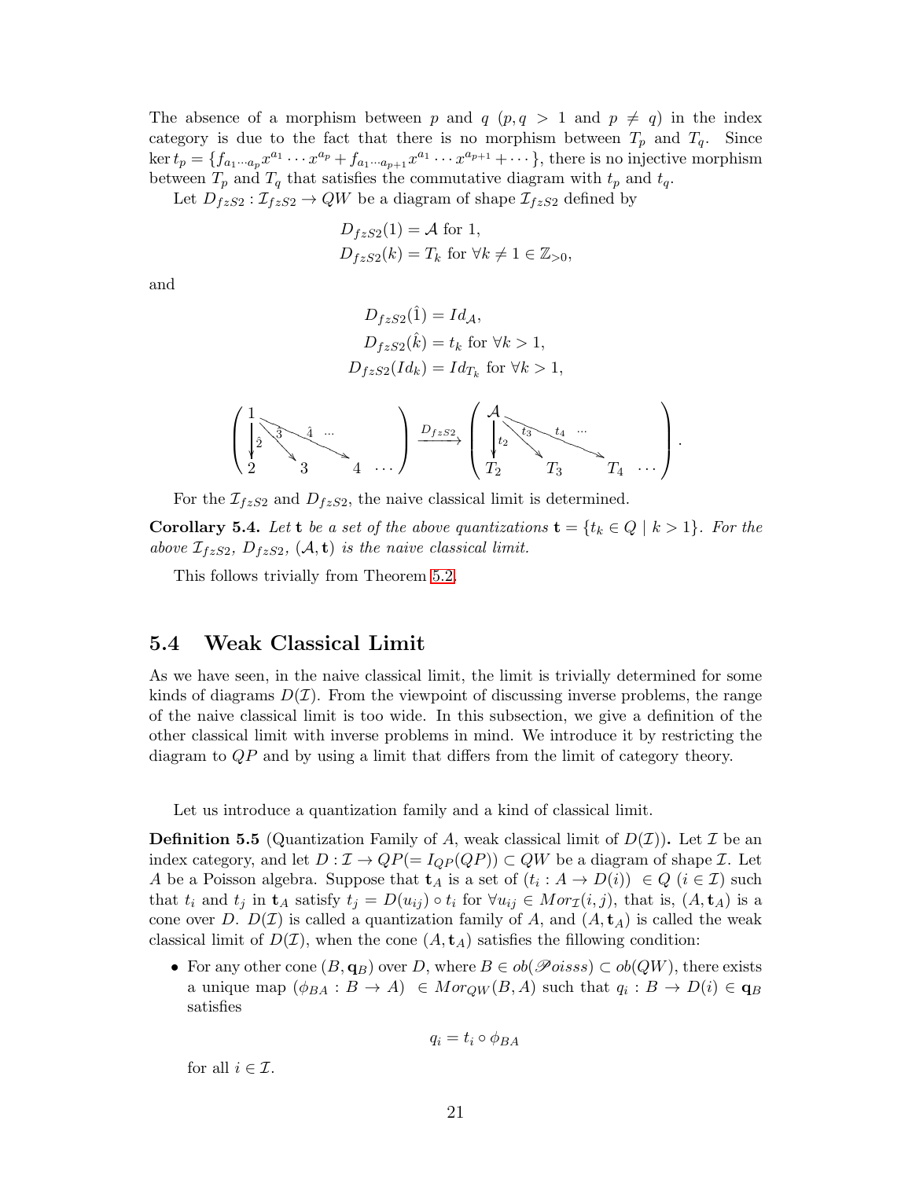The absence of a morphism between $p$ and $q$ ($p, q > 1$ and $p \neq q$) in the index category is due to the fact that there is no morphism between $T_p$ and $T_q$. Since $\ker t_p = \{f_{a_1 \cdots a_p} x^{a_1} \cdots x^{a_p} + f_{a_1 \cdots a_{p+1}} x^{a_1} \cdots x^{a_{p+1}} + \cdots\}$, there is no injective morphism between $T_p$ and $T_q$ that satisfies the commutative diagram with $t_p$ and $t_q$.

Let $D_{fzS2} : \mathcal{I}_{fzS2} \to QW$ be a diagram of shape $\mathcal{I}_{fzS2}$ defined by

$$
\begin{aligned}
D_{fzS2}(1) &= \mathcal{A} \text{ for } 1, \\
D_{fzS2}(k) &= T_k \text{ for } \forall k \neq 1 \in \mathbb{Z}_{>0},
\end{aligned}
$$

and

$$
\begin{aligned}
D_{fzS2}(\hat{1}) &= Id_{\mathcal{A}}, \\
D_{fzS2}(\hat{k}) &= t_k \text{ for } \forall k > 1, \\
D_{fzS2}(Id_k) &= Id_{T_k} \text{ for } \forall k > 1,
\end{aligned}
$$

$$
\left( \begin{array}{cccc} 1 & & & \\ \downarrow \hat{2} & \searrow \hat{3} & \searrow \hat{4} \cdots & \\ 2 & 3 & 4 & \cdots \end{array} \right) \xrightarrow{D_{fzS2}} \left( \begin{array}{cccc} \mathcal{A} & & & \\ \downarrow t_2 & \searrow t_3 & \searrow t_4 \cdots & \\ T_2 & T_3 & T_4 & \cdots \end{array} \right).
$$

For the $\mathcal{I}_{fzS2}$ and $D_{fzS2}$, the naive classical limit is determined.

**Corollary 5.4.** *Let* $\mathbf{t}$ *be a set of the above quantizations* $\mathbf{t} = \{t_k \in Q \mid k > 1\}$. *For the above* $\mathcal{I}_{fzS2}$, $D_{fzS2}$, $(\mathcal{A}, \mathbf{t})$ *is the naive classical limit.*

This follows trivially from Theorem 5.2.

## 5.4 Weak Classical Limit

As we have seen, in the naive classical limit, the limit is trivially determined for some kinds of diagrams $D(\mathcal{I})$. From the viewpoint of discussing inverse problems, the range of the naive classical limit is too wide. In this subsection, we give a definition of the other classical limit with inverse problems in mind. We introduce it by restricting the diagram to $QP$ and by using a limit that differs from the limit of category theory.

Let us introduce a quantization family and a kind of classical limit.

**Definition 5.5** (Quantization Family of $A$, weak classical limit of $D(\mathcal{I})$)**.** Let $\mathcal{I}$ be an index category, and let $D : \mathcal{I} \to QP(= I_{QP}(QP)) \subset QW$ be a diagram of shape $\mathcal{I}$. Let $A$ be a Poisson algebra. Suppose that $\mathbf{t}_A$ is a set of $(t_i : A \to D(i)) \in Q$ $(i \in \mathcal{I})$ such that $t_i$ and $t_j$ in $\mathbf{t}_A$ satisfy $t_j = D(u_{ij}) \circ t_i$ for $\forall u_{ij} \in Mor_{\mathcal{I}}(i, j)$, that is, $(A, \mathbf{t}_A)$ is a cone over $D$. $D(\mathcal{I})$ is called a quantization family of $A$, and $(A, \mathbf{t}_A)$ is called the weak classical limit of $D(\mathcal{I})$, when the cone $(A, \mathbf{t}_A)$ satisfies the fillowing condition:

- For any other cone $(B, \mathbf{q}_B)$ over $D$, where $B \in ob(\mathscr{P}oisss) \subset ob(QW)$, there exists a unique map $(\phi_{BA} : B \to A) \in Mor_{QW}(B, A)$ such that $q_i : B \to D(i) \in \mathbf{q}_B$ satisfies

$$
q_i = t_i \circ \phi_{BA}
$$

for all $i \in \mathcal{I}$.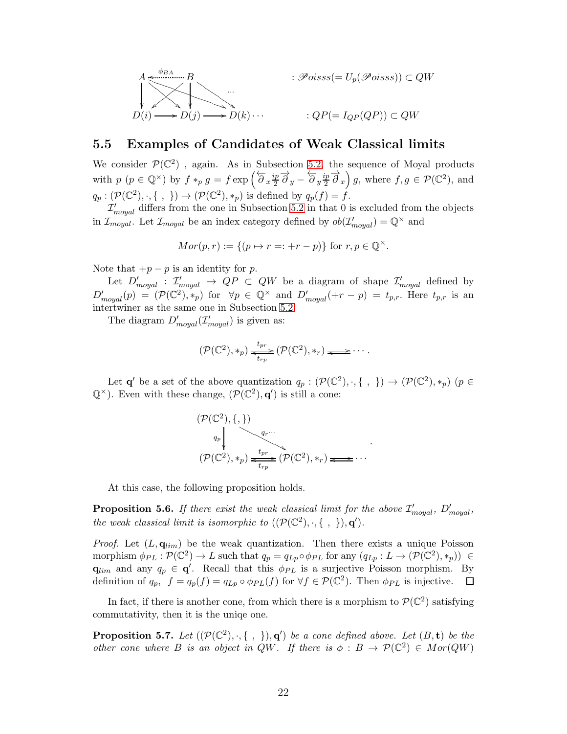$$
\begin{array}{ccccc}
A & \overset{\phi_{BA}}{\longleftarrow} & B & & : \mathscr{P}oisss (= U_p(\mathscr{P}oisss)) \subset QW \\
\downarrow & & \downarrow & \cdots & \\
D(i) & \longrightarrow & D(j) & \longrightarrow D(k) \cdots & : QP (= I_{QP}(QP)) \subset QW
\end{array}
$$

## 5.5 Examples of Candidates of Weak Classical limits

We consider $\mathcal{P}(\mathbb{C}^2)$ , again. As in Subsection 5.2, the sequence of Moyal products with $p$ ($p \in \mathbb{Q}^\times$) by $f *_p g = f \exp\left(\overleftarrow{\partial}_x \frac{ip}{2} \overrightarrow{\partial}_y - \overleftarrow{\partial}_y \frac{ip}{2} \overrightarrow{\partial}_x\right) g$, where $f, g \in \mathcal{P}(\mathbb{C}^2)$, and $q_p : (\mathcal{P}(\mathbb{C}^2), \cdot, \{\ ,\ \}) \to (\mathcal{P}(\mathbb{C}^2), *_p)$ is defined by $q_p(f) = f$.

$\mathcal{I}'_{moyal}$ differs from the one in Subsection 5.2 in that 0 is excluded from the objects in $\mathcal{I}_{moyal}$. Let $\mathcal{I}_{moyal}$ be an index category defined by $ob(\mathcal{I}'_{moyal}) = \mathbb{Q}^\times$ and

$$
Mor(p, r) := \{(p \mapsto r =: +r - p)\} \text{ for } r, p \in \mathbb{Q}^\times.
$$

Note that $+p - p$ is an identity for $p$.

Let $D'_{moyal} : \mathcal{I}'_{moyal} \to QP \subset QW$ be a diagram of shape $\mathcal{I}'_{moyal}$ defined by $D'_{moyal}(p) = (\mathcal{P}(\mathbb{C}^2), *_p)$ for $\forall p \in \mathbb{Q}^\times$ and $D'_{moyal}(+r - p) = t_{p,r}$. Here $t_{p,r}$ is an intertwiner as the same one in Subsection 5.2.

The diagram $D'_{moyal}(\mathcal{I}'_{moyal})$ is given as:

$$
(\mathcal{P}(\mathbb{C}^2), *_p) \underset{t_{rp}}{\overset{t_{pr}}{\rightleftarrows}} (\mathcal{P}(\mathbb{C}^2), *_r) \rightleftarrows \cdots .
$$

Let $\mathbf{q}'$ be a set of the above quantization $q_p : (\mathcal{P}(\mathbb{C}^2), \cdot, \{\ ,\ \}) \to (\mathcal{P}(\mathbb{C}^2), *_p)$ ($p \in \mathbb{Q}^\times$). Even with these change, $(\mathcal{P}(\mathbb{C}^2), \mathbf{q}')$ is still a cone:

$$
\begin{array}{ccc}
(\mathcal{P}(\mathbb{C}^2), \{,\}) & & \\
\downarrow q_p & \searrow q_r \cdots & \\
(\mathcal{P}(\mathbb{C}^2), *_p) & \underset{t_{rp}}{\overset{t_{pr}}{\rightleftarrows}} (\mathcal{P}(\mathbb{C}^2), *_r) & \rightleftarrows \cdots
\end{array} .
$$

At this case, the following proposition holds.

**Proposition 5.6.** *If there exist the weak classical limit for the above $\mathcal{I}'_{moyal}$, $D'_{moyal}$, the weak classical limit is isomorphic to $((\mathcal{P}(\mathbb{C}^2), \cdot, \{\ ,\ \}), \mathbf{q}')$.*

*Proof.* Let $(L, \mathbf{q}_{lim})$ be the weak quantization. Then there exists a unique Poisson morphism $\phi_{PL} : \mathcal{P}(\mathbb{C}^2) \to L$ such that $q_p = q_{Lp} \circ \phi_{PL}$ for any $(q_{Lp} : L \to (\mathcal{P}(\mathbb{C}^2), *_p)) \in \mathbf{q}_{lim}$ and any $q_p \in \mathbf{q}'$. Recall that this $\phi_{PL}$ is a surjective Poisson morphism. By definition of $q_p$, $f = q_p(f) = q_{Lp} \circ \phi_{PL}(f)$ for $\forall f \in \mathcal{P}(\mathbb{C}^2)$. Then $\phi_{PL}$ is injective. $\square$

In fact, if there is another cone, from which there is a morphism to $\mathcal{P}(\mathbb{C}^2)$ satisfying commutativity, then it is the uniqe one.

**Proposition 5.7.** *Let $((\mathcal{P}(\mathbb{C}^2), \cdot, \{\ ,\ \}), \mathbf{q}')$ be a cone defined above. Let $(B, \mathbf{t})$ be the other cone where $B$ is an object in $QW$. If there is $\phi : B \to \mathcal{P}(\mathbb{C}^2) \in Mor(QW)$*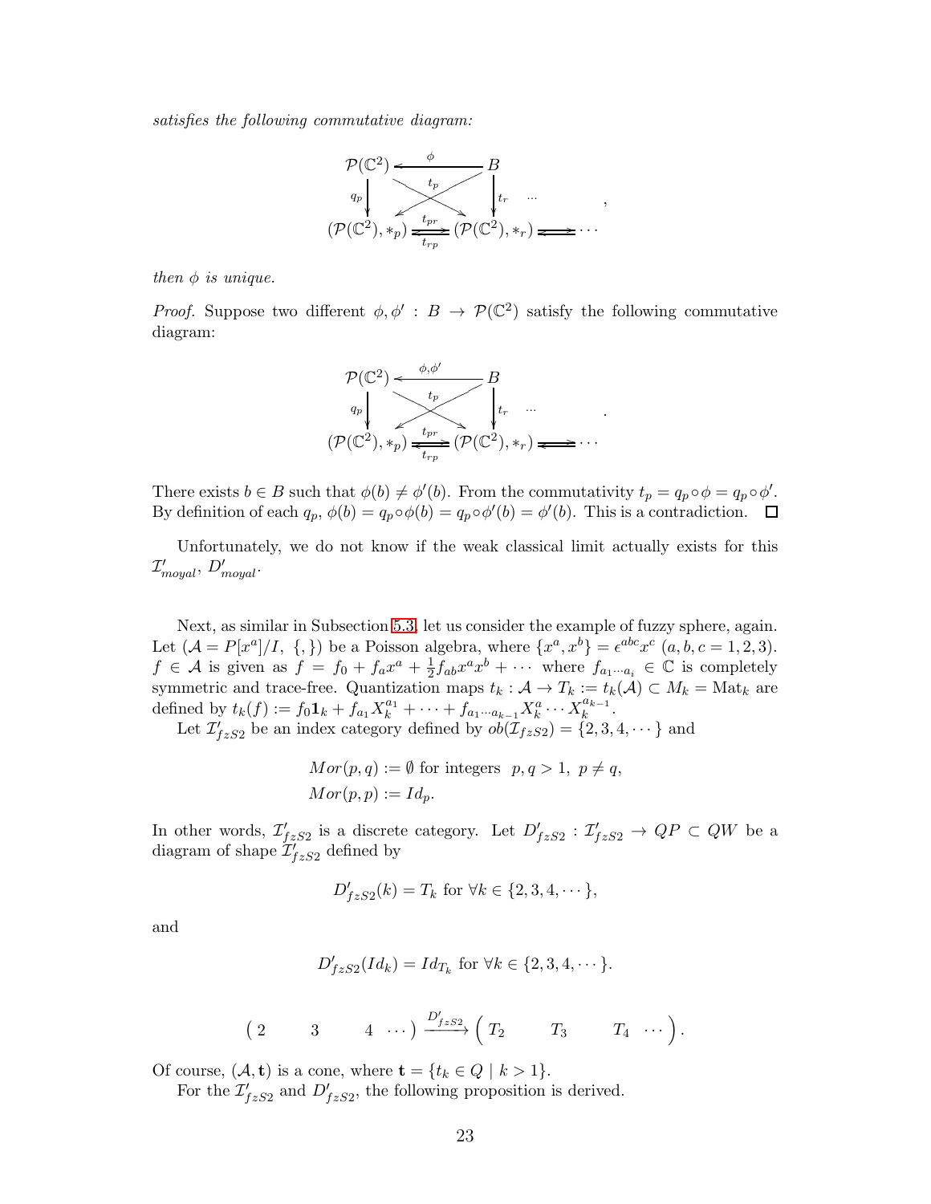*satisfies the following commutative diagram:*

$$
\begin{array}{ccccc}
\mathcal{P}(\mathbb{C}^2) & \xleftarrow{\ \phi\ } & B & & \\
{\scriptstyle q_p}\downarrow & \searrow\!\!\!\!\swarrow_{t_p} & \downarrow{\scriptstyle t_r} & \cdots & \\
(\mathcal{P}(\mathbb{C}^2), *_p) & \underset{t_{rp}}{\overset{t_{pr}}{\rightleftarrows}} & (\mathcal{P}(\mathbb{C}^2), *_r) & \rightleftarrows & \cdots
\end{array},
$$

*then $\phi$ is unique.*

*Proof.* Suppose two different $\phi, \phi' : B \to \mathcal{P}(\mathbb{C}^2)$ satisfy the following commutative diagram:

$$
\begin{array}{ccccc}
\mathcal{P}(\mathbb{C}^2) & \xleftarrow{\ \phi,\phi'\ } & B & & \\
{\scriptstyle q_p}\downarrow & \searrow\!\!\!\!\swarrow_{t_p} & \downarrow{\scriptstyle t_r} & \cdots & \\
(\mathcal{P}(\mathbb{C}^2), *_p) & \underset{t_{rp}}{\overset{t_{pr}}{\rightleftarrows}} & (\mathcal{P}(\mathbb{C}^2), *_r) & \rightleftarrows & \cdots
\end{array}.
$$

There exists $b \in B$ such that $\phi(b) \neq \phi'(b)$. From the commutativity $t_p = q_p \circ \phi = q_p \circ \phi'$. By definition of each $q_p$, $\phi(b) = q_p \circ \phi(b) = q_p \circ \phi'(b) = \phi'(b)$. This is a contradiction. □

Unfortunately, we do not know if the weak classical limit actually exists for this $\mathcal{I}'_{moyal}$, $D'_{moyal}$.

Next, as similar in Subsection 5.3, let us consider the example of fuzzy sphere, again. Let $(\mathcal{A} = P[x^a]/I,\ \{,\})$ be a Poisson algebra, where $\{x^a, x^b\} = \epsilon^{abc} x^c$ $(a, b, c = 1, 2, 3)$. $f \in \mathcal{A}$ is given as $f = f_0 + f_a x^a + \frac{1}{2} f_{ab} x^a x^b + \cdots$ where $f_{a_1 \cdots a_i} \in \mathbb{C}$ is completely symmetric and trace-free. Quantization maps $t_k : \mathcal{A} \to T_k := t_k(\mathcal{A}) \subset M_k = \mathrm{Mat}_k$ are defined by $t_k(f) := f_0 \mathbf{1}_k + f_{a_1} X_k^{a_1} + \cdots + f_{a_1 \cdots a_{k-1}} X_k^{a} \cdots X_k^{a_{k-1}}$.

Let $\mathcal{I}'_{fzS2}$ be an index category defined by $ob(\mathcal{I}_{fzS2}) = \{2, 3, 4, \cdots\}$ and

$$
\begin{aligned}
&Mor(p, q) := \emptyset \text{ for integers } \ p, q > 1,\ p \neq q, \\
&Mor(p, p) := Id_p.
\end{aligned}
$$

In other words, $\mathcal{I}'_{fzS2}$ is a discrete category. Let $D'_{fzS2} : \mathcal{I}'_{fzS2} \to QP \subset QW$ be a diagram of shape $\mathcal{I}'_{fzS2}$ defined by

$$
D'_{fzS2}(k) = T_k \text{ for } \forall k \in \{2, 3, 4, \cdots\},
$$

and

$$
D'_{fzS2}(Id_k) = Id_{T_k} \text{ for } \forall k \in \{2, 3, 4, \cdots\}.
$$

$$
\begin{pmatrix} 2 & 3 & 4 & \cdots \end{pmatrix} \xrightarrow{D'_{fzS2}} \begin{pmatrix} T_2 & T_3 & T_4 & \cdots \end{pmatrix}.
$$

Of course, $(\mathcal{A}, \mathbf{t})$ is a cone, where $\mathbf{t} = \{t_k \in Q \mid k > 1\}$.

For the $\mathcal{I}'_{fzS2}$ and $D'_{fzS2}$, the following proposition is derived.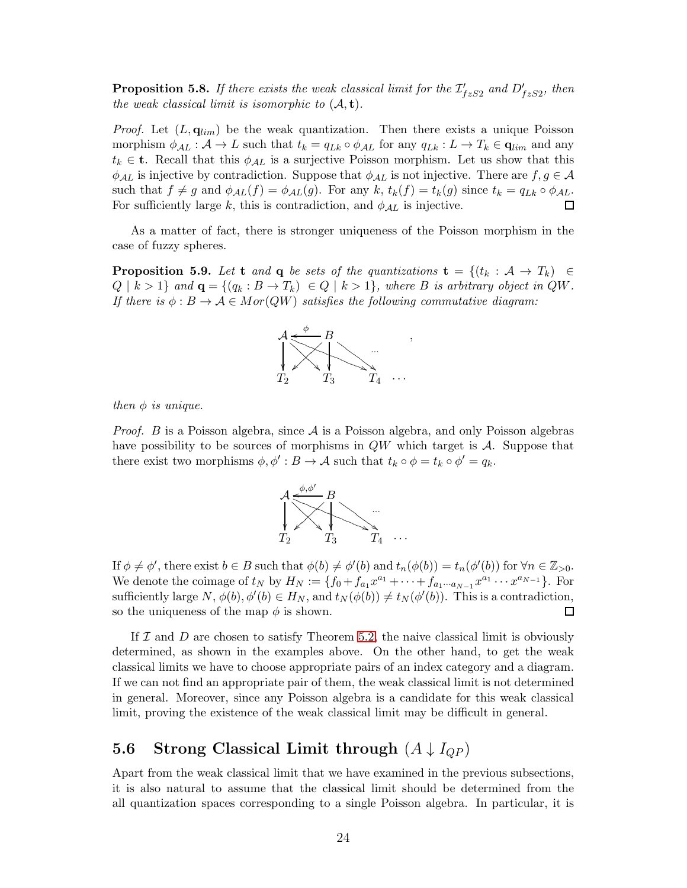**Proposition 5.8.** *If there exists the weak classical limit for the $\mathcal{I}'_{fzS2}$ and $D'_{fzS2}$, then the weak classical limit is isomorphic to $(\mathcal{A}, \mathbf{t})$.*

*Proof.* Let $(L, \mathbf{q}_{lim})$ be the weak quantization. Then there exists a unique Poisson morphism $\phi_{\mathcal{A}L} : \mathcal{A} \to L$ such that $t_k = q_{Lk} \circ \phi_{\mathcal{A}L}$ for any $q_{Lk} : L \to T_k \in \mathbf{q}_{lim}$ and any $t_k \in \mathbf{t}$. Recall that this $\phi_{\mathcal{A}L}$ is a surjective Poisson morphism. Let us show that this $\phi_{\mathcal{A}L}$ is injective by contradiction. Suppose that $\phi_{\mathcal{A}L}$ is not injective. There are $f, g \in \mathcal{A}$ such that $f \neq g$ and $\phi_{\mathcal{A}L}(f) = \phi_{\mathcal{A}L}(g)$. For any $k$, $t_k(f) = t_k(g)$ since $t_k = q_{Lk} \circ \phi_{\mathcal{A}L}$. For sufficiently large $k$, this is contradiction, and $\phi_{\mathcal{A}L}$ is injective. □

As a matter of fact, there is stronger uniqueness of the Poisson morphism in the case of fuzzy spheres.

**Proposition 5.9.** *Let $\mathbf{t}$ and $\mathbf{q}$ be sets of the quantizations $\mathbf{t} = \{(t_k : \mathcal{A} \to T_k) \in Q \mid k > 1\}$ and $\mathbf{q} = \{(q_k : B \to T_k) \in Q \mid k > 1\}$, where $B$ is arbitrary object in $QW$. If there is $\phi : B \to \mathcal{A} \in Mor(QW)$ satisfies the following commutative diagram:*

$$\begin{array}{ccccc} \mathcal{A} & \xleftarrow{\phi} & B & & \\ \downarrow & \searrow\swarrow & \downarrow & \searrow \cdots & \\ T_2 & & T_3 & & T_4 \quad \cdots \end{array},$$

*then $\phi$ is unique.*

*Proof.* $B$ is a Poisson algebra, since $\mathcal{A}$ is a Poisson algebra, and only Poisson algebras have possibility to be sources of morphisms in $QW$ which target is $\mathcal{A}$. Suppose that there exist two morphisms $\phi, \phi' : B \to \mathcal{A}$ such that $t_k \circ \phi = t_k \circ \phi' = q_k$.

$$\begin{array}{ccccc} \mathcal{A} & \xleftarrow{\phi,\phi'} & B & & \\ \downarrow & \searrow\swarrow & \downarrow & \searrow \cdots & \\ T_2 & & T_3 & & T_4 \quad \cdots \end{array}$$

If $\phi \neq \phi'$, there exist $b \in B$ such that $\phi(b) \neq \phi'(b)$ and $t_n(\phi(b)) = t_n(\phi'(b))$ for $\forall n \in \mathbb{Z}_{>0}$. We denote the coimage of $t_N$ by $H_N := \{f_0 + f_{a_1}x^{a_1} + \cdots + f_{a_1 \cdots a_{N-1}} x^{a_1} \cdots x^{a_{N-1}}\}$. For sufficiently large $N$, $\phi(b), \phi'(b) \in H_N$, and $t_N(\phi(b)) \neq t_N(\phi'(b))$. This is a contradiction, so the uniqueness of the map $\phi$ is shown. □

If $\mathcal{I}$ and $D$ are chosen to satisfy Theorem 5.2, the naive classical limit is obviously determined, as shown in the examples above. On the other hand, to get the weak classical limits we have to choose appropriate pairs of an index category and a diagram. If we can not find an appropriate pair of them, the weak classical limit is not determined in general. Moreover, since any Poisson algebra is a candidate for this weak classical limit, proving the existence of the weak classical limit may be difficult in general.

## 5.6 Strong Classical Limit through $(A \downarrow I_{QP})$

Apart from the weak classical limit that we have examined in the previous subsections, it is also natural to assume that the classical limit should be determined from the all quantization spaces corresponding to a single Poisson algebra. In particular, it is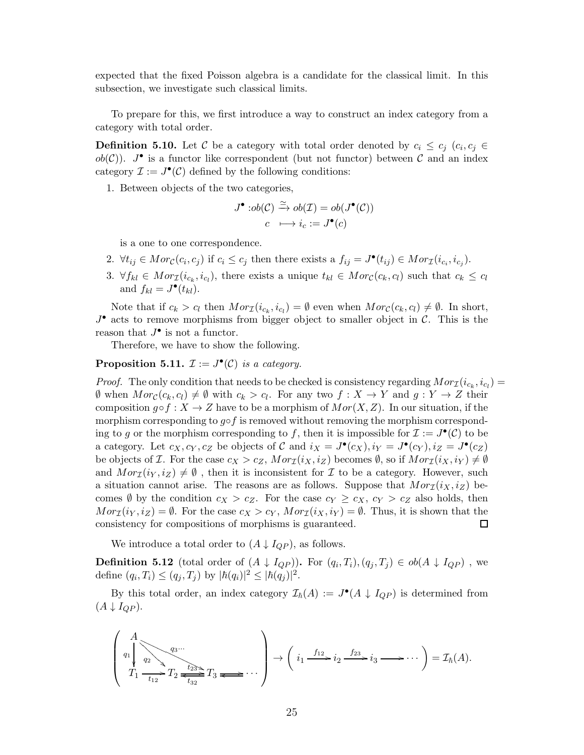expected that the fixed Poisson algebra is a candidate for the classical limit. In this subsection, we investigate such classical limits.

To prepare for this, we first introduce a way to construct an index category from a category with total order.

**Definition 5.10.** Let $\mathcal{C}$ be a category with total order denoted by $c_i \leq c_j$ ($c_i, c_j \in ob(\mathcal{C})$). $J^\bullet$ is a functor like correspondent (but not functor) between $\mathcal{C}$ and an index category $\mathcal{I} := J^\bullet(\mathcal{C})$ defined by the following conditions:

1. Between objects of the two categories,
$$J^\bullet : ob(\mathcal{C}) \xrightarrow{\simeq} ob(\mathcal{I}) = ob(J^\bullet(\mathcal{C}))$$
$$c \longmapsto i_c := J^\bullet(c)$$
is a one to one correspondence.
2. $\forall t_{ij} \in Mor_{\mathcal{C}}(c_i, c_j)$ if $c_i \leq c_j$ then there exists a $f_{ij} = J^\bullet(t_{ij}) \in Mor_{\mathcal{I}}(i_{c_i}, i_{c_j})$.
3. $\forall f_{kl} \in Mor_{\mathcal{I}}(i_{c_k}, i_{c_l})$, there exists a unique $t_{kl} \in Mor_{\mathcal{C}}(c_k, c_l)$ such that $c_k \leq c_l$ and $f_{kl} = J^\bullet(t_{kl})$.

Note that if $c_k > c_l$ then $Mor_{\mathcal{I}}(i_{c_k}, i_{c_l}) = \emptyset$ even when $Mor_{\mathcal{C}}(c_k, c_l) \neq \emptyset$. In short, $J^\bullet$ acts to remove morphisms from bigger object to smaller object in $\mathcal{C}$. This is the reason that $J^\bullet$ is not a functor.

Therefore, we have to show the following.

**Proposition 5.11.** *$\mathcal{I} := J^\bullet(\mathcal{C})$ is a category.*

*Proof.* The only condition that needs to be checked is consistency regarding $Mor_{\mathcal{I}}(i_{c_k}, i_{c_l}) = \emptyset$ when $Mor_{\mathcal{C}}(c_k, c_l) \neq \emptyset$ with $c_k > c_l$. For any two $f : X \to Y$ and $g : Y \to Z$ their composition $g \circ f : X \to Z$ have to be a morphism of $Mor(X, Z)$. In our situation, if the morphism corresponding to $g \circ f$ is removed without removing the morphism corresponding to $g$ or the morphism corresponding to $f$, then it is impossible for $\mathcal{I} := J^\bullet(\mathcal{C})$ to be a category. Let $c_X, c_Y, c_Z$ be objects of $\mathcal{C}$ and $i_X = J^\bullet(c_X), i_Y = J^\bullet(c_Y), i_Z = J^\bullet(c_Z)$ be objects of $\mathcal{I}$. For the case $c_X > c_Z$, $Mor_{\mathcal{I}}(i_X, i_Z)$ becomes $\emptyset$, so if $Mor_{\mathcal{I}}(i_X, i_Y) \neq \emptyset$ and $Mor_{\mathcal{I}}(i_Y, i_Z) \neq \emptyset$ , then it is inconsistent for $\mathcal{I}$ to be a category. However, such a situation cannot arise. The reasons are as follows. Suppose that $Mor_{\mathcal{I}}(i_X, i_Z)$ becomes $\emptyset$ by the condition $c_X > c_Z$. For the case $c_Y \geq c_X$, $c_Y > c_Z$ also holds, then $Mor_{\mathcal{I}}(i_Y, i_Z) = \emptyset$. For the case $c_X > c_Y$, $Mor_{\mathcal{I}}(i_X, i_Y) = \emptyset$. Thus, it is shown that the consistency for compositions of morphisms is guaranteed. $\square$

We introduce a total order to $(A \downarrow I_{QP})$, as follows.

**Definition 5.12** (total order of $(A \downarrow I_{QP})$)**.** For $(q_i, T_i), (q_j, T_j) \in ob(A \downarrow I_{QP})$ , we define $(q_i, T_i) \leq (q_j, T_j)$ by $|\hbar(q_i)|^2 \leq |\hbar(q_j)|^2$.

By this total order, an index category $\mathcal{I}_\hbar(A) := J^\bullet(A \downarrow I_{QP})$ is determined from $(A \downarrow I_{QP})$.

$$\left( \begin{array}{c} A \xrightarrow{q_1} T_1,\ A \xrightarrow{q_2} T_2,\ A \xrightarrow{q_3 \cdots} T_3 \\ T_1 \xrightarrow{t_{12}} T_2 \underset{t_{32}}{\overset{t_{23}}{\rightleftarrows}} T_3 \rightleftarrows \cdots \end{array} \right) \to \left( i_1 \xrightarrow{f_{12}} i_2 \xrightarrow{f_{23}} i_3 \longrightarrow \cdots \right) = \mathcal{I}_\hbar(A).$$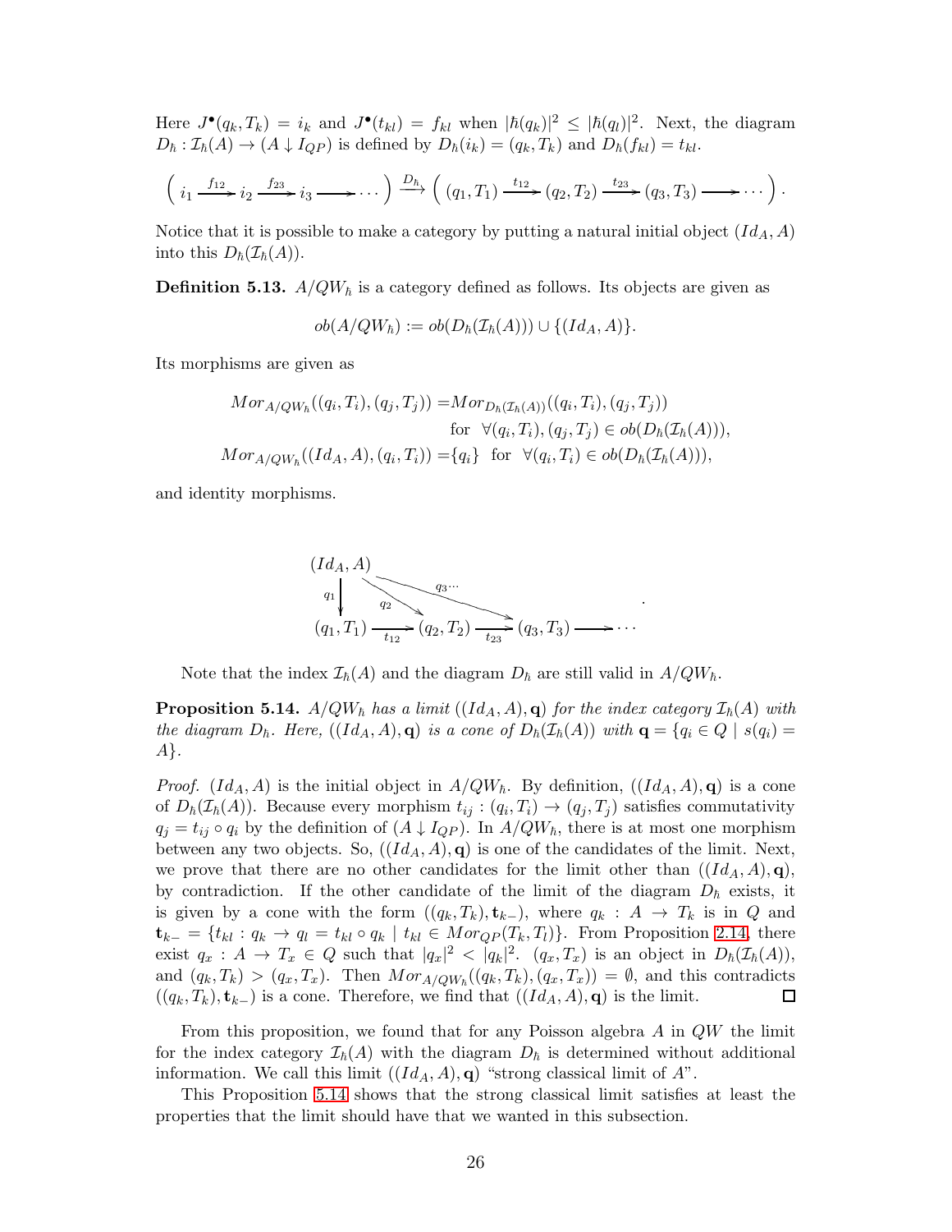Here $J^\bullet(q_k, T_k) = i_k$ and $J^\bullet(t_{kl}) = f_{kl}$ when $|\hbar(q_k)|^2 \leq |\hbar(q_l)|^2$. Next, the diagram $D_\hbar : \mathcal{I}_\hbar(A) \to (A \downarrow I_{QP})$ is defined by $D_\hbar(i_k) = (q_k, T_k)$ and $D_\hbar(f_{kl}) = t_{kl}$.

$$\left( i_1 \xrightarrow{f_{12}} i_2 \xrightarrow{f_{23}} i_3 \longrightarrow \cdots \right) \xrightarrow{D_\hbar} \left( (q_1, T_1) \xrightarrow{t_{12}} (q_2, T_2) \xrightarrow{t_{23}} (q_3, T_3) \longrightarrow \cdots \right).$$

Notice that it is possible to make a category by putting a natural initial object $(Id_A, A)$ into this $D_\hbar(\mathcal{I}_\hbar(A))$.

**Definition 5.13.** *$A/QW_\hbar$ is a category defined as follows. Its objects are given as*

$$ob(A/QW_\hbar) := ob(D_\hbar(\mathcal{I}_\hbar(A))) \cup \{(Id_A, A)\}.$$

*Its morphisms are given as*

$$\begin{aligned} Mor_{A/QW_\hbar}((q_i, T_i), (q_j, T_j)) =& Mor_{D_\hbar(\mathcal{I}_\hbar(A))}((q_i, T_i), (q_j, T_j)) \\ & \text{for } \forall (q_i, T_i), (q_j, T_j) \in ob(D_\hbar(\mathcal{I}_\hbar(A))), \\ Mor_{A/QW_\hbar}((Id_A, A), (q_i, T_i)) =& \{q_i\} \text{ for } \forall (q_i, T_i) \in ob(D_\hbar(\mathcal{I}_\hbar(A))), \end{aligned}$$

*and identity morphisms.*

$$\begin{array}{ccccccc} (Id_A, A) & & & & & & \\ \downarrow q_1 & \searrow^{q_2} & & \searrow^{q_3 \cdots} & & & \\ (q_1, T_1) & \xrightarrow{t_{12}} & (q_2, T_2) & \xrightarrow{t_{23}} & (q_3, T_3) & \longrightarrow & \cdots \end{array}.$$

Note that the index $\mathcal{I}_\hbar(A)$ and the diagram $D_\hbar$ are still valid in $A/QW_\hbar$.

**Proposition 5.14.** *$A/QW_\hbar$ has a limit $((Id_A, A), \mathbf{q})$ for the index category $\mathcal{I}_\hbar(A)$ with the diagram $D_\hbar$. Here, $((Id_A, A), \mathbf{q})$ is a cone of $D_\hbar(\mathcal{I}_\hbar(A))$ with $\mathbf{q} = \{q_i \in Q \mid s(q_i) = A\}$.*

*Proof.* $(Id_A, A)$ is the initial object in $A/QW_\hbar$. By definition, $((Id_A, A), \mathbf{q})$ is a cone of $D_\hbar(\mathcal{I}_\hbar(A))$. Because every morphism $t_{ij} : (q_i, T_i) \to (q_j, T_j)$ satisfies commutativity $q_j = t_{ij} \circ q_i$ by the definition of $(A \downarrow I_{QP})$. In $A/QW_\hbar$, there is at most one morphism between any two objects. So, $((Id_A, A), \mathbf{q})$ is one of the candidates of the limit. Next, we prove that there are no other candidates for the limit other than $((Id_A, A), \mathbf{q})$, by contradiction. If the other candidate of the limit of the diagram $D_\hbar$ exists, it is given by a cone with the form $((q_k, T_k), \mathbf{t}_{k-})$, where $q_k : A \to T_k$ is in $Q$ and $\mathbf{t}_{k-} = \{t_{kl} : q_k \to q_l = t_{kl} \circ q_k \mid t_{kl} \in Mor_{QP}(T_k, T_l)\}$. From Proposition 2.14, there exist $q_x : A \to T_x \in Q$ such that $|q_x|^2 < |q_k|^2$. $(q_x, T_x)$ is an object in $D_\hbar(\mathcal{I}_\hbar(A))$, and $(q_k, T_k) > (q_x, T_x)$. Then $Mor_{A/QW_\hbar}((q_k, T_k), (q_x, T_x)) = \emptyset$, and this contradicts $((q_k, T_k), \mathbf{t}_{k-})$ is a cone. Therefore, we find that $((Id_A, A), \mathbf{q})$ is the limit. $\square$

From this proposition, we found that for any Poisson algebra $A$ in $QW$ the limit for the index category $\mathcal{I}_\hbar(A)$ with the diagram $D_\hbar$ is determined without additional information. We call this limit $((Id_A, A), \mathbf{q})$ "strong classical limit of $A$".

This Proposition 5.14 shows that the strong classical limit satisfies at least the properties that the limit should have that we wanted in this subsection.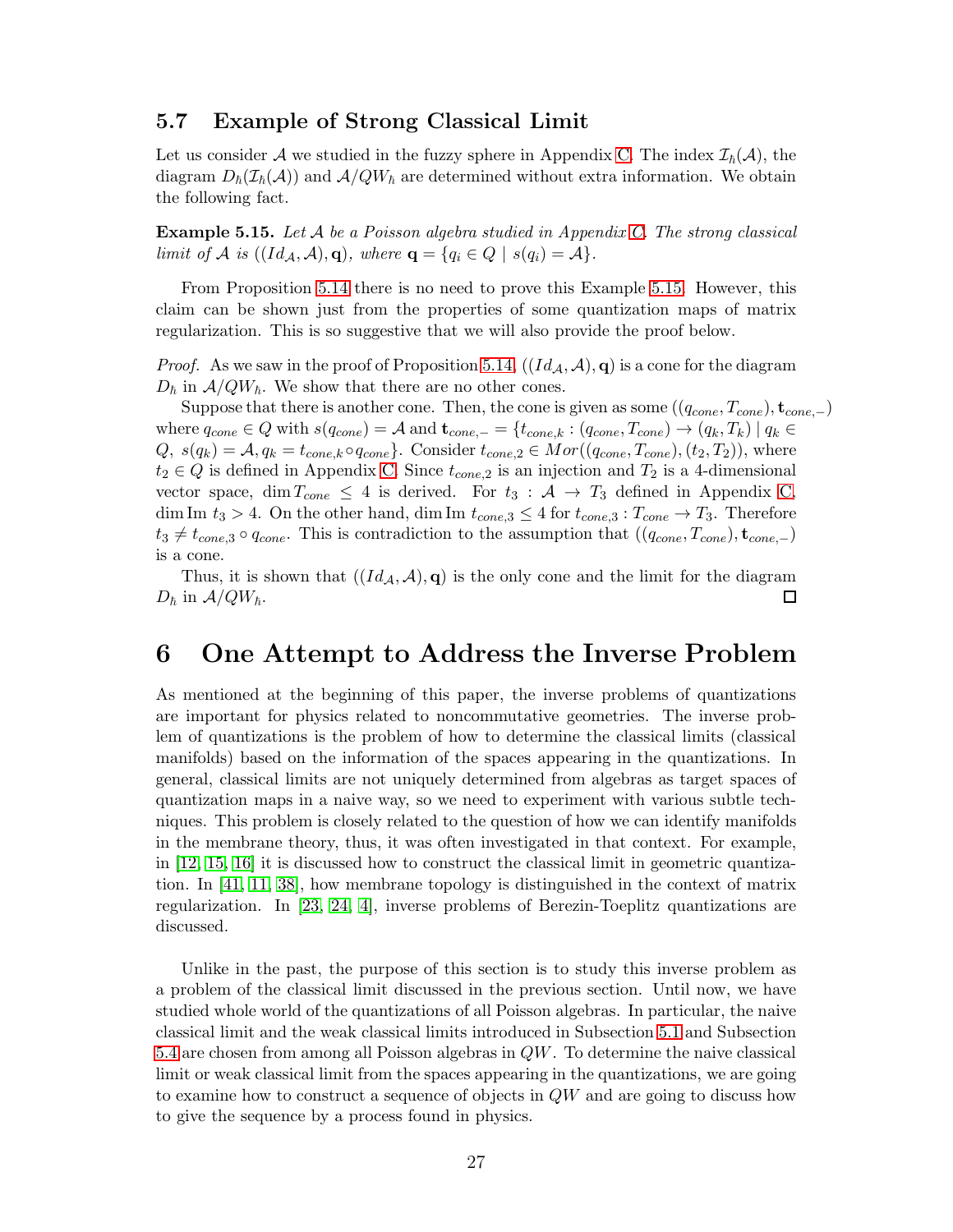### 5.7 Example of Strong Classical Limit

Let us consider $\mathcal{A}$ we studied in the fuzzy sphere in Appendix C. The index $\mathcal{I}_\hbar(\mathcal{A})$, the diagram $D_\hbar(\mathcal{I}_\hbar(\mathcal{A}))$ and $\mathcal{A}/QW_\hbar$ are determined without extra information. We obtain the following fact.

**Example 5.15.** *Let $\mathcal{A}$ be a Poisson algebra studied in Appendix C. The strong classical limit of $\mathcal{A}$ is $((Id_\mathcal{A}, \mathcal{A}), \mathbf{q})$, where $\mathbf{q} = \{q_i \in Q \mid s(q_i) = \mathcal{A}\}$.*

From Proposition 5.14 there is no need to prove this Example 5.15. However, this claim can be shown just from the properties of some quantization maps of matrix regularization. This is so suggestive that we will also provide the proof below.

*Proof.* As we saw in the proof of Proposition 5.14, $((Id_\mathcal{A}, \mathcal{A}), \mathbf{q})$ is a cone for the diagram $D_\hbar$ in $\mathcal{A}/QW_\hbar$. We show that there are no other cones.

Suppose that there is another cone. Then, the cone is given as some $((q_{cone}, T_{cone}), \mathbf{t}_{cone,-})$ where $q_{cone} \in Q$ with $s(q_{cone}) = \mathcal{A}$ and $\mathbf{t}_{cone,-} = \{t_{cone,k} : (q_{cone}, T_{cone}) \to (q_k, T_k) \mid q_k \in Q,\ s(q_k) = \mathcal{A}, q_k = t_{cone,k} \circ q_{cone}\}$. Consider $t_{cone,2} \in Mor((q_{cone}, T_{cone}), (t_2, T_2))$, where $t_2 \in Q$ is defined in Appendix C. Since $t_{cone,2}$ is an injection and $T_2$ is a 4-dimensional vector space, $\dim T_{cone} \leq 4$ is derived. For $t_3 : \mathcal{A} \to T_3$ defined in Appendix C, $\dim \mathrm{Im}\ t_3 > 4$. On the other hand, $\dim \mathrm{Im}\ t_{cone,3} \leq 4$ for $t_{cone,3} : T_{cone} \to T_3$. Therefore $t_3 \neq t_{cone,3} \circ q_{cone}$. This is contradiction to the assumption that $((q_{cone}, T_{cone}), \mathbf{t}_{cone,-})$ is a cone.

Thus, it is shown that $((Id_\mathcal{A}, \mathcal{A}), \mathbf{q})$ is the only cone and the limit for the diagram $D_\hbar$ in $\mathcal{A}/QW_\hbar$. □

## 6 One Attempt to Address the Inverse Problem

As mentioned at the beginning of this paper, the inverse problems of quantizations are important for physics related to noncommutative geometries. The inverse problem of quantizations is the problem of how to determine the classical limits (classical manifolds) based on the information of the spaces appearing in the quantizations. In general, classical limits are not uniquely determined from algebras as target spaces of quantization maps in a naive way, so we need to experiment with various subtle techniques. This problem is closely related to the question of how we can identify manifolds in the membrane theory, thus, it was often investigated in that context. For example, in [12, 15, 16] it is discussed how to construct the classical limit in geometric quantization. In [41, 11, 38], how membrane topology is distinguished in the context of matrix regularization. In [23, 24, 4], inverse problems of Berezin-Toeplitz quantizations are discussed.

Unlike in the past, the purpose of this section is to study this inverse problem as a problem of the classical limit discussed in the previous section. Until now, we have studied whole world of the quantizations of all Poisson algebras. In particular, the naive classical limit and the weak classical limits introduced in Subsection 5.1 and Subsection 5.4 are chosen from among all Poisson algebras in $QW$. To determine the naive classical limit or weak classical limit from the spaces appearing in the quantizations, we are going to examine how to construct a sequence of objects in $QW$ and are going to discuss how to give the sequence by a process found in physics.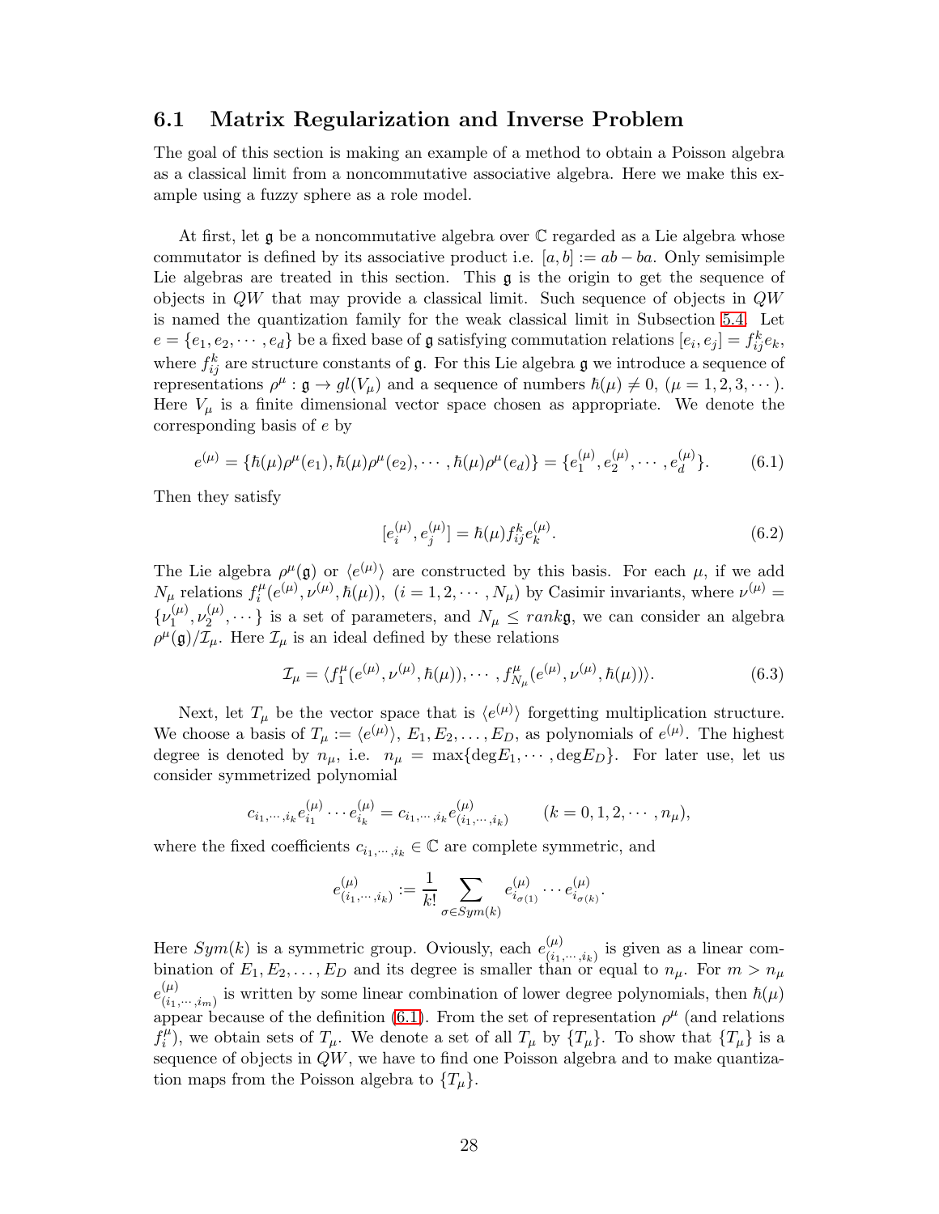## 6.1 Matrix Regularization and Inverse Problem

The goal of this section is making an example of a method to obtain a Poisson algebra as a classical limit from a noncommutative associative algebra. Here we make this example using a fuzzy sphere as a role model.

At first, let $\mathfrak{g}$ be a noncommutative algebra over $\mathbb{C}$ regarded as a Lie algebra whose commutator is defined by its associative product i.e. $[a, b] := ab - ba$. Only semisimple Lie algebras are treated in this section. This $\mathfrak{g}$ is the origin to get the sequence of objects in $QW$ that may provide a classical limit. Such sequence of objects in $QW$ is named the quantization family for the weak classical limit in Subsection 5.4. Let $e = \{e_1, e_2, \cdots, e_d\}$ be a fixed base of $\mathfrak{g}$ satisfying commutation relations $[e_i, e_j] = f_{ij}^k e_k$, where $f_{ij}^k$ are structure constants of $\mathfrak{g}$. For this Lie algebra $\mathfrak{g}$ we introduce a sequence of representations $\rho^\mu : \mathfrak{g} \to gl(V_\mu)$ and a sequence of numbers $\hbar(\mu) \neq 0$, $(\mu = 1, 2, 3, \cdots)$. Here $V_\mu$ is a finite dimensional vector space chosen as appropriate. We denote the corresponding basis of $e$ by

$$e^{(\mu)} = \{\hbar(\mu)\rho^\mu(e_1), \hbar(\mu)\rho^\mu(e_2), \cdots, \hbar(\mu)\rho^\mu(e_d)\} = \{e_1^{(\mu)}, e_2^{(\mu)}, \cdots, e_d^{(\mu)}\}. \tag{6.1}$$

Then they satisfy

$$[e_i^{(\mu)}, e_j^{(\mu)}] = \hbar(\mu) f_{ij}^k e_k^{(\mu)}. \tag{6.2}$$

The Lie algebra $\rho^\mu(\mathfrak{g})$ or $\langle e^{(\mu)} \rangle$ are constructed by this basis. For each $\mu$, if we add $N_\mu$ relations $f_i^\mu(e^{(\mu)}, \nu^{(\mu)}, \hbar(\mu))$, $(i = 1, 2, \cdots, N_\mu)$ by Casimir invariants, where $\nu^{(\mu)} = \{\nu_1^{(\mu)}, \nu_2^{(\mu)}, \cdots\}$ is a set of parameters, and $N_\mu \leq rank\mathfrak{g}$, we can consider an algebra $\rho^\mu(\mathfrak{g})/\mathcal{I}_\mu$. Here $\mathcal{I}_\mu$ is an ideal defined by these relations

$$\mathcal{I}_\mu = \langle f_1^\mu(e^{(\mu)}, \nu^{(\mu)}, \hbar(\mu)), \cdots, f_{N_\mu}^\mu(e^{(\mu)}, \nu^{(\mu)}, \hbar(\mu)) \rangle. \tag{6.3}$$

Next, let $T_\mu$ be the vector space that is $\langle e^{(\mu)} \rangle$ forgetting multiplication structure. We choose a basis of $T_\mu := \langle e^{(\mu)} \rangle$, $E_1, E_2, \ldots, E_D$, as polynomials of $e^{(\mu)}$. The highest degree is denoted by $n_\mu$, i.e. $n_\mu = \max\{\deg E_1, \cdots, \deg E_D\}$. For later use, let us consider symmetrized polynomial

$$c_{i_1,\cdots,i_k} e_{i_1}^{(\mu)} \cdots e_{i_k}^{(\mu)} = c_{i_1,\cdots,i_k} e_{(i_1,\cdots,i_k)}^{(\mu)} \qquad (k = 0, 1, 2, \cdots, n_\mu),$$

where the fixed coefficients $c_{i_1,\cdots,i_k} \in \mathbb{C}$ are complete symmetric, and

$$e_{(i_1,\cdots,i_k)}^{(\mu)} := \frac{1}{k!} \sum_{\sigma \in Sym(k)} e_{i_{\sigma(1)}}^{(\mu)} \cdots e_{i_{\sigma(k)}}^{(\mu)}.$$

Here $Sym(k)$ is a symmetric group. Oviously, each $e_{(i_1,\cdots,i_k)}^{(\mu)}$ is given as a linear combination of $E_1, E_2, \ldots, E_D$ and its degree is smaller than or equal to $n_\mu$. For $m > n_\mu$ $e_{(i_1,\cdots,i_m)}^{(\mu)}$ is written by some linear combination of lower degree polynomials, then $\hbar(\mu)$ appear because of the definition (6.1). From the set of representation $\rho^\mu$ (and relations $f_i^\mu$), we obtain sets of $T_\mu$. We denote a set of all $T_\mu$ by $\{T_\mu\}$. To show that $\{T_\mu\}$ is a sequence of objects in $QW$, we have to find one Poisson algebra and to make quantization maps from the Poisson algebra to $\{T_\mu\}$.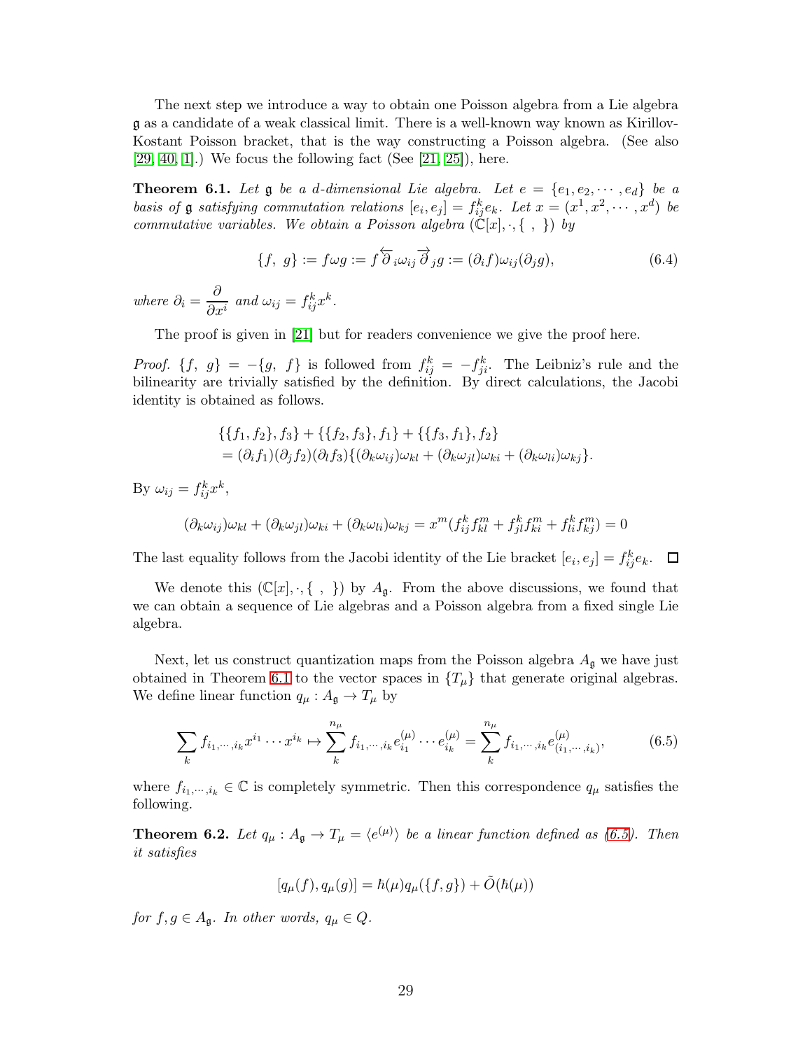The next step we introduce a way to obtain one Poisson algebra from a Lie algebra $\mathfrak{g}$ as a candidate of a weak classical limit. There is a well-known way known as Kirillov-Kostant Poisson bracket, that is the way constructing a Poisson algebra. (See also [29, 40, 1].) We focus the following fact (See [21, 25]), here.

**Theorem 6.1.** *Let $\mathfrak{g}$ be a $d$-dimensional Lie algebra. Let $e = \{e_1, e_2, \cdots, e_d\}$ be a basis of $\mathfrak{g}$ satisfying commutation relations $[e_i, e_j] = f_{ij}^k e_k$. Let $x = (x^1, x^2, \cdots, x^d)$ be commutative variables. We obtain a Poisson algebra $(\mathbb{C}[x], \cdot, \{\ ,\ \})$ by*

$$\{f,\ g\} := f\omega g := f \overleftarrow{\partial}_i \omega_{ij} \overrightarrow{\partial}_j g := (\partial_i f)\omega_{ij}(\partial_j g), \tag{6.4}$$

*where $\partial_i = \dfrac{\partial}{\partial x^i}$ and $\omega_{ij} = f_{ij}^k x^k$.*

The proof is given in [21] but for readers convenience we give the proof here.

*Proof.* $\{f,\ g\} = -\{g,\ f\}$ is followed from $f_{ij}^k = -f_{ji}^k$. The Leibniz's rule and the bilinearity are trivially satisfied by the definition. By direct calculations, the Jacobi identity is obtained as follows.

$$\begin{aligned}
&\{\{f_1, f_2\}, f_3\} + \{\{f_2, f_3\}, f_1\} + \{\{f_3, f_1\}, f_2\} \\
&= (\partial_i f_1)(\partial_j f_2)(\partial_l f_3)\{(\partial_k \omega_{ij})\omega_{kl} + (\partial_k \omega_{jl})\omega_{ki} + (\partial_k \omega_{li})\omega_{kj}\}.
\end{aligned}$$

By $\omega_{ij} = f_{ij}^k x^k$,

$$(\partial_k \omega_{ij})\omega_{kl} + (\partial_k \omega_{jl})\omega_{ki} + (\partial_k \omega_{li})\omega_{kj} = x^m (f_{ij}^k f_{kl}^m + f_{jl}^k f_{ki}^m + f_{li}^k f_{kj}^m) = 0$$

The last equality follows from the Jacobi identity of the Lie bracket $[e_i, e_j] = f_{ij}^k e_k$. $\square$

We denote this $(\mathbb{C}[x], \cdot, \{\ ,\ \})$ by $A_{\mathfrak{g}}$. From the above discussions, we found that we can obtain a sequence of Lie algebras and a Poisson algebra from a fixed single Lie algebra.

Next, let us construct quantization maps from the Poisson algebra $A_{\mathfrak{g}}$ we have just obtained in Theorem 6.1 to the vector spaces in $\{T_\mu\}$ that generate original algebras. We define linear function $q_\mu : A_{\mathfrak{g}} \to T_\mu$ by

$$\sum_k f_{i_1, \cdots, i_k} x^{i_1} \cdots x^{i_k} \mapsto \sum_k^{n_\mu} f_{i_1, \cdots, i_k} e_{i_1}^{(\mu)} \cdots e_{i_k}^{(\mu)} = \sum_k^{n_\mu} f_{i_1, \cdots, i_k} e_{(i_1, \cdots, i_k)}^{(\mu)}, \tag{6.5}$$

where $f_{i_1, \cdots, i_k} \in \mathbb{C}$ is completely symmetric. Then this correspondence $q_\mu$ satisfies the following.

**Theorem 6.2.** *Let $q_\mu : A_{\mathfrak{g}} \to T_\mu = \langle e^{(\mu)} \rangle$ be a linear function defined as (6.5). Then it satisfies*

$$[q_\mu(f), q_\mu(g)] = \hbar(\mu) q_\mu(\{f, g\}) + \tilde{O}(\hbar(\mu))$$

*for $f, g \in A_{\mathfrak{g}}$. In other words, $q_\mu \in Q$.*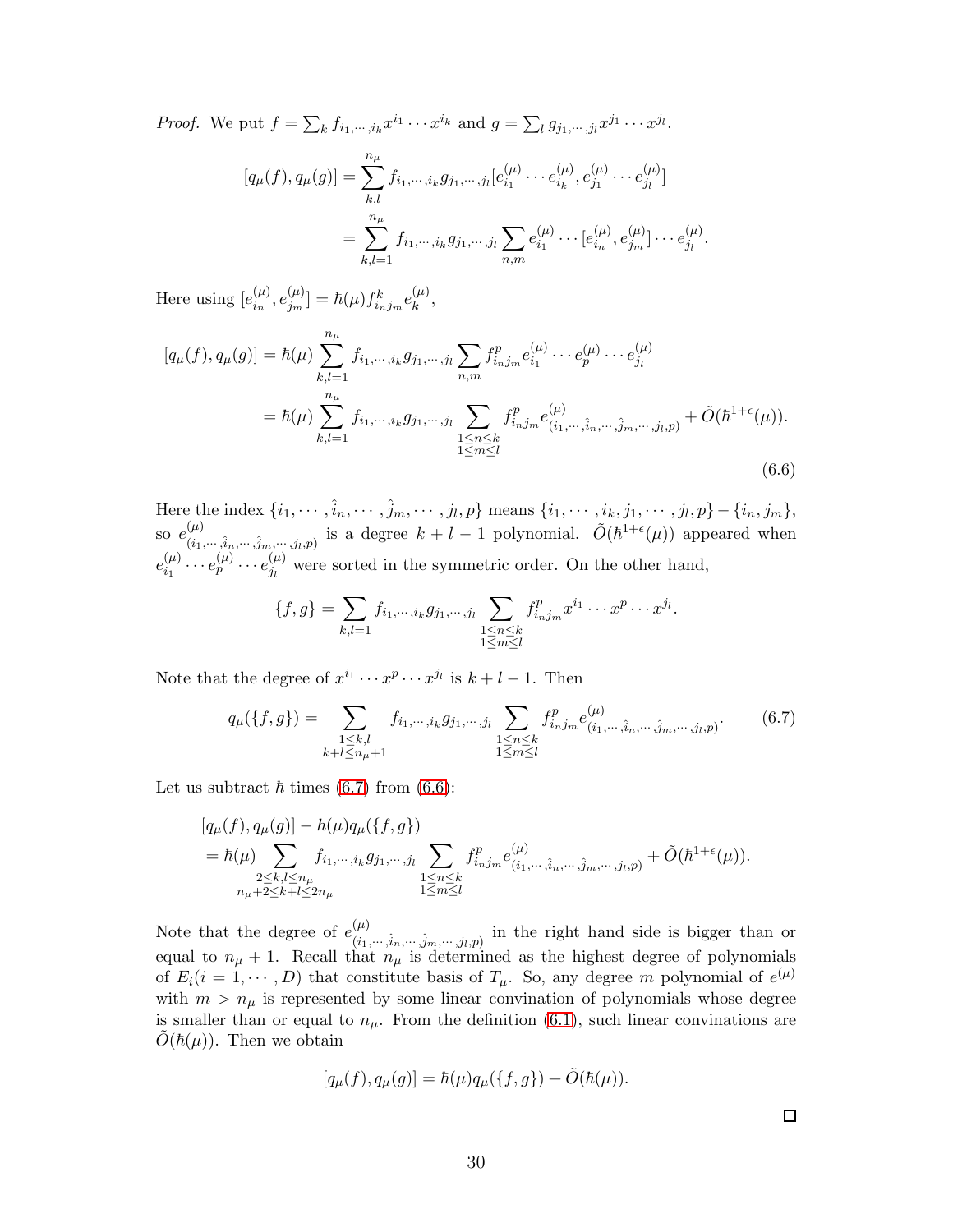*Proof.* We put $f = \sum_k f_{i_1,\cdots,i_k} x^{i_1}\cdots x^{i_k}$ and $g = \sum_l g_{j_1,\cdots,j_l} x^{j_1}\cdots x^{j_l}$.

$$
\begin{aligned}
[q_\mu(f), q_\mu(g)] &= \sum_{k,l}^{n_\mu} f_{i_1,\cdots,i_k} g_{j_1,\cdots,j_l} [e^{(\mu)}_{i_1}\cdots e^{(\mu)}_{i_k}, e^{(\mu)}_{j_1}\cdots e^{(\mu)}_{j_l}] \\
&= \sum_{k,l=1}^{n_\mu} f_{i_1,\cdots,i_k} g_{j_1,\cdots,j_l} \sum_{n,m} e^{(\mu)}_{i_1}\cdots [e^{(\mu)}_{i_n}, e^{(\mu)}_{j_m}]\cdots e^{(\mu)}_{j_l}.
\end{aligned}
$$

Here using $[e^{(\mu)}_{i_n}, e^{(\mu)}_{j_m}] = \hbar(\mu) f^k_{i_n j_m} e^{(\mu)}_k$,

$$
\begin{aligned}
[q_\mu(f), q_\mu(g)] &= \hbar(\mu) \sum_{k,l=1}^{n_\mu} f_{i_1,\cdots,i_k} g_{j_1,\cdots,j_l} \sum_{n,m} f^p_{i_n j_m} e^{(\mu)}_{i_1}\cdots e^{(\mu)}_{p}\cdots e^{(\mu)}_{j_l} \\
&= \hbar(\mu) \sum_{k,l=1}^{n_\mu} f_{i_1,\cdots,i_k} g_{j_1,\cdots,j_l} \sum_{\substack{1\le n\le k \\ 1\le m\le l}} f^p_{i_n j_m} e^{(\mu)}_{(i_1,\cdots,\hat{i}_n,\cdots,\hat{j}_m,\cdots,j_l,p)} + \tilde{O}(\hbar^{1+\epsilon}(\mu)).
\end{aligned}
\tag{6.6}
$$

Here the index $\{i_1,\cdots,\hat{i}_n,\cdots,\hat{j}_m,\cdots,j_l,p\}$ means $\{i_1,\cdots,i_k,j_1,\cdots,j_l,p\}-\{i_n,j_m\}$, so $e^{(\mu)}_{(i_1,\cdots,\hat{i}_n,\cdots,\hat{j}_m,\cdots,j_l,p)}$ is a degree $k+l-1$ polynomial. $\tilde{O}(\hbar^{1+\epsilon}(\mu))$ appeared when $e^{(\mu)}_{i_1}\cdots e^{(\mu)}_{p}\cdots e^{(\mu)}_{j_l}$ were sorted in the symmetric order. On the other hand,

$$
\{f,g\} = \sum_{k,l=1} f_{i_1,\cdots,i_k} g_{j_1,\cdots,j_l} \sum_{\substack{1\le n\le k \\ 1\le m\le l}} f^p_{i_n j_m} x^{i_1}\cdots x^{p}\cdots x^{j_l}.
$$

Note that the degree of $x^{i_1}\cdots x^{p}\cdots x^{j_l}$ is $k+l-1$. Then

$$
q_\mu(\{f,g\}) = \sum_{\substack{1\le k,l \\ k+l\le n_\mu+1}} f_{i_1,\cdots,i_k} g_{j_1,\cdots,j_l} \sum_{\substack{1\le n\le k \\ 1\le m\le l}} f^p_{i_n j_m} e^{(\mu)}_{(i_1,\cdots,\hat{i}_n,\cdots,\hat{j}_m,\cdots,j_l,p)}. \tag{6.7}
$$

Let us subtract $\hbar$ times (6.7) from (6.6):

$$
\begin{aligned}
&[q_\mu(f), q_\mu(g)] - \hbar(\mu) q_\mu(\{f,g\}) \\
&= \hbar(\mu) \sum_{\substack{2\le k,l\le n_\mu \\ n_\mu+2\le k+l\le 2n_\mu}} f_{i_1,\cdots,i_k} g_{j_1,\cdots,j_l} \sum_{\substack{1\le n\le k \\ 1\le m\le l}} f^p_{i_n j_m} e^{(\mu)}_{(i_1,\cdots,\hat{i}_n,\cdots,\hat{j}_m,\cdots,j_l,p)} + \tilde{O}(\hbar^{1+\epsilon}(\mu)).
\end{aligned}
$$

Note that the degree of $e^{(\mu)}_{(i_1,\cdots,\hat{i}_n,\cdots,\hat{j}_m,\cdots,j_l,p)}$ in the right hand side is bigger than or equal to $n_\mu+1$. Recall that $n_\mu$ is determined as the highest degree of polynomials of $E_i (i=1,\cdots,D)$ that constitute basis of $T_\mu$. So, any degree $m$ polynomial of $e^{(\mu)}$ with $m>n_\mu$ is represented by some linear convination of polynomials whose degree is smaller than or equal to $n_\mu$. From the definition (6.1), such linear convinations are $\tilde{O}(\hbar(\mu))$. Then we obtain

$$
[q_\mu(f), q_\mu(g)] = \hbar(\mu) q_\mu(\{f,g\}) + \tilde{O}(\hbar(\mu)).
$$

□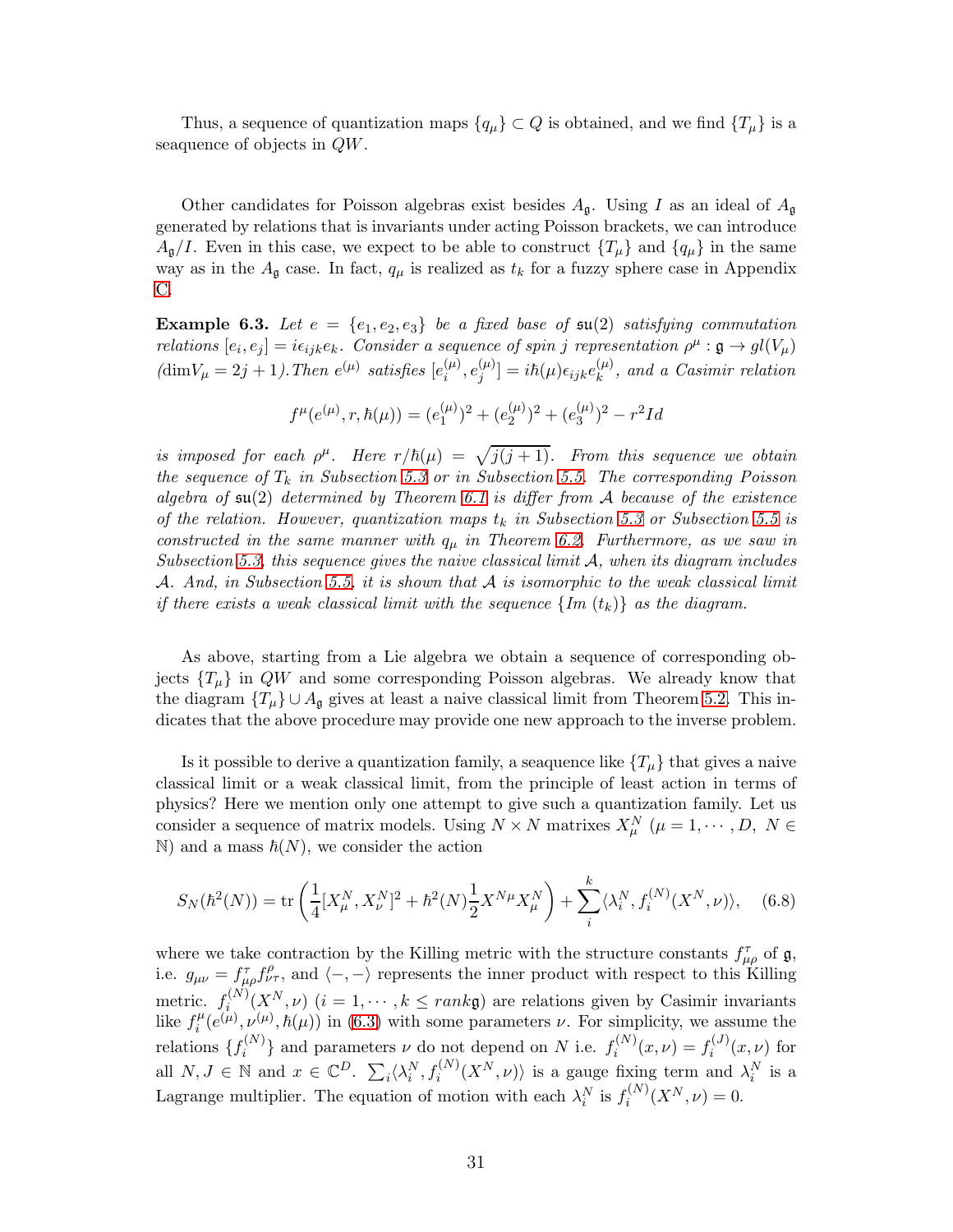Thus, a sequence of quantization maps $\{q_\mu\} \subset Q$ is obtained, and we find $\{T_\mu\}$ is a seaquence of objects in $QW$.

Other candidates for Poisson algebras exist besides $A_{\mathfrak{g}}$. Using $I$ as an ideal of $A_{\mathfrak{g}}$ generated by relations that is invariants under acting Poisson brackets, we can introduce $A_{\mathfrak{g}}/I$. Even in this case, we expect to be able to construct $\{T_\mu\}$ and $\{q_\mu\}$ in the same way as in the $A_{\mathfrak{g}}$ case. In fact, $q_\mu$ is realized as $t_k$ for a fuzzy sphere case in Appendix C.

**Example 6.3.** *Let $e = \{e_1, e_2, e_3\}$ be a fixed base of $\mathfrak{su}(2)$ satisfying commutation relations $[e_i, e_j] = i\epsilon_{ijk}e_k$. Consider a sequence of spin $j$ representation $\rho^\mu : \mathfrak{g} \to gl(V_\mu)$ ($\dim V_\mu = 2j+1$). Then $e^{(\mu)}$ satisfies $[e^{(\mu)}_i, e^{(\mu)}_j] = i\hbar(\mu)\epsilon_{ijk}e^{(\mu)}_k$, and a Casimir relation*

$$f^\mu(e^{(\mu)}, r, \hbar(\mu)) = (e^{(\mu)}_1)^2 + (e^{(\mu)}_2)^2 + (e^{(\mu)}_3)^2 - r^2 Id$$

*is imposed for each $\rho^\mu$. Here $r/\hbar(\mu) = \sqrt{j(j+1)}$. From this sequence we obtain the sequence of $T_k$ in Subsection 5.3 or in Subsection 5.5. The corresponding Poisson algebra of $\mathfrak{su}(2)$ determined by Theorem 6.1 is differ from $\mathcal{A}$ because of the existence of the relation. However, quantization maps $t_k$ in Subsection 5.3 or Subsection 5.5 is constructed in the same manner with $q_\mu$ in Theorem 6.2. Furthermore, as we saw in Subsection 5.3, this sequence gives the naive classical limit $\mathcal{A}$, when its diagram includes $\mathcal{A}$. And, in Subsection 5.5, it is shown that $\mathcal{A}$ is isomorphic to the weak classical limit if there exists a weak classical limit with the sequence $\{Im\ (t_k)\}$ as the diagram.*

As above, starting from a Lie algebra we obtain a sequence of corresponding objects $\{T_\mu\}$ in $QW$ and some corresponding Poisson algebras. We already know that the diagram $\{T_\mu\} \cup A_{\mathfrak{g}}$ gives at least a naive classical limit from Theorem 5.2. This indicates that the above procedure may provide one new approach to the inverse problem.

Is it possible to derive a quantization family, a seaquence like $\{T_\mu\}$ that gives a naive classical limit or a weak classical limit, from the principle of least action in terms of physics? Here we mention only one attempt to give such a quantization family. Let us consider a sequence of matrix models. Using $N \times N$ matrixes $X^N_\mu$ ($\mu = 1, \cdots, D,\ N \in \mathbb{N}$) and a mass $\hbar(N)$, we consider the action

$$S_N(\hbar^2(N)) = \mathrm{tr}\left(\frac{1}{4}[X^N_\mu, X^N_\nu]^2 + \hbar^2(N)\frac{1}{2}X^{N\mu}X^N_\mu\right) + \sum_i^k \langle \lambda^N_i, f^{(N)}_i(X^N, \nu)\rangle, \quad (6.8)$$

where we take contraction by the Killing metric with the structure constants $f^\tau_{\mu\rho}$ of $\mathfrak{g}$, i.e. $g_{\mu\nu} = f^\tau_{\mu\rho}f^\rho_{\nu\tau}$, and $\langle -, - \rangle$ represents the inner product with respect to this Killing metric. $f^{(N)}_i(X^N, \nu)$ ($i = 1, \cdots, k \leq rank\mathfrak{g}$) are relations given by Casimir invariants like $f^\mu_i(e^{(\mu)}, \nu^{(\mu)}, \hbar(\mu))$ in (6.3) with some parameters $\nu$. For simplicity, we assume the relations $\{f^{(N)}_i\}$ and parameters $\nu$ do not depend on $N$ i.e. $f^{(N)}_i(x, \nu) = f^{(J)}_i(x, \nu)$ for all $N, J \in \mathbb{N}$ and $x \in \mathbb{C}^D$. $\sum_i \langle \lambda^N_i, f^{(N)}_i(X^N, \nu)\rangle$ is a gauge fixing term and $\lambda^N_i$ is a Lagrange multiplier. The equation of motion with each $\lambda^N_i$ is $f^{(N)}_i(X^N, \nu) = 0$.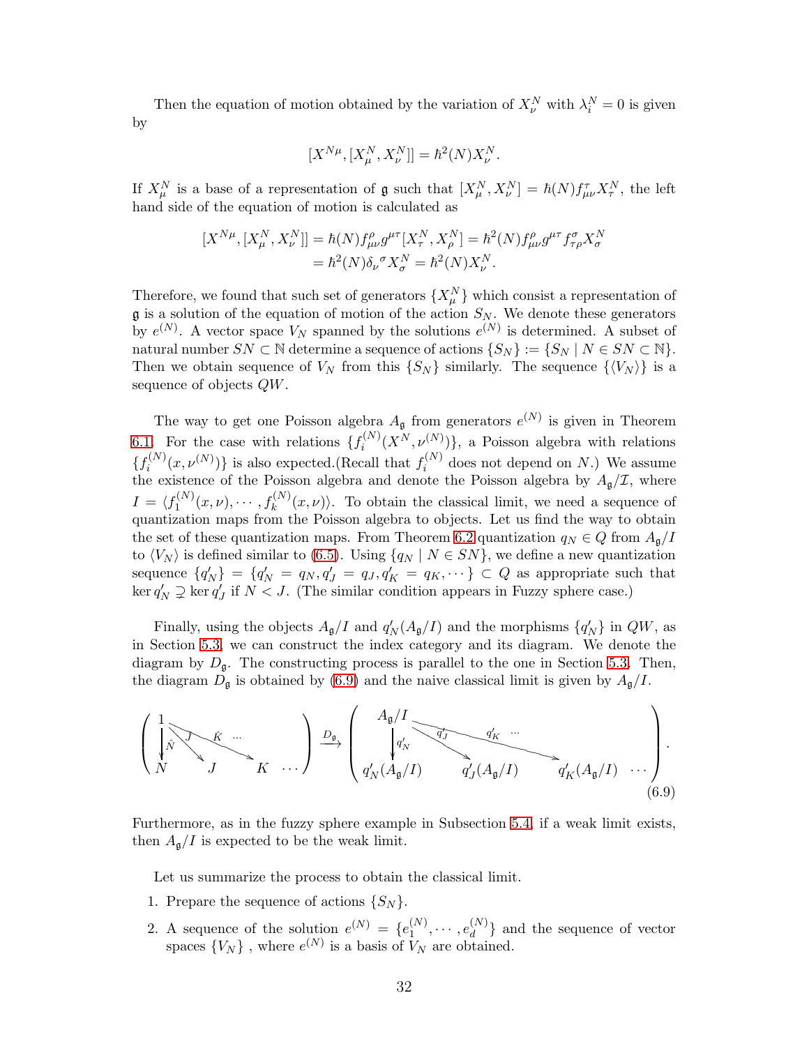Then the equation of motion obtained by the variation of $X^N_\nu$ with $\lambda^N_i = 0$ is given by

$$[X^{N\mu}, [X^N_\mu, X^N_\nu]] = \hbar^2(N) X^N_\nu.$$

If $X^N_\mu$ is a base of a representation of $\mathfrak{g}$ such that $[X^N_\mu, X^N_\nu] = \hbar(N) f^\tau_{\mu\nu} X^N_\tau$, the left hand side of the equation of motion is calculated as

$$\begin{aligned}[X^{N\mu}, [X^N_\mu, X^N_\nu]] &= \hbar(N) f^\rho_{\mu\nu} g^{\mu\tau} [X^N_\tau, X^N_\rho] = \hbar^2(N) f^\rho_{\mu\nu} g^{\mu\tau} f^\sigma_{\tau\rho} X^N_\sigma \\ &= \hbar^2(N) \delta_\nu{}^\sigma X^N_\sigma = \hbar^2(N) X^N_\nu.\end{aligned}$$

Therefore, we found that such set of generators $\{X^N_\mu\}$ which consist a representation of $\mathfrak{g}$ is a solution of the equation of motion of the action $S_N$. We denote these generators by $e^{(N)}$. A vector space $V_N$ spanned by the solutions $e^{(N)}$ is determined. A subset of natural number $SN \subset \mathbb{N}$ determine a sequence of actions $\{S_N\} := \{S_N \mid N \in SN \subset \mathbb{N}\}$. Then we obtain sequence of $V_N$ from this $\{S_N\}$ similarly. The sequence $\{\langle V_N \rangle\}$ is a sequence of objects $QW$.

The way to get one Poisson algebra $A_\mathfrak{g}$ from generators $e^{(N)}$ is given in Theorem 6.1. For the case with relations $\{f^{(N)}_i(X^N, \nu^{(N)})\}$, a Poisson algebra with relations $\{f^{(N)}_i(x, \nu^{(N)})\}$ is also expected.(Recall that $f^{(N)}_i$ does not depend on $N$.) We assume the existence of the Poisson algebra and denote the Poisson algebra by $A_\mathfrak{g}/\mathcal{I}$, where $I = \langle f^{(N)}_1(x,\nu), \cdots, f^{(N)}_k(x,\nu)\rangle$. To obtain the classical limit, we need a sequence of quantization maps from the Poisson algebra to objects. Let us find the way to obtain the set of these quantization maps. From Theorem 6.2 quantization $q_N \in Q$ from $A_\mathfrak{g}/I$ to $\langle V_N \rangle$ is defined similar to (6.5). Using $\{q_N \mid N \in SN\}$, we define a new quantization sequence $\{q'_N\} = \{q'_N = q_N, q'_J = q_J, q'_K = q_K, \cdots\} \subset Q$ as appropriate such that $\ker q'_N \supsetneq \ker q'_J$ if $N < J$. (The similar condition appears in Fuzzy sphere case.)

Finally, using the objects $A_\mathfrak{g}/I$ and $q'_N(A_\mathfrak{g}/I)$ and the morphisms $\{q'_N\}$ in $QW$, as in Section 5.3, we can construct the index category and its diagram. We denote the diagram by $D_\mathfrak{g}$. The constructing process is parallel to the one in Section 5.3. Then, the diagram $D_\mathfrak{g}$ is obtained by (6.9) and the naive classical limit is given by $A_\mathfrak{g}/I$.

$$\begin{pmatrix} 1 & & & \\ \downarrow \hat{N} & \searrow J & \searrow \hat{K} \cdots & \\ N & J & K & \cdots \end{pmatrix} \xrightarrow{D_\mathfrak{g}} \begin{pmatrix} A_\mathfrak{g}/I & & & \\ \downarrow q'_N & \searrow q'_J & \searrow q'_K \cdots & \\ q'_N(A_\mathfrak{g}/I) & q'_J(A_\mathfrak{g}/I) & q'_K(A_\mathfrak{g}/I) & \cdots \end{pmatrix}. \tag{6.9}$$

Furthermore, as in the fuzzy sphere example in Subsection 5.4, if a weak limit exists, then $A_\mathfrak{g}/I$ is expected to be the weak limit.

Let us summarize the process to obtain the classical limit.

1. Prepare the sequence of actions $\{S_N\}$.
2. A sequence of the solution $e^{(N)} = \{e^{(N)}_1, \cdots, e^{(N)}_d\}$ and the sequence of vector spaces $\{V_N\}$ , where $e^{(N)}$ is a basis of $V_N$ are obtained.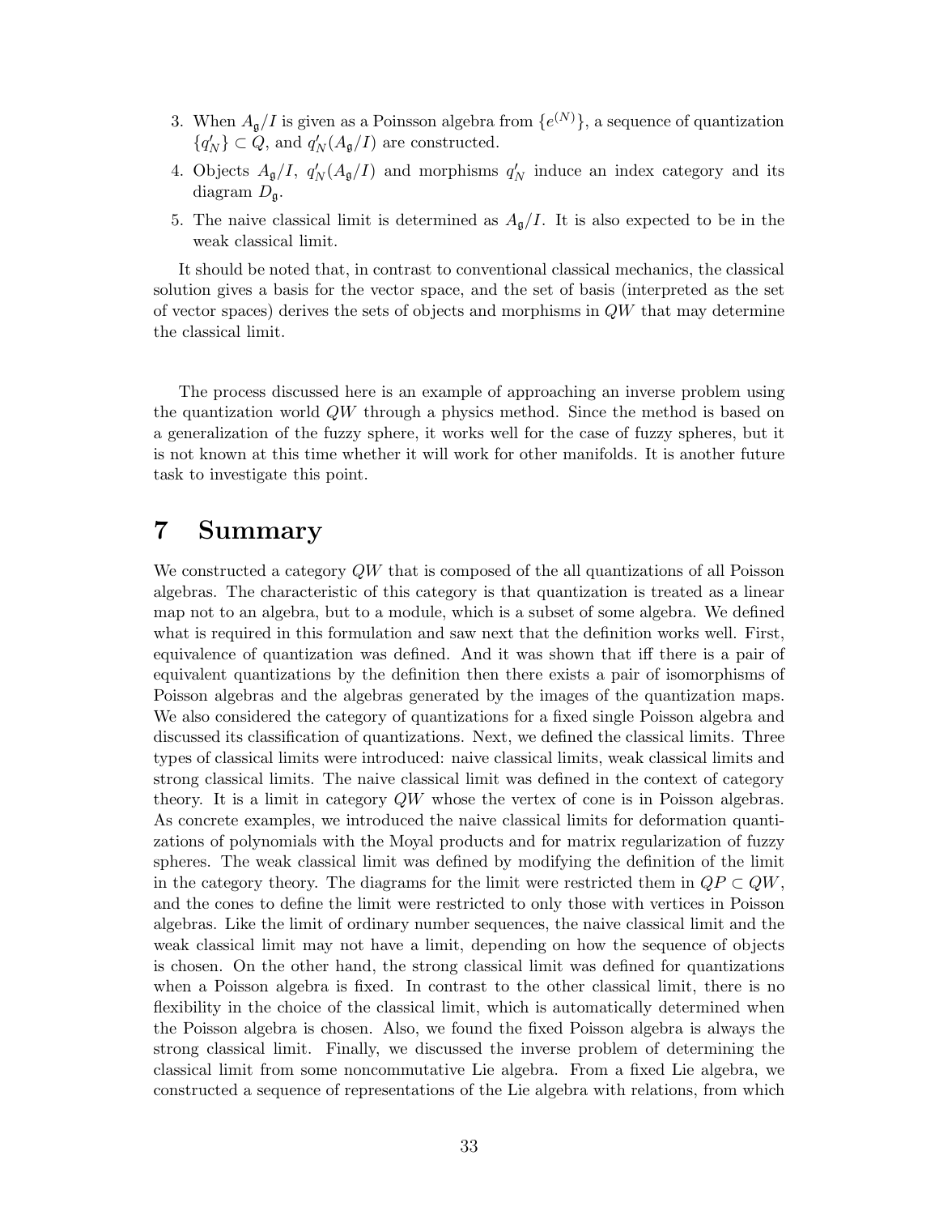3. When $A_{\mathfrak{g}}/I$ is given as a Poinsson algebra from $\{e^{(N)}\}$, a sequence of quantization $\{q'_N\} \subset Q$, and $q'_N(A_{\mathfrak{g}}/I)$ are constructed.
4. Objects $A_{\mathfrak{g}}/I$, $q'_N(A_{\mathfrak{g}}/I)$ and morphisms $q'_N$ induce an index category and its diagram $D_{\mathfrak{g}}$.
5. The naive classical limit is determined as $A_{\mathfrak{g}}/I$. It is also expected to be in the weak classical limit.

It should be noted that, in contrast to conventional classical mechanics, the classical solution gives a basis for the vector space, and the set of basis (interpreted as the set of vector spaces) derives the sets of objects and morphisms in $QW$ that may determine the classical limit.

The process discussed here is an example of approaching an inverse problem using the quantization world $QW$ through a physics method. Since the method is based on a generalization of the fuzzy sphere, it works well for the case of fuzzy spheres, but it is not known at this time whether it will work for other manifolds. It is another future task to investigate this point.

# 7 Summary

We constructed a category $QW$ that is composed of the all quantizations of all Poisson algebras. The characteristic of this category is that quantization is treated as a linear map not to an algebra, but to a module, which is a subset of some algebra. We defined what is required in this formulation and saw next that the definition works well. First, equivalence of quantization was defined. And it was shown that iff there is a pair of equivalent quantizations by the definition then there exists a pair of isomorphisms of Poisson algebras and the algebras generated by the images of the quantization maps. We also considered the category of quantizations for a fixed single Poisson algebra and discussed its classification of quantizations. Next, we defined the classical limits. Three types of classical limits were introduced: naive classical limits, weak classical limits and strong classical limits. The naive classical limit was defined in the context of category theory. It is a limit in category $QW$ whose the vertex of cone is in Poisson algebras. As concrete examples, we introduced the naive classical limits for deformation quantizations of polynomials with the Moyal products and for matrix regularization of fuzzy spheres. The weak classical limit was defined by modifying the definition of the limit in the category theory. The diagrams for the limit were restricted them in $QP \subset QW$, and the cones to define the limit were restricted to only those with vertices in Poisson algebras. Like the limit of ordinary number sequences, the naive classical limit and the weak classical limit may not have a limit, depending on how the sequence of objects is chosen. On the other hand, the strong classical limit was defined for quantizations when a Poisson algebra is fixed. In contrast to the other classical limit, there is no flexibility in the choice of the classical limit, which is automatically determined when the Poisson algebra is chosen. Also, we found the fixed Poisson algebra is always the strong classical limit. Finally, we discussed the inverse problem of determining the classical limit from some noncommutative Lie algebra. From a fixed Lie algebra, we constructed a sequence of representations of the Lie algebra with relations, from which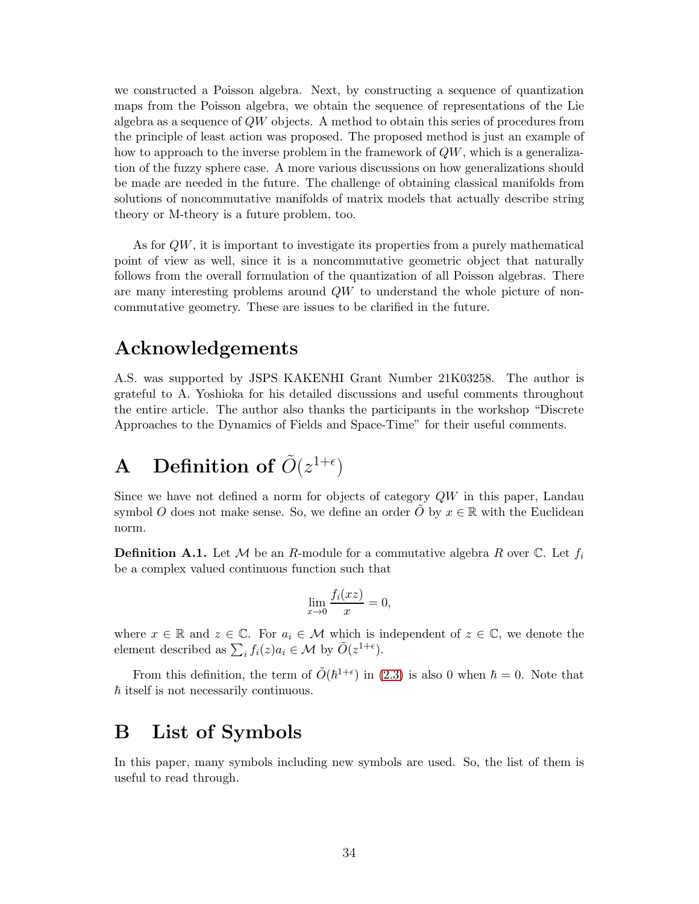we constructed a Poisson algebra. Next, by constructing a sequence of quantization maps from the Poisson algebra, we obtain the sequence of representations of the Lie algebra as a sequence of $QW$ objects. A method to obtain this series of procedures from the principle of least action was proposed. The proposed method is just an example of how to approach to the inverse problem in the framework of $QW$, which is a generalization of the fuzzy sphere case. A more various discussions on how generalizations should be made are needed in the future. The challenge of obtaining classical manifolds from solutions of noncommutative manifolds of matrix models that actually describe string theory or M-theory is a future problem, too.

As for $QW$, it is important to investigate its properties from a purely mathematical point of view as well, since it is a noncommutative geometric object that naturally follows from the overall formulation of the quantization of all Poisson algebras. There are many interesting problems around $QW$ to understand the whole picture of noncommutative geometry. These are issues to be clarified in the future.

# Acknowledgements

A.S. was supported by JSPS KAKENHI Grant Number 21K03258. The author is grateful to A. Yoshioka for his detailed discussions and useful comments throughout the entire article. The author also thanks the participants in the workshop "Discrete Approaches to the Dynamics of Fields and Space-Time" for their useful comments.

# A Definition of $\tilde{O}(z^{1+\epsilon})$

Since we have not defined a norm for objects of category $QW$ in this paper, Landau symbol $O$ does not make sense. So, we define an order $\tilde{O}$ by $x \in \mathbb{R}$ with the Euclidean norm.

**Definition A.1.** Let $\mathcal{M}$ be an $R$-module for a commutative algebra $R$ over $\mathbb{C}$. Let $f_i$ be a complex valued continuous function such that

$$\lim_{x \to 0} \frac{f_i(xz)}{x} = 0,$$

where $x \in \mathbb{R}$ and $z \in \mathbb{C}$. For $a_i \in \mathcal{M}$ which is independent of $z \in \mathbb{C}$, we denote the element described as $\sum_i f_i(z) a_i \in \mathcal{M}$ by $\tilde{O}(z^{1+\epsilon})$.

From this definition, the term of $\tilde{O}(\hbar^{1+\epsilon})$ in (2.3) is also 0 when $\hbar = 0$. Note that $\hbar$ itself is not necessarily continuous.

# B List of Symbols

In this paper, many symbols including new symbols are used. So, the list of them is useful to read through.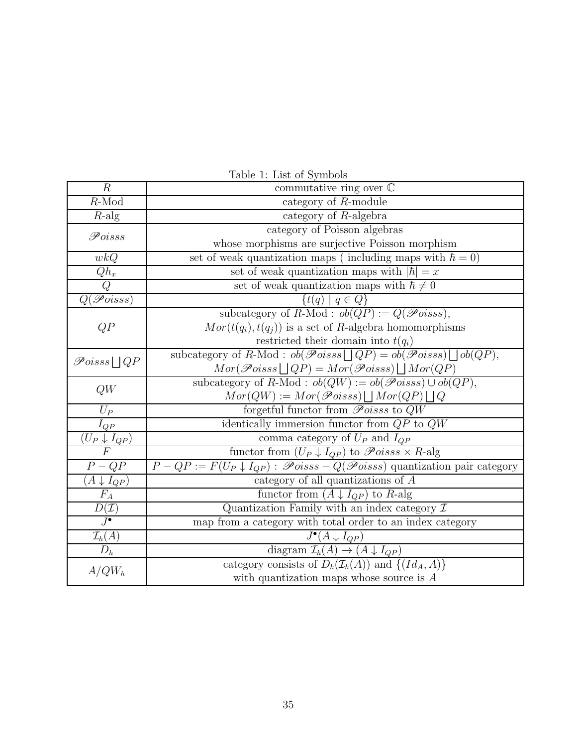Table 1: List of Symbols

| Symbol | Description |
|---|---|
| $R$ | commutative ring over $\mathbb{C}$ |
| $R$-Mod | category of $R$-module |
| $R$-alg | category of $R$-algebra |
| $\mathscr{P}oisss$ | category of Poisson algebras whose morphisms are surjective Poisson morphism |
| $wkQ$ | set of weak quantization maps ( including maps with $\hbar = 0$) |
| $Qh_x$ | set of weak quantization maps with $\lvert\hbar\rvert = x$ |
| $Q$ | set of weak quantization maps with $\hbar \neq 0$ |
| $Q(\mathscr{P}oisss)$ | $\{t(q) \mid q \in Q\}$ |
| $QP$ | subcategory of $R$-Mod : $ob(QP) := Q(\mathscr{P}oisss)$, $Mor(t(q_i), t(q_j))$ is a set of $R$-algebra homomorphisms restricted their domain into $t(q_i)$ |
| $\mathscr{P}oisss \bigsqcup QP$ | subcategory of $R$-Mod : $ob(\mathscr{P}oisss \bigsqcup QP) = ob(\mathscr{P}oisss) \bigsqcup ob(QP)$, $Mor(\mathscr{P}oisss \bigsqcup QP) = Mor(\mathscr{P}oisss) \bigsqcup Mor(QP)$ |
| $QW$ | subcategory of $R$-Mod : $ob(QW) := ob(\mathscr{P}oisss) \cup ob(QP)$, $Mor(QW) := Mor(\mathscr{P}oisss) \bigsqcup Mor(QP) \bigsqcup Q$ |
| $U_P$ | forgetful functor from $\mathscr{P}oisss$ to $QW$ |
| $I_{QP}$ | identically immersion functor from $QP$ to $QW$ |
| $(U_P \downarrow I_{QP})$ | comma category of $U_P$ and $I_{QP}$ |
| $F$ | functor from $(U_P \downarrow I_{QP})$ to $\mathscr{P}oisss \times R$-alg |
| $P - QP$ | $P - QP := F(U_P \downarrow I_{QP})$ : $\mathscr{P}oisss - Q(\mathscr{P}oisss)$ quantization pair category |
| $(A \downarrow I_{QP})$ | category of all quantizations of $A$ |
| $F_A$ | functor from $(A \downarrow I_{QP})$ to $R$-alg |
| $D(\mathcal{I})$ | Quantization Family with an index category $\mathcal{I}$ |
| $J^\bullet$ | map from a category with total order to an index category |
| $\mathcal{I}_\hbar(A)$ | $J^\bullet(A \downarrow I_{QP})$ |
| $D_\hbar$ | diagram $\mathcal{I}_\hbar(A) \to (A \downarrow I_{QP})$ |
| $A/QW_\hbar$ | category consists of $D_\hbar(\mathcal{I}_\hbar(A))$ and $\{(Id_A, A)\}$ with quantization maps whose source is $A$ |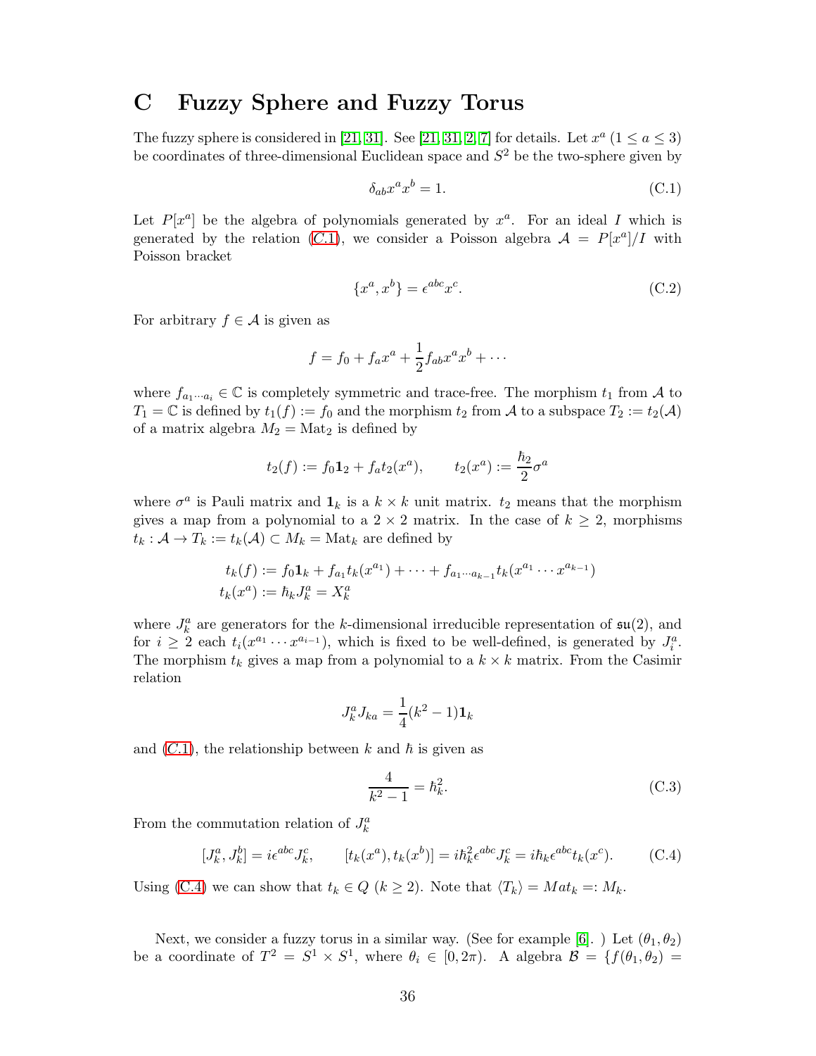# C Fuzzy Sphere and Fuzzy Torus

The fuzzy sphere is considered in [21, 31]. See [21, 31, 2, 7] for details. Let $x^a$ $(1 \leq a \leq 3)$ be coordinates of three-dimensional Euclidean space and $S^2$ be the two-sphere given by

$$\delta_{ab} x^a x^b = 1. \tag{C.1}$$

Let $P[x^a]$ be the algebra of polynomials generated by $x^a$. For an ideal $I$ which is generated by the relation (C.1), we consider a Poisson algebra $\mathcal{A} = P[x^a]/I$ with Poisson bracket

$$\{x^a, x^b\} = \epsilon^{abc} x^c. \tag{C.2}$$

For arbitrary $f \in \mathcal{A}$ is given as

$$f = f_0 + f_a x^a + \frac{1}{2} f_{ab} x^a x^b + \cdots$$

where $f_{a_1 \cdots a_i} \in \mathbb{C}$ is completely symmetric and trace-free. The morphism $t_1$ from $\mathcal{A}$ to $T_1 = \mathbb{C}$ is defined by $t_1(f) := f_0$ and the morphism $t_2$ from $\mathcal{A}$ to a subspace $T_2 := t_2(\mathcal{A})$ of a matrix algebra $M_2 = \mathrm{Mat}_2$ is defined by

$$t_2(f) := f_0 \mathbf{1}_2 + f_a t_2(x^a), \qquad t_2(x^a) := \frac{\hbar_2}{2} \sigma^a$$

where $\sigma^a$ is Pauli matrix and $\mathbf{1}_k$ is a $k \times k$ unit matrix. $t_2$ means that the morphism gives a map from a polynomial to a $2 \times 2$ matrix. In the case of $k \geq 2$, morphisms $t_k : \mathcal{A} \to T_k := t_k(\mathcal{A}) \subset M_k = \mathrm{Mat}_k$ are defined by

$$\begin{aligned}
t_k(f) &:= f_0 \mathbf{1}_k + f_{a_1} t_k(x^{a_1}) + \cdots + f_{a_1 \cdots a_{k-1}} t_k(x^{a_1} \cdots x^{a_{k-1}}) \\
t_k(x^a) &:= \hbar_k J_k^a = X_k^a
\end{aligned}$$

where $J_k^a$ are generators for the $k$-dimensional irreducible representation of $\mathfrak{su}(2)$, and for $i \geq 2$ each $t_i(x^{a_1} \cdots x^{a_{i-1}})$, which is fixed to be well-defined, is generated by $J_i^a$. The morphism $t_k$ gives a map from a polynomial to a $k \times k$ matrix. From the Casimir relation

$$J_k^a J_{ka} = \frac{1}{4}(k^2 - 1) \mathbf{1}_k$$

and (C.1), the relationship between $k$ and $\hbar$ is given as

$$\frac{4}{k^2 - 1} = \hbar_k^2. \tag{C.3}$$

From the commutation relation of $J_k^a$

$$[J_k^a, J_k^b] = i \epsilon^{abc} J_k^c, \qquad [t_k(x^a), t_k(x^b)] = i \hbar_k^2 \epsilon^{abc} J_k^c = i \hbar_k \epsilon^{abc} t_k(x^c). \tag{C.4}$$

Using (C.4) we can show that $t_k \in Q$ $(k \geq 2)$. Note that $\langle T_k \rangle = Mat_k =: M_k$.

Next, we consider a fuzzy torus in a similar way. (See for example [6]. ) Let $(\theta_1, \theta_2)$ be a coordinate of $T^2 = S^1 \times S^1$, where $\theta_i \in [0, 2\pi)$. A algebra $\mathcal{B} = \{f(\theta_1, \theta_2) =$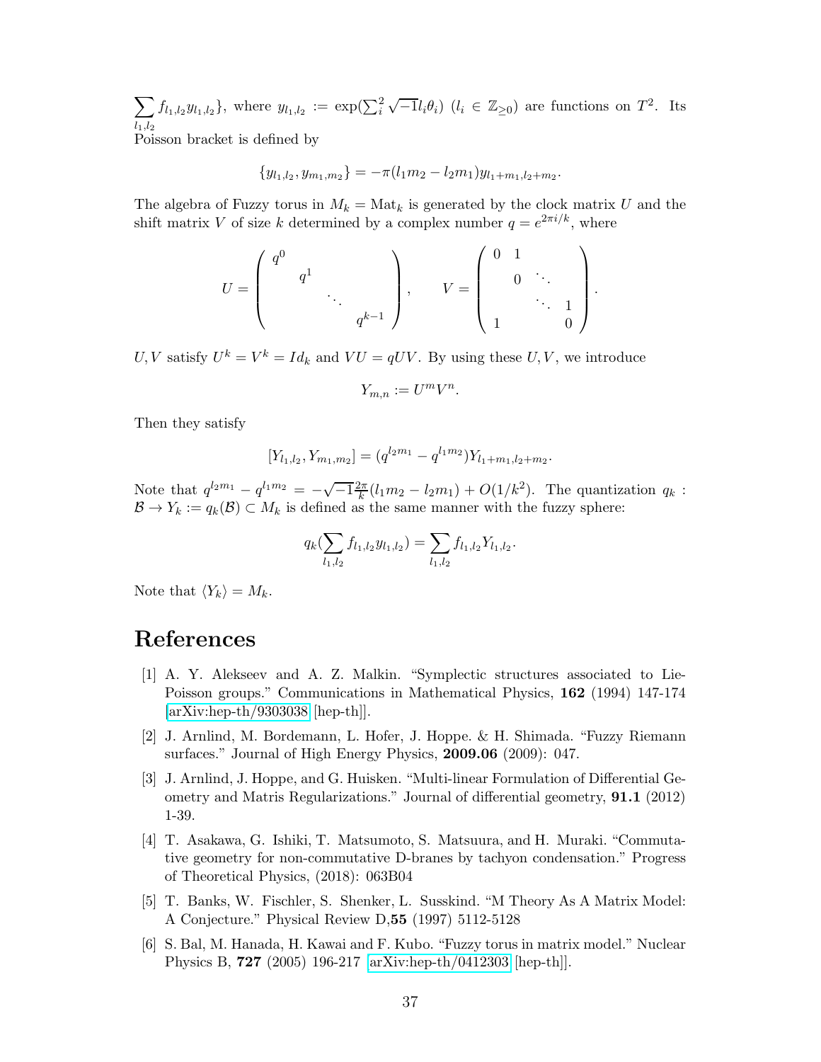$\sum_{l_1,l_2} f_{l_1,l_2} y_{l_1,l_2}\}$, where $y_{l_1,l_2} := \exp(\sum_i^2 \sqrt{-1} l_i \theta_i)$ ($l_i \in \mathbb{Z}_{\geq 0}$) are functions on $T^2$. Its Poisson bracket is defined by

$$\{y_{l_1,l_2}, y_{m_1,m_2}\} = -\pi(l_1 m_2 - l_2 m_1) y_{l_1+m_1,l_2+m_2}.$$

The algebra of Fuzzy torus in $M_k = \mathrm{Mat}_k$ is generated by the clock matrix $U$ and the shift matrix $V$ of size $k$ determined by a complex number $q = e^{2\pi i/k}$, where

$$U = \begin{pmatrix} q^0 & & & \\ & q^1 & & \\ & & \ddots & \\ & & & q^{k-1} \end{pmatrix}, \qquad V = \begin{pmatrix} 0 & 1 & & \\ & 0 & \ddots & \\ & & \ddots & 1 \\ 1 & & & 0 \end{pmatrix}.$$

$U, V$ satisfy $U^k = V^k = Id_k$ and $VU = qUV$. By using these $U, V$, we introduce

$$Y_{m,n} := U^m V^n.$$

Then they satisfy

$$[Y_{l_1,l_2}, Y_{m_1,m_2}] = (q^{l_2 m_1} - q^{l_1 m_2}) Y_{l_1+m_1,l_2+m_2}.$$

Note that $q^{l_2 m_1} - q^{l_1 m_2} = -\sqrt{-1}\frac{2\pi}{k}(l_1 m_2 - l_2 m_1) + O(1/k^2)$. The quantization $q_k : \mathcal{B} \to Y_k := q_k(\mathcal{B}) \subset M_k$ is defined as the same manner with the fuzzy sphere:

$$q_k(\sum_{l_1,l_2} f_{l_1,l_2} y_{l_1,l_2}) = \sum_{l_1,l_2} f_{l_1,l_2} Y_{l_1,l_2}.$$

Note that $\langle Y_k \rangle = M_k$.

# References

[1] A. Y. Alekseev and A. Z. Malkin. "Symplectic structures associated to Lie-Poisson groups." Communications in Mathematical Physics, **162** (1994) 147-174 [arXiv:hep-th/9303038 [hep-th]].

[2] J. Arnlind, M. Bordemann, L. Hofer, J. Hoppe. & H. Shimada. "Fuzzy Riemann surfaces." Journal of High Energy Physics, **2009.06** (2009): 047.

[3] J. Arnlind, J. Hoppe, and G. Huisken. "Multi-linear Formulation of Differential Geometry and Matris Regularizations." Journal of differential geometry, **91.1** (2012) 1-39.

[4] T. Asakawa, G. Ishiki, T. Matsumoto, S. Matsuura, and H. Muraki. "Commutative geometry for non-commutative D-branes by tachyon condensation." Progress of Theoretical Physics, (2018): 063B04

[5] T. Banks, W. Fischler, S. Shenker, L. Susskind. "M Theory As A Matrix Model: A Conjecture." Physical Review D,**55** (1997) 5112-5128

[6] S. Bal, M. Hanada, H. Kawai and F. Kubo. "Fuzzy torus in matrix model." Nuclear Physics B, **727** (2005) 196-217 [arXiv:hep-th/0412303 [hep-th]].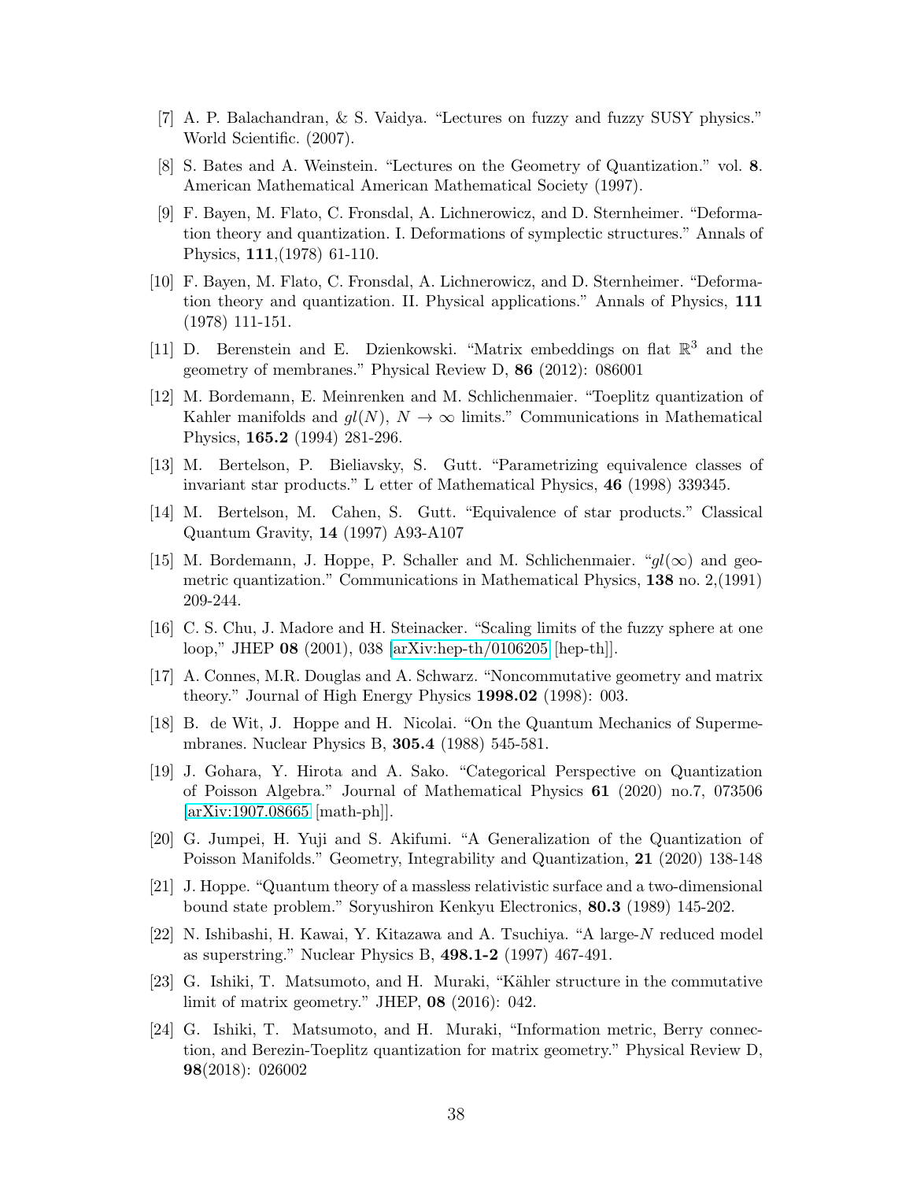[7] A. P. Balachandran, & S. Vaidya. "Lectures on fuzzy and fuzzy SUSY physics." World Scientific. (2007).

[8] S. Bates and A. Weinstein. "Lectures on the Geometry of Quantization." vol. **8**. American Mathematical American Mathematical Society (1997).

[9] F. Bayen, M. Flato, C. Fronsdal, A. Lichnerowicz, and D. Sternheimer. "Deformation theory and quantization. I. Deformations of symplectic structures." Annals of Physics, **111**,(1978) 61-110.

[10] F. Bayen, M. Flato, C. Fronsdal, A. Lichnerowicz, and D. Sternheimer. "Deformation theory and quantization. II. Physical applications." Annals of Physics, **111** (1978) 111-151.

[11] D. Berenstein and E. Dzienkowski. "Matrix embeddings on flat $\mathbb{R}^3$ and the geometry of membranes." Physical Review D, **86** (2012): 086001

[12] M. Bordemann, E. Meinrenken and M. Schlichenmaier. "Toeplitz quantization of Kahler manifolds and $gl(N)$, $N \to \infty$ limits." Communications in Mathematical Physics, **165.2** (1994) 281-296.

[13] M. Bertelson, P. Bieliavsky, S. Gutt. "Parametrizing equivalence classes of invariant star products." L etter of Mathematical Physics, **46** (1998) 339345.

[14] M. Bertelson, M. Cahen, S. Gutt. "Equivalence of star products." Classical Quantum Gravity, **14** (1997) A93-A107

[15] M. Bordemann, J. Hoppe, P. Schaller and M. Schlichenmaier. "$gl(\infty)$ and geometric quantization." Communications in Mathematical Physics, **138** no. 2,(1991) 209-244.

[16] C. S. Chu, J. Madore and H. Steinacker. "Scaling limits of the fuzzy sphere at one loop," JHEP **08** (2001), 038 [arXiv:hep-th/0106205 [hep-th]].

[17] A. Connes, M.R. Douglas and A. Schwarz. "Noncommutative geometry and matrix theory." Journal of High Energy Physics **1998.02** (1998): 003.

[18] B. de Wit, J. Hoppe and H. Nicolai. "On the Quantum Mechanics of Supermembranes. Nuclear Physics B, **305.4** (1988) 545-581.

[19] J. Gohara, Y. Hirota and A. Sako. "Categorical Perspective on Quantization of Poisson Algebra." Journal of Mathematical Physics **61** (2020) no.7, 073506 [arXiv:1907.08665 [math-ph]].

[20] G. Jumpei, H. Yuji and S. Akifumi. "A Generalization of the Quantization of Poisson Manifolds." Geometry, Integrability and Quantization, **21** (2020) 138-148

[21] J. Hoppe. "Quantum theory of a massless relativistic surface and a two-dimensional bound state problem." Soryushiron Kenkyu Electronics, **80.3** (1989) 145-202.

[22] N. Ishibashi, H. Kawai, Y. Kitazawa and A. Tsuchiya. "A large-$N$ reduced model as superstring." Nuclear Physics B, **498.1-2** (1997) 467-491.

[23] G. Ishiki, T. Matsumoto, and H. Muraki, "Kähler structure in the commutative limit of matrix geometry." JHEP, **08** (2016): 042.

[24] G. Ishiki, T. Matsumoto, and H. Muraki, "Information metric, Berry connection, and Berezin-Toeplitz quantization for matrix geometry." Physical Review D, **98**(2018): 026002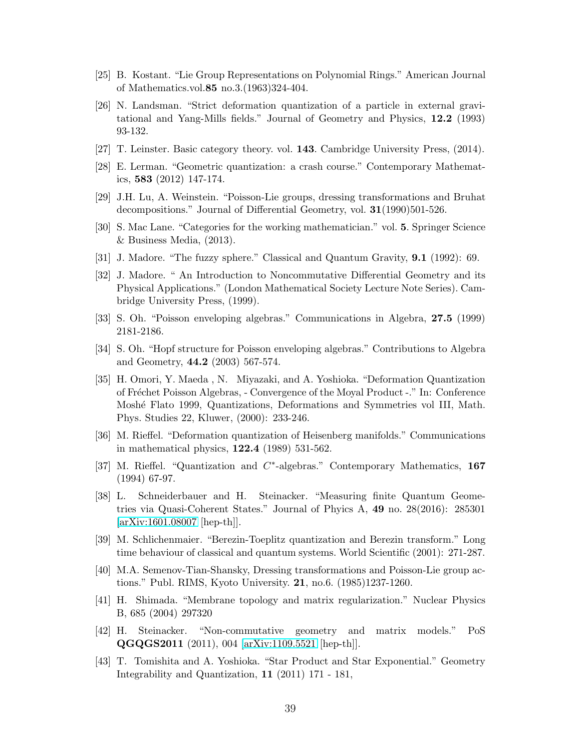[25] B. Kostant. "Lie Group Representations on Polynomial Rings." American Journal of Mathematics.vol.**85** no.3.(1963)324-404.

[26] N. Landsman. "Strict deformation quantization of a particle in external gravitational and Yang-Mills fields." Journal of Geometry and Physics, **12.2** (1993) 93-132.

[27] T. Leinster. Basic category theory. vol. **143**. Cambridge University Press, (2014).

[28] E. Lerman. "Geometric quantization: a crash course." Contemporary Mathematics, **583** (2012) 147-174.

[29] J.H. Lu, A. Weinstein. "Poisson-Lie groups, dressing transformations and Bruhat decompositions." Journal of Differential Geometry, vol. **31**(1990)501-526.

[30] S. Mac Lane. "Categories for the working mathematician." vol. **5**. Springer Science & Business Media, (2013).

[31] J. Madore. "The fuzzy sphere." Classical and Quantum Gravity, **9.1** (1992): 69.

[32] J. Madore. " An Introduction to Noncommutative Differential Geometry and its Physical Applications." (London Mathematical Society Lecture Note Series). Cambridge University Press, (1999).

[33] S. Oh. "Poisson enveloping algebras." Communications in Algebra, **27.5** (1999) 2181-2186.

[34] S. Oh. "Hopf structure for Poisson enveloping algebras." Contributions to Algebra and Geometry, **44.2** (2003) 567-574.

[35] H. Omori, Y. Maeda , N. Miyazaki, and A. Yoshioka. "Deformation Quantization of Fréchet Poisson Algebras, - Convergence of the Moyal Product -." In: Conference Moshé Flato 1999, Quantizations, Deformations and Symmetries vol III, Math. Phys. Studies 22, Kluwer, (2000): 233-246.

[36] M. Rieffel. "Deformation quantization of Heisenberg manifolds." Communications in mathematical physics, **122.4** (1989) 531-562.

[37] M. Rieffel. "Quantization and $C^*$-algebras." Contemporary Mathematics, **167** (1994) 67-97.

[38] L. Schneiderbauer and H. Steinacker. "Measuring finite Quantum Geometries via Quasi-Coherent States." Journal of Phyics A, **49** no. 28(2016): 285301 [arXiv:1601.08007 [hep-th]].

[39] M. Schlichenmaier. "Berezin-Toeplitz quantization and Berezin transform." Long time behaviour of classical and quantum systems. World Scientific (2001): 271-287.

[40] M.A. Semenov-Tian-Shansky, Dressing transformations and Poisson-Lie group actions." Publ. RIMS, Kyoto University. **21**, no.6. (1985)1237-1260.

[41] H. Shimada. "Membrane topology and matrix regularization." Nuclear Physics B, 685 (2004) 297320

[42] H. Steinacker. "Non-commutative geometry and matrix models." PoS **QGQGS2011** (2011), 004 [arXiv:1109.5521 [hep-th]].

[43] T. Tomishita and A. Yoshioka. "Star Product and Star Exponential." Geometry Integrability and Quantization, **11** (2011) 171 - 181,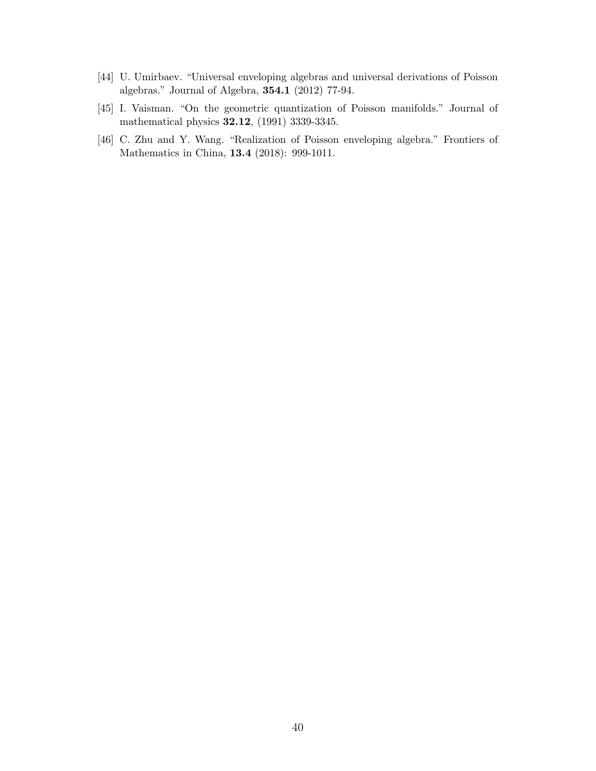[44] U. Umirbaev. "Universal enveloping algebras and universal derivations of Poisson algebras." Journal of Algebra, **354.1** (2012) 77-94.

[45] I. Vaisman. "On the geometric quantization of Poisson manifolds." Journal of mathematical physics **32.12**, (1991) 3339-3345.

[46] C. Zhu and Y. Wang. "Realization of Poisson enveloping algebra." Frontiers of Mathematics in China, **13.4** (2018): 999-1011.